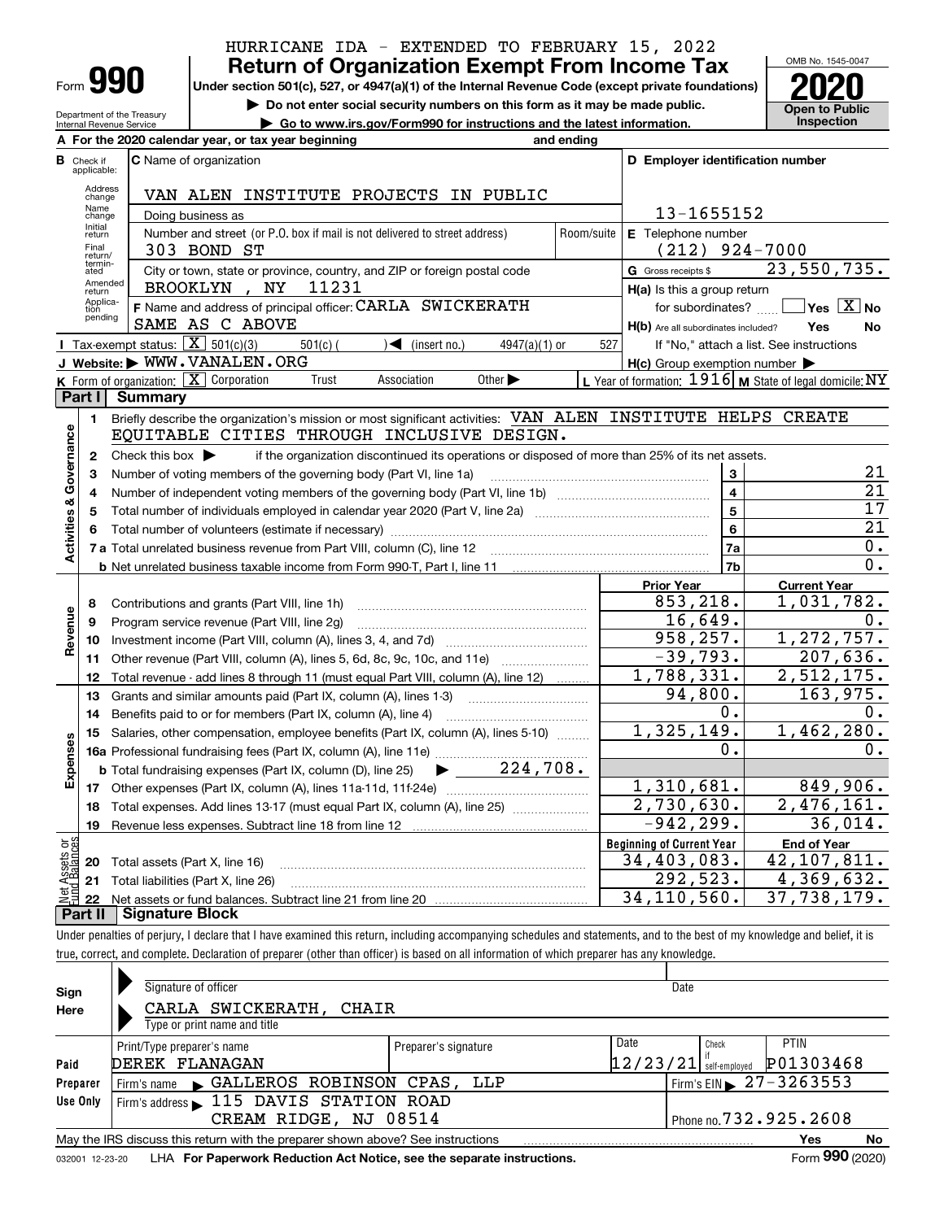HURRICANE IDA - EXTENDED TO FEBRUARY 15, 2022

# Form 990 — Return of Organization Exempt From Income Tax

Under section 501(c), 527, or 4947(a)(1) of the Internal Revenue Code (except private foundations)

▶ Do not enter social security numbers on this form as it may be made public.

▶ Go to www.irs.gov/Form990 for instructions and the latest information.

Department of the Treasury
Internal Revenue Service

OMB No. 1545-0047

**2020**

**Open to Public Inspection**

**A** For the 2020 calendar year, or tax year beginning and ending

**B** Check if applicable: Address change, Name change, Initial return, Final return/terminated, Amended return, Application pending

**C** Name of organization: VAN ALEN INSTITUTE PROJECTS IN PUBLIC

Doing business as

Number and street (or P.O. box if mail is not delivered to street address): 303 BOND ST — Room/suite

City or town, state or province, country, and ZIP or foreign postal code: BROOKLYN , NY 11231

**D** Employer identification number: 13-1655152

**E** Telephone number: (212) 924-7000

**G** Gross receipts $ 23,550,735.

**F** Name and address of principal officer: CARLA SWICKERATH
SAME AS C ABOVE

**H(a)** Is this a group return for subordinates? Yes [ ] No [X]

**H(b)** Are all subordinates included? Yes No
If "No," attach a list. See instructions

**H(c)** Group exemption number ▶

**I** Tax-exempt status: [X] 501(c)(3) 501(c) ( ) ◀ (insert no.) 4947(a)(1) or 527

**J** Website: ▶ WWW.VANALEN.ORG

**K** Form of organization: [X] Corporation Trust Association Other ▶

**L** Year of formation: 1916 **M** State of legal domicile: NY

## Part I Summary

**Activities & Governance**

1 Briefly describe the organization's mission or most significant activities: VAN ALEN INSTITUTE HELPS CREATE EQUITABLE CITIES THROUGH INCLUSIVE DESIGN.

2 Check this box ▶ if the organization discontinued its operations or disposed of more than 25% of its net assets.

| | | | |
|---|---|---|---|
| 3 | Number of voting members of the governing body (Part VI, line 1a) | 3 | 21 |
| 4 | Number of independent voting members of the governing body (Part VI, line 1b) | 4 | 21 |
| 5 | Total number of individuals employed in calendar year 2020 (Part V, line 2a) | 5 | 17 |
| 6 | Total number of volunteers (estimate if necessary) | 6 | 21 |
| 7a | Total unrelated business revenue from Part VIII, column (C), line 12 | 7a | 0. |
| b | Net unrelated business taxable income from Form 990-T, Part I, line 11 | 7b | 0. |

| | | Prior Year | Current Year |
|---|---|---|---|
| **Revenue** | | | |
| 8 | Contributions and grants (Part VIII, line 1h) | 853,218. | 1,031,782. |
| 9 | Program service revenue (Part VIII, line 2g) | 16,649. | 0. |
| 10 | Investment income (Part VIII, column (A), lines 3, 4, and 7d) | 958,257. | 1,272,757. |
| 11 | Other revenue (Part VIII, column (A), lines 5, 6d, 8c, 9c, 10c, and 11e) | -39,793. | 207,636. |
| 12 | Total revenue - add lines 8 through 11 (must equal Part VIII, column (A), line 12) | 1,788,331. | 2,512,175. |
| **Expenses** | | | |
| 13 | Grants and similar amounts paid (Part IX, column (A), lines 1-3) | 94,800. | 163,975. |
| 14 | Benefits paid to or for members (Part IX, column (A), line 4) | 0. | 0. |
| 15 | Salaries, other compensation, employee benefits (Part IX, column (A), lines 5-10) | 1,325,149. | 1,462,280. |
| 16a | Professional fundraising fees (Part IX, column (A), line 11e) | 0. | 0. |
| b | Total fundraising expenses (Part IX, column (D), line 25) ▶ 224,708. | | |
| 17 | Other expenses (Part IX, column (A), lines 11a-11d, 11f-24e) | 1,310,681. | 849,906. |
| 18 | Total expenses. Add lines 13-17 (must equal Part IX, column (A), line 25) | 2,730,630. | 2,476,161. |
| 19 | Revenue less expenses. Subtract line 18 from line 12 | -942,299. | 36,014. |

| **Net Assets or Fund Balances** | | Beginning of Current Year | End of Year |
|---|---|---|---|
| 20 | Total assets (Part X, line 16) | 34,403,083. | 42,107,811. |
| 21 | Total liabilities (Part X, line 26) | 292,523. | 4,369,632. |
| 22 | Net assets or fund balances. Subtract line 21 from line 20 | 34,110,560. | 37,738,179. |

## Part II Signature Block

Under penalties of perjury, I declare that I have examined this return, including accompanying schedules and statements, and to the best of my knowledge and belief, it is true, correct, and complete. Declaration of preparer (other than officer) is based on all information of which preparer has any knowledge.

**Sign Here**

Signature of officer — Date

CARLA SWICKERATH, CHAIR
Type or print name and title

**Paid Preparer Use Only**

| Print/Type preparer's name | Preparer's signature | Date | Check if self-employed | PTIN |
|---|---|---|---|---|
| DEREK FLANAGAN | | 12/23/21 | | P01303468 |

Firm's name ▶ GALLEROS ROBINSON CPAS, LLP — Firm's EIN ▶ 27-3263553

Firm's address ▶ 115 DAVIS STATION ROAD, CREAM RIDGE, NJ 08514 — Phone no. 732.925.2608

May the IRS discuss this return with the preparer shown above? See instructions — Yes No

032001 12-23-20 LHA For Paperwork Reduction Act Notice, see the separate instructions. Form 990 (2020)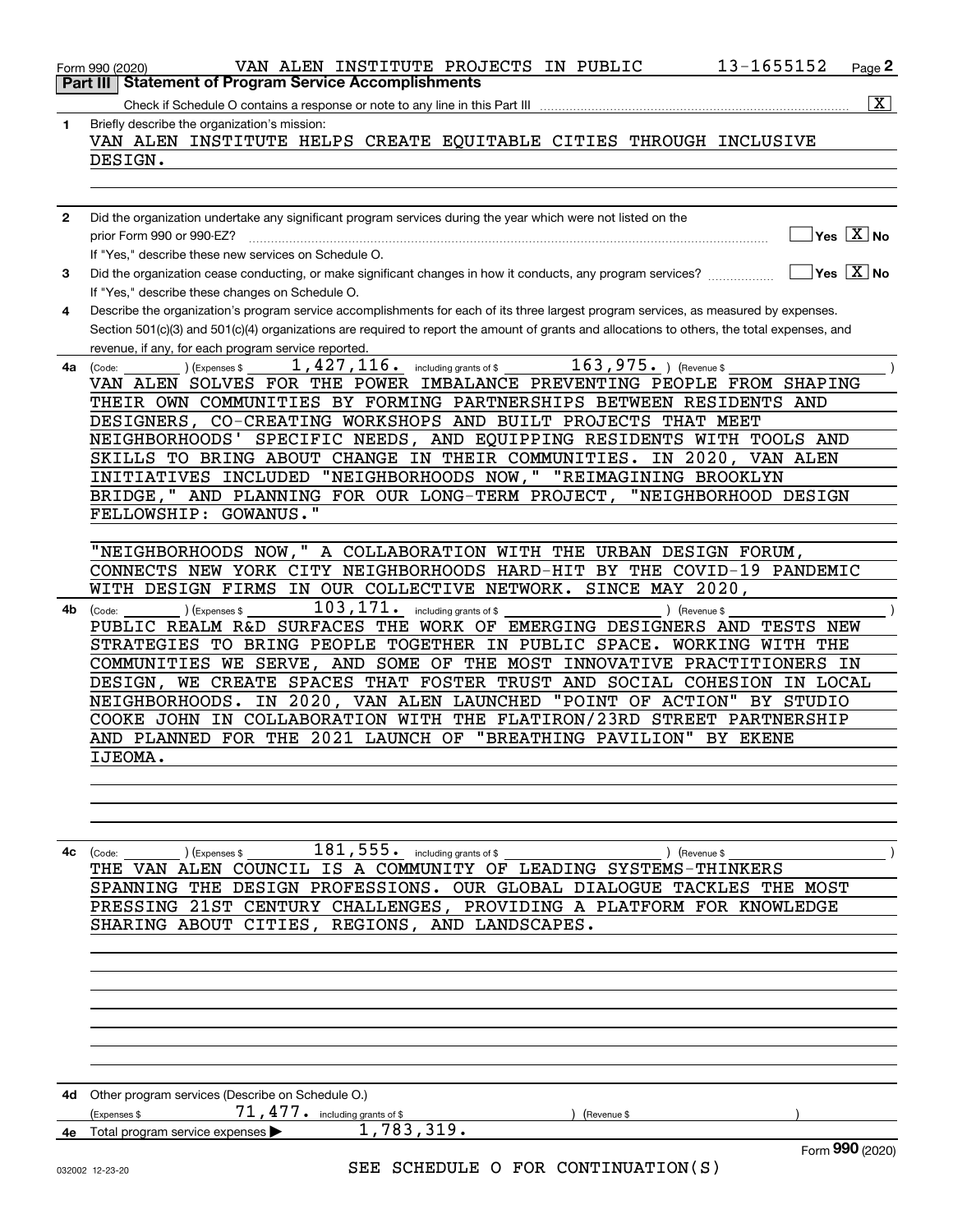Form 990 (2020) VAN ALEN INSTITUTE PROJECTS IN PUBLIC 13-1655152 Page **2**

**Part III | Statement of Program Service Accomplishments**

Check if Schedule O contains a response or note to any line in this Part III ..... [X]

**1** Briefly describe the organization's mission:

VAN ALEN INSTITUTE HELPS CREATE EQUITABLE CITIES THROUGH INCLUSIVE DESIGN.

**2** Did the organization undertake any significant program services during the year which were not listed on the prior Form 990 or 990-EZ? ..... [ ] Yes [X] No

If "Yes," describe these new services on Schedule O.

**3** Did the organization cease conducting, or make significant changes in how it conducts, any program services? ..... [ ] Yes [X] No

If "Yes," describe these changes on Schedule O.

**4** Describe the organization's program service accomplishments for each of its three largest program services, as measured by expenses. Section 501(c)(3) and 501(c)(4) organizations are required to report the amount of grants and allocations to others, the total expenses, and revenue, if any, for each program service reported.

**4a** (Code: ) (Expenses $ 1,427,116. including grants of $ 163,975. ) (Revenue $ )

VAN ALEN SOLVES FOR THE POWER IMBALANCE PREVENTING PEOPLE FROM SHAPING THEIR OWN COMMUNITIES BY FORMING PARTNERSHIPS BETWEEN RESIDENTS AND DESIGNERS, CO-CREATING WORKSHOPS AND BUILT PROJECTS THAT MEET NEIGHBORHOODS' SPECIFIC NEEDS, AND EQUIPPING RESIDENTS WITH TOOLS AND SKILLS TO BRING ABOUT CHANGE IN THEIR COMMUNITIES. IN 2020, VAN ALEN INITIATIVES INCLUDED "NEIGHBORHOODS NOW," "REIMAGINING BROOKLYN BRIDGE," AND PLANNING FOR OUR LONG-TERM PROJECT, "NEIGHBORHOOD DESIGN FELLOWSHIP: GOWANUS."

"NEIGHBORHOODS NOW," A COLLABORATION WITH THE URBAN DESIGN FORUM, CONNECTS NEW YORK CITY NEIGHBORHOODS HARD-HIT BY THE COVID-19 PANDEMIC WITH DESIGN FIRMS IN OUR COLLECTIVE NETWORK. SINCE MAY 2020,

**4b** (Code: ) (Expenses $ 103,171. including grants of $ ) (Revenue $ )

PUBLIC REALM R&D SURFACES THE WORK OF EMERGING DESIGNERS AND TESTS NEW STRATEGIES TO BRING PEOPLE TOGETHER IN PUBLIC SPACE. WORKING WITH THE COMMUNITIES WE SERVE, AND SOME OF THE MOST INNOVATIVE PRACTITIONERS IN DESIGN, WE CREATE SPACES THAT FOSTER TRUST AND SOCIAL COHESION IN LOCAL NEIGHBORHOODS. IN 2020, VAN ALEN LAUNCHED "POINT OF ACTION" BY STUDIO COOKE JOHN IN COLLABORATION WITH THE FLATIRON/23RD STREET PARTNERSHIP AND PLANNED FOR THE 2021 LAUNCH OF "BREATHING PAVILION" BY EKENE IJEOMA.

**4c** (Code: ) (Expenses $ 181,555. including grants of $ ) (Revenue $ )

THE VAN ALEN COUNCIL IS A COMMUNITY OF LEADING SYSTEMS-THINKERS SPANNING THE DESIGN PROFESSIONS. OUR GLOBAL DIALOGUE TACKLES THE MOST PRESSING 21ST CENTURY CHALLENGES, PROVIDING A PLATFORM FOR KNOWLEDGE SHARING ABOUT CITIES, REGIONS, AND LANDSCAPES.

**4d** Other program services (Describe on Schedule O.)

(Expenses $ 71,477. including grants of $ ) (Revenue $ )

**4e** Total program service expenses ▶ 1,783,319.

SEE SCHEDULE O FOR CONTINUATION(S)

Form **990** (2020)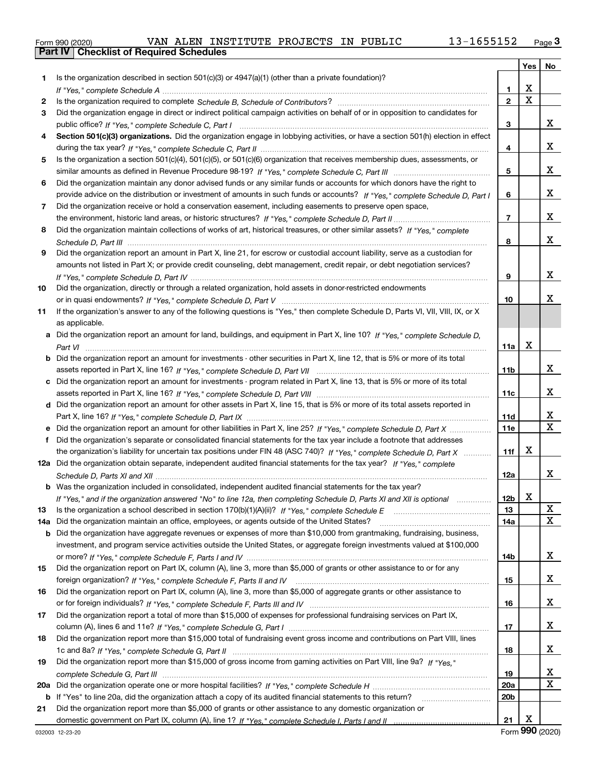Form 990 (2020) VAN ALEN INSTITUTE PROJECTS IN PUBLIC 13-1655152 Page 3

## Part IV | Checklist of Required Schedules

| | | | Yes | No |
|---|---|---|---|---|
| 1 | Is the organization described in section 501(c)(3) or 4947(a)(1) (other than a private foundation)? *If "Yes," complete Schedule A* | 1 | X | |
| 2 | Is the organization required to complete *Schedule B, Schedule of Contributors*? | 2 | X | |
| 3 | Did the organization engage in direct or indirect political campaign activities on behalf of or in opposition to candidates for public office? *If "Yes," complete Schedule C, Part I* | 3 | | X |
| 4 | **Section 501(c)(3) organizations.** Did the organization engage in lobbying activities, or have a section 501(h) election in effect during the tax year? *If "Yes," complete Schedule C, Part II* | 4 | | X |
| 5 | Is the organization a section 501(c)(4), 501(c)(5), or 501(c)(6) organization that receives membership dues, assessments, or similar amounts as defined in Revenue Procedure 98-19? *If "Yes," complete Schedule C, Part III* | 5 | | X |
| 6 | Did the organization maintain any donor advised funds or any similar funds or accounts for which donors have the right to provide advice on the distribution or investment of amounts in such funds or accounts? *If "Yes," complete Schedule D, Part I* | 6 | | X |
| 7 | Did the organization receive or hold a conservation easement, including easements to preserve open space, the environment, historic land areas, or historic structures? *If "Yes," complete Schedule D, Part II* | 7 | | X |
| 8 | Did the organization maintain collections of works of art, historical treasures, or other similar assets? *If "Yes," complete Schedule D, Part III* | 8 | | X |
| 9 | Did the organization report an amount in Part X, line 21, for escrow or custodial account liability, serve as a custodian for amounts not listed in Part X; or provide credit counseling, debt management, credit repair, or debt negotiation services? *If "Yes," complete Schedule D, Part IV* | 9 | | X |
| 10 | Did the organization, directly or through a related organization, hold assets in donor-restricted endowments or in quasi endowments? *If "Yes," complete Schedule D, Part V* | 10 | | X |
| 11 | If the organization's answer to any of the following questions is "Yes," then complete Schedule D, Parts VI, VII, VIII, IX, or X as applicable. | | | |
| a | Did the organization report an amount for land, buildings, and equipment in Part X, line 10? *If "Yes," complete Schedule D, Part VI* | 11a | X | |
| b | Did the organization report an amount for investments - other securities in Part X, line 12, that is 5% or more of its total assets reported in Part X, line 16? *If "Yes," complete Schedule D, Part VII* | 11b | | X |
| c | Did the organization report an amount for investments - program related in Part X, line 13, that is 5% or more of its total assets reported in Part X, line 16? *If "Yes," complete Schedule D, Part VIII* | 11c | | X |
| d | Did the organization report an amount for other assets in Part X, line 15, that is 5% or more of its total assets reported in Part X, line 16? *If "Yes," complete Schedule D, Part IX* | 11d | | X |
| e | Did the organization report an amount for other liabilities in Part X, line 25? *If "Yes," complete Schedule D, Part X* | 11e | | X |
| f | Did the organization's separate or consolidated financial statements for the tax year include a footnote that addresses the organization's liability for uncertain tax positions under FIN 48 (ASC 740)? *If "Yes," complete Schedule D, Part X* | 11f | X | |
| 12a | Did the organization obtain separate, independent audited financial statements for the tax year? *If "Yes," complete Schedule D, Parts XI and XII* | 12a | | X |
| b | Was the organization included in consolidated, independent audited financial statements for the tax year? *If "Yes," and if the organization answered "No" to line 12a, then completing Schedule D, Parts XI and XII is optional* | 12b | X | |
| 13 | Is the organization a school described in section 170(b)(1)(A)(ii)? *If "Yes," complete Schedule E* | 13 | | X |
| 14a | Did the organization maintain an office, employees, or agents outside of the United States? | 14a | | X |
| b | Did the organization have aggregate revenues or expenses of more than $10,000 from grantmaking, fundraising, business, investment, and program service activities outside the United States, or aggregate foreign investments valued at $100,000 or more? *If "Yes," complete Schedule F, Parts I and IV* | 14b | | X |
| 15 | Did the organization report on Part IX, column (A), line 3, more than $5,000 of grants or other assistance to or for any foreign organization? *If "Yes," complete Schedule F, Parts II and IV* | 15 | | X |
| 16 | Did the organization report on Part IX, column (A), line 3, more than $5,000 of aggregate grants or other assistance to or for foreign individuals? *If "Yes," complete Schedule F, Parts III and IV* | 16 | | X |
| 17 | Did the organization report a total of more than $15,000 of expenses for professional fundraising services on Part IX, column (A), lines 6 and 11e? *If "Yes," complete Schedule G, Part I* | 17 | | X |
| 18 | Did the organization report more than $15,000 total of fundraising event gross income and contributions on Part VIII, lines 1c and 8a? *If "Yes," complete Schedule G, Part II* | 18 | | X |
| 19 | Did the organization report more than $15,000 of gross income from gaming activities on Part VIII, line 9a? *If "Yes," complete Schedule G, Part III* | 19 | | X |
| 20a | Did the organization operate one or more hospital facilities? *If "Yes," complete Schedule H* | 20a | | X |
| b | If "Yes" to line 20a, did the organization attach a copy of its audited financial statements to this return? | 20b | | |
| 21 | Did the organization report more than $5,000 of grants or other assistance to any domestic organization or domestic government on Part IX, column (A), line 1? *If "Yes," complete Schedule I, Parts I and II* | 21 | X | |

032003 12-23-20 Form **990** (2020)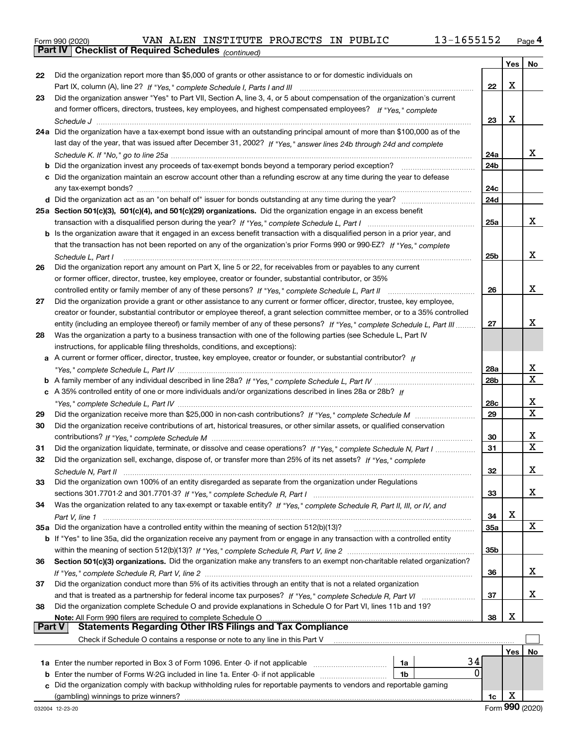Form 990 (2020) VAN ALEN INSTITUTE PROJECTS IN PUBLIC 13-1655152 Page 4

**Part IV | Checklist of Required Schedules** *(continued)*

| | | | Yes | No |
|---|---|---|---|---|
| 22 | Did the organization report more than $5,000 of grants or other assistance to or for domestic individuals on Part IX, column (A), line 2? *If "Yes," complete Schedule I, Parts I and III* | 22 | X | |
| 23 | Did the organization answer "Yes" to Part VII, Section A, line 3, 4, or 5 about compensation of the organization's current and former officers, directors, trustees, key employees, and highest compensated employees? *If "Yes," complete Schedule J* | 23 | X | |
| 24a | Did the organization have a tax-exempt bond issue with an outstanding principal amount of more than $100,000 as of the last day of the year, that was issued after December 31, 2002? *If "Yes," answer lines 24b through 24d and complete Schedule K. If "No," go to line 25a* | 24a | | X |
| b | Did the organization invest any proceeds of tax-exempt bonds beyond a temporary period exception? | 24b | | |
| c | Did the organization maintain an escrow account other than a refunding escrow at any time during the year to defease any tax-exempt bonds? | 24c | | |
| d | Did the organization act as an "on behalf of" issuer for bonds outstanding at any time during the year? | 24d | | |
| 25a | **Section 501(c)(3), 501(c)(4), and 501(c)(29) organizations.** Did the organization engage in an excess benefit transaction with a disqualified person during the year? *If "Yes," complete Schedule L, Part I* | 25a | | X |
| b | Is the organization aware that it engaged in an excess benefit transaction with a disqualified person in a prior year, and that the transaction has not been reported on any of the organization's prior Forms 990 or 990-EZ? *If "Yes," complete Schedule L, Part I* | 25b | | X |
| 26 | Did the organization report any amount on Part X, line 5 or 22, for receivables from or payables to any current or former officer, director, trustee, key employee, creator or founder, substantial contributor, or 35% controlled entity or family member of any of these persons? *If "Yes," complete Schedule L, Part II* | 26 | | X |
| 27 | Did the organization provide a grant or other assistance to any current or former officer, director, trustee, key employee, creator or founder, substantial contributor or employee thereof, a grant selection committee member, or to a 35% controlled entity (including an employee thereof) or family member of any of these persons? *If "Yes," complete Schedule L, Part III* | 27 | | X |
| 28 | Was the organization a party to a business transaction with one of the following parties (see Schedule L, Part IV instructions, for applicable filing thresholds, conditions, and exceptions): | | | |
| a | A current or former officer, director, trustee, key employee, creator or founder, or substantial contributor? *If "Yes," complete Schedule L, Part IV* | 28a | | X |
| b | A family member of any individual described in line 28a? *If "Yes," complete Schedule L, Part IV* | 28b | | X |
| c | A 35% controlled entity of one or more individuals and/or organizations described in lines 28a or 28b? *If "Yes," complete Schedule L, Part IV* | 28c | | X |
| 29 | Did the organization receive more than $25,000 in non-cash contributions? *If "Yes," complete Schedule M* | 29 | | X |
| 30 | Did the organization receive contributions of art, historical treasures, or other similar assets, or qualified conservation contributions? *If "Yes," complete Schedule M* | 30 | | X |
| 31 | Did the organization liquidate, terminate, or dissolve and cease operations? *If "Yes," complete Schedule N, Part I* | 31 | | X |
| 32 | Did the organization sell, exchange, dispose of, or transfer more than 25% of its net assets? *If "Yes," complete Schedule N, Part II* | 32 | | X |
| 33 | Did the organization own 100% of an entity disregarded as separate from the organization under Regulations sections 301.7701-2 and 301.7701-3? *If "Yes," complete Schedule R, Part I* | 33 | | X |
| 34 | Was the organization related to any tax-exempt or taxable entity? *If "Yes," complete Schedule R, Part II, III, or IV, and Part V, line 1* | 34 | X | |
| 35a | Did the organization have a controlled entity within the meaning of section 512(b)(13)? | 35a | | X |
| b | If "Yes" to line 35a, did the organization receive any payment from or engage in any transaction with a controlled entity within the meaning of section 512(b)(13)? *If "Yes," complete Schedule R, Part V, line 2* | 35b | | |
| 36 | **Section 501(c)(3) organizations.** Did the organization make any transfers to an exempt non-charitable related organization? *If "Yes," complete Schedule R, Part V, line 2* | 36 | | X |
| 37 | Did the organization conduct more than 5% of its activities through an entity that is not a related organization and that is treated as a partnership for federal income tax purposes? *If "Yes," complete Schedule R, Part VI* | 37 | | X |
| 38 | Did the organization complete Schedule O and provide explanations in Schedule O for Part VI, lines 11b and 19? **Note:** All Form 990 filers are required to complete Schedule O | 38 | X | |

**Part V | Statements Regarding Other IRS Filings and Tax Compliance**

Check if Schedule O contains a response or note to any line in this Part V ☐

| | | | | | Yes | No |
|---|---|---|---|---|---|---|
| 1a | Enter the number reported in Box 3 of Form 1096. Enter -0- if not applicable | 1a | 34 | | | |
| b | Enter the number of Forms W-2G included in line 1a. Enter -0- if not applicable | 1b | 0 | | | |
| c | Did the organization comply with backup withholding rules for reportable payments to vendors and reportable gaming (gambling) winnings to prize winners? | | | 1c | X | |

032004 12-23-20 Form **990** (2020)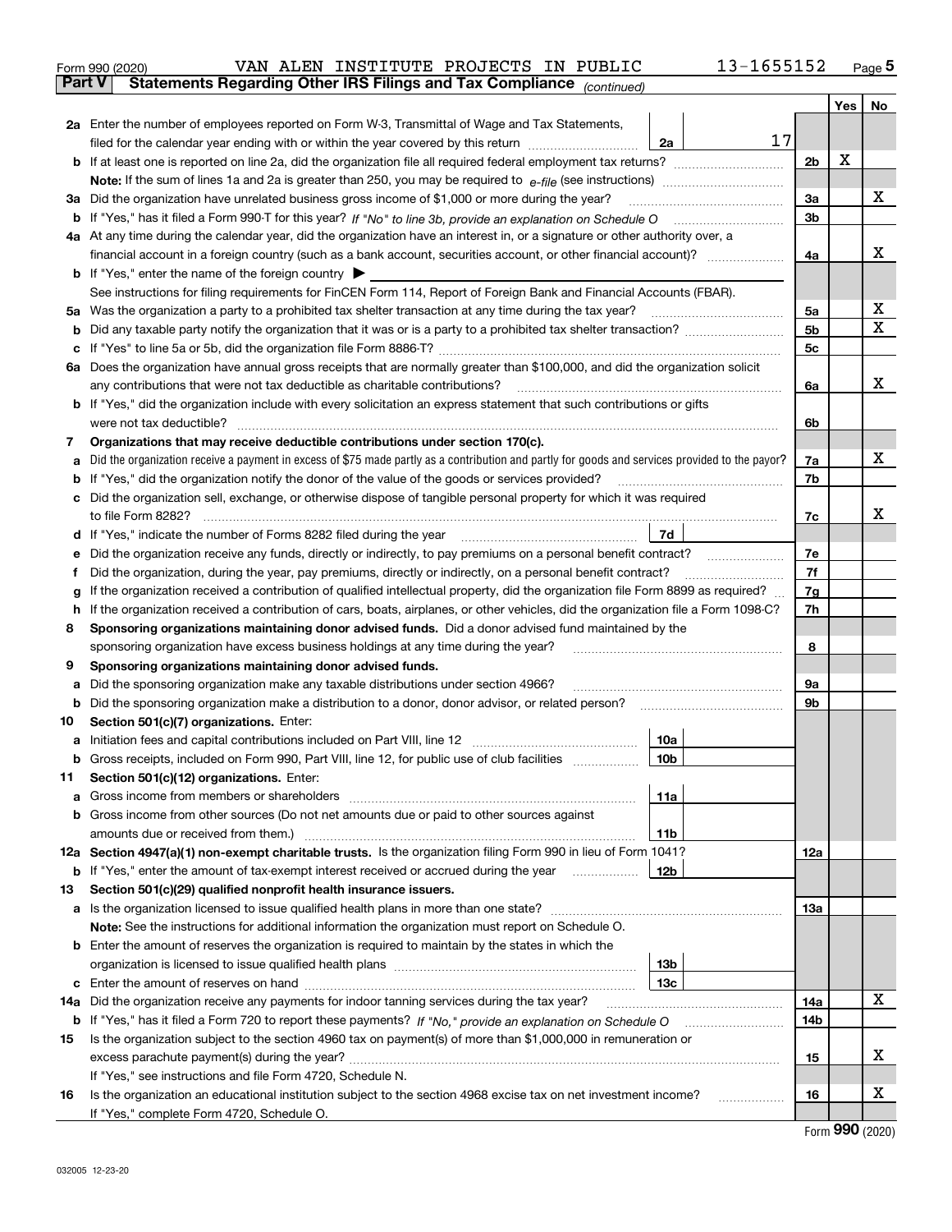Form 990 (2020) VAN ALEN INSTITUTE PROJECTS IN PUBLIC 13-1655152 Page 5

**Part V Statements Regarding Other IRS Filings and Tax Compliance** *(continued)*

| | | | | Yes | No |
|---|---|---|---|---|---|
| **2a** | Enter the number of employees reported on Form W-3, Transmittal of Wage and Tax Statements, filed for the calendar year ending with or within the year covered by this return | 2a | 17 | | |
| **b** | If at least one is reported on line 2a, did the organization file all required federal employment tax returns? | | 2b | X | |
| | **Note:** If the sum of lines 1a and 2a is greater than 250, you may be required to *e-file* (see instructions) | | | | |
| **3a** | Did the organization have unrelated business gross income of $1,000 or more during the year? | | 3a | | X |
| **b** | If "Yes," has it filed a Form 990-T for this year? *If "No" to line 3b, provide an explanation on Schedule O* | | 3b | | |
| **4a** | At any time during the calendar year, did the organization have an interest in, or a signature or other authority over, a financial account in a foreign country (such as a bank account, securities account, or other financial account)? | | 4a | | X |
| **b** | If "Yes," enter the name of the foreign country ▶ | | | | |
| | See instructions for filing requirements for FinCEN Form 114, Report of Foreign Bank and Financial Accounts (FBAR). | | | | |
| **5a** | Was the organization a party to a prohibited tax shelter transaction at any time during the tax year? | | 5a | | X |
| **b** | Did any taxable party notify the organization that it was or is a party to a prohibited tax shelter transaction? | | 5b | | X |
| **c** | If "Yes" to line 5a or 5b, did the organization file Form 8886-T? | | 5c | | |
| **6a** | Does the organization have annual gross receipts that are normally greater than $100,000, and did the organization solicit any contributions that were not tax deductible as charitable contributions? | | 6a | | X |
| **b** | If "Yes," did the organization include with every solicitation an express statement that such contributions or gifts were not tax deductible? | | 6b | | |
| **7** | **Organizations that may receive deductible contributions under section 170(c).** | | | | |
| **a** | Did the organization receive a payment in excess of $75 made partly as a contribution and partly for goods and services provided to the payor? | | 7a | | X |
| **b** | If "Yes," did the organization notify the donor of the value of the goods or services provided? | | 7b | | |
| **c** | Did the organization sell, exchange, or otherwise dispose of tangible personal property for which it was required to file Form 8282? | | 7c | | X |
| **d** | If "Yes," indicate the number of Forms 8282 filed during the year | 7d | | | |
| **e** | Did the organization receive any funds, directly or indirectly, to pay premiums on a personal benefit contract? | | 7e | | |
| **f** | Did the organization, during the year, pay premiums, directly or indirectly, on a personal benefit contract? | | 7f | | |
| **g** | If the organization received a contribution of qualified intellectual property, did the organization file Form 8899 as required? | | 7g | | |
| **h** | If the organization received a contribution of cars, boats, airplanes, or other vehicles, did the organization file a Form 1098-C? | | 7h | | |
| **8** | **Sponsoring organizations maintaining donor advised funds.** Did a donor advised fund maintained by the sponsoring organization have excess business holdings at any time during the year? | | 8 | | |
| **9** | **Sponsoring organizations maintaining donor advised funds.** | | | | |
| **a** | Did the sponsoring organization make any taxable distributions under section 4966? | | 9a | | |
| **b** | Did the sponsoring organization make a distribution to a donor, donor advisor, or related person? | | 9b | | |
| **10** | **Section 501(c)(7) organizations.** Enter: | | | | |
| **a** | Initiation fees and capital contributions included on Part VIII, line 12 | 10a | | | |
| **b** | Gross receipts, included on Form 990, Part VIII, line 12, for public use of club facilities | 10b | | | |
| **11** | **Section 501(c)(12) organizations.** Enter: | | | | |
| **a** | Gross income from members or shareholders | 11a | | | |
| **b** | Gross income from other sources (Do not net amounts due or paid to other sources against amounts due or received from them.) | 11b | | | |
| **12a** | **Section 4947(a)(1) non-exempt charitable trusts.** Is the organization filing Form 990 in lieu of Form 1041? | | 12a | | |
| **b** | If "Yes," enter the amount of tax-exempt interest received or accrued during the year | 12b | | | |
| **13** | **Section 501(c)(29) qualified nonprofit health insurance issuers.** | | | | |
| **a** | Is the organization licensed to issue qualified health plans in more than one state? | | 13a | | |
| | **Note:** See the instructions for additional information the organization must report on Schedule O. | | | | |
| **b** | Enter the amount of reserves the organization is required to maintain by the states in which the organization is licensed to issue qualified health plans | 13b | | | |
| **c** | Enter the amount of reserves on hand | 13c | | | |
| **14a** | Did the organization receive any payments for indoor tanning services during the tax year? | | 14a | | X |
| **b** | If "Yes," has it filed a Form 720 to report these payments? *If "No," provide an explanation on Schedule O* | | 14b | | |
| **15** | Is the organization subject to the section 4960 tax on payment(s) of more than $1,000,000 in remuneration or excess parachute payment(s) during the year? | | 15 | | X |
| | If "Yes," see instructions and file Form 4720, Schedule N. | | | | |
| **16** | Is the organization an educational institution subject to the section 4968 excise tax on net investment income? | | 16 | | X |
| | If "Yes," complete Form 4720, Schedule O. | | | | |

Form **990** (2020)

032005 12-23-20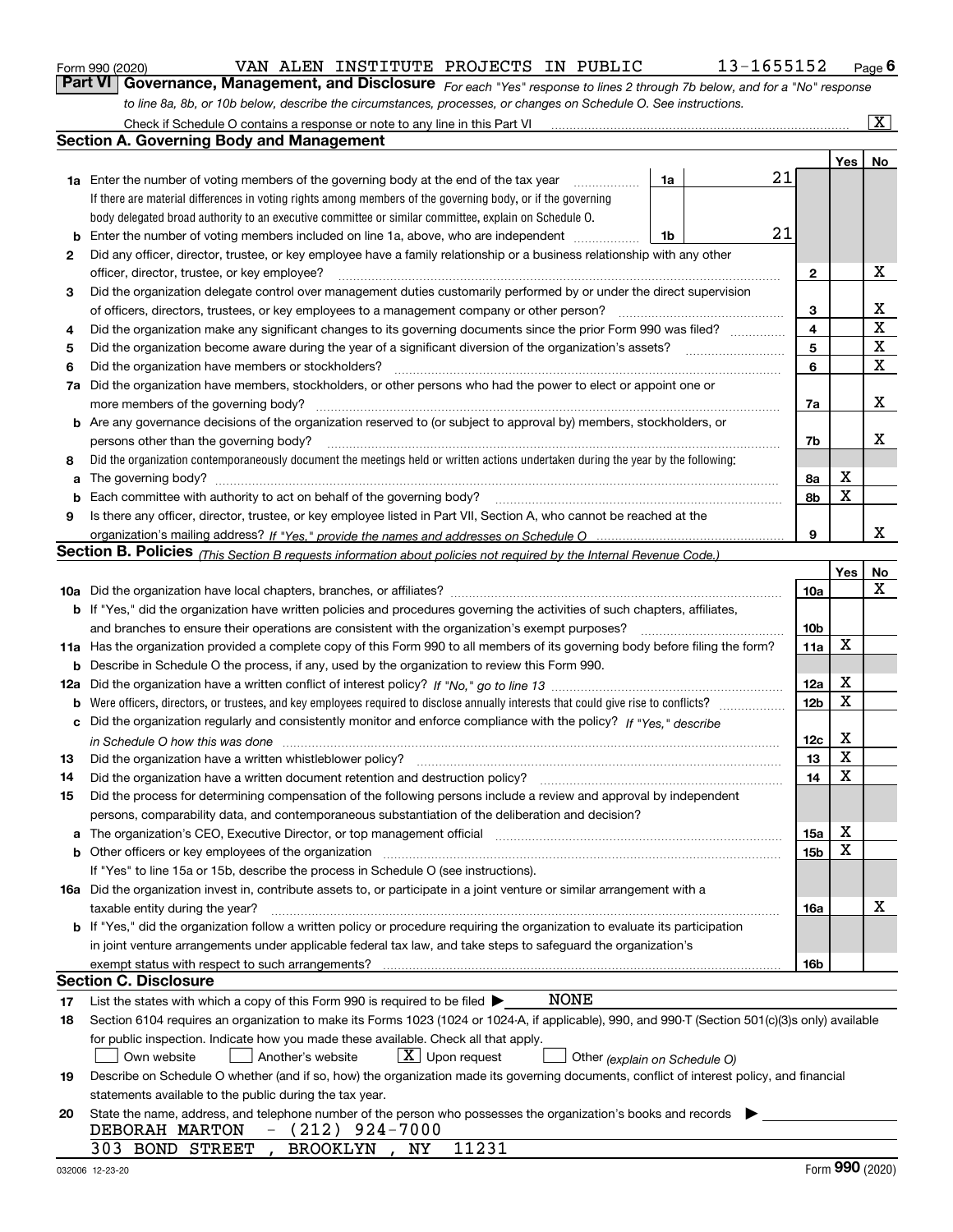Form 990 (2020) VAN ALEN INSTITUTE PROJECTS IN PUBLIC 13-1655152 Page 6

**Part VI Governance, Management, and Disclosure** *For each "Yes" response to lines 2 through 7b below, and for a "No" response to line 8a, 8b, or 10b below, describe the circumstances, processes, or changes on Schedule O. See instructions.*

Check if Schedule O contains a response or note to any line in this Part VI ... [X]

## Section A. Governing Body and Management

| | | | | Yes | No |
|---|---|---|---|---|---|
| **1a** | Enter the number of voting members of the governing body at the end of the tax year. If there are material differences in voting rights among members of the governing body, or if the governing body delegated broad authority to an executive committee or similar committee, explain on Schedule O. | 1a 21 | | | |
| **b** | Enter the number of voting members included on line 1a, above, who are independent | 1b 21 | | | |
| **2** | Did any officer, director, trustee, or key employee have a family relationship or a business relationship with any other officer, director, trustee, or key employee? | | 2 | | X |
| **3** | Did the organization delegate control over management duties customarily performed by or under the direct supervision of officers, directors, trustees, or key employees to a management company or other person? | | 3 | | X |
| **4** | Did the organization make any significant changes to its governing documents since the prior Form 990 was filed? | | 4 | | X |
| **5** | Did the organization become aware during the year of a significant diversion of the organization's assets? | | 5 | | X |
| **6** | Did the organization have members or stockholders? | | 6 | | X |
| **7a** | Did the organization have members, stockholders, or other persons who had the power to elect or appoint one or more members of the governing body? | | 7a | | X |
| **b** | Are any governance decisions of the organization reserved to (or subject to approval by) members, stockholders, or persons other than the governing body? | | 7b | | X |
| **8** | Did the organization contemporaneously document the meetings held or written actions undertaken during the year by the following: | | | | |
| **a** | The governing body? | | 8a | X | |
| **b** | Each committee with authority to act on behalf of the governing body? | | 8b | X | |
| **9** | Is there any officer, director, trustee, or key employee listed in Part VII, Section A, who cannot be reached at the organization's mailing address? *If "Yes," provide the names and addresses on Schedule O* | | 9 | | X |

## Section B. Policies *(This Section B requests information about policies not required by the Internal Revenue Code.)*

| | | | Yes | No |
|---|---|---|---|---|
| **10a** | Did the organization have local chapters, branches, or affiliates? | 10a | | X |
| **b** | If "Yes," did the organization have written policies and procedures governing the activities of such chapters, affiliates, and branches to ensure their operations are consistent with the organization's exempt purposes? | 10b | | |
| **11a** | Has the organization provided a complete copy of this Form 990 to all members of its governing body before filing the form? | 11a | X | |
| **b** | Describe in Schedule O the process, if any, used by the organization to review this Form 990. | | | |
| **12a** | Did the organization have a written conflict of interest policy? *If "No," go to line 13* | 12a | X | |
| **b** | Were officers, directors, or trustees, and key employees required to disclose annually interests that could give rise to conflicts? | 12b | X | |
| **c** | Did the organization regularly and consistently monitor and enforce compliance with the policy? *If "Yes," describe in Schedule O how this was done* | 12c | X | |
| **13** | Did the organization have a written whistleblower policy? | 13 | X | |
| **14** | Did the organization have a written document retention and destruction policy? | 14 | X | |
| **15** | Did the process for determining compensation of the following persons include a review and approval by independent persons, comparability data, and contemporaneous substantiation of the deliberation and decision? | | | |
| **a** | The organization's CEO, Executive Director, or top management official | 15a | X | |
| **b** | Other officers or key employees of the organization | 15b | X | |
| | If "Yes" to line 15a or 15b, describe the process in Schedule O (see instructions). | | | |
| **16a** | Did the organization invest in, contribute assets to, or participate in a joint venture or similar arrangement with a taxable entity during the year? | 16a | | X |
| **b** | If "Yes," did the organization follow a written policy or procedure requiring the organization to evaluate its participation in joint venture arrangements under applicable federal tax law, and take steps to safeguard the organization's exempt status with respect to such arrangements? | 16b | | |

## Section C. Disclosure

**17** List the states with which a copy of this Form 990 is required to be filed ▶ NONE

**18** Section 6104 requires an organization to make its Forms 1023 (1024 or 1024-A, if applicable), 990, and 990-T (Section 501(c)(3)s only) available for public inspection. Indicate how you made these available. Check all that apply.

[ ] Own website [ ] Another's website [X] Upon request [ ] Other *(explain on Schedule O)*

**19** Describe on Schedule O whether (and if so, how) the organization made its governing documents, conflict of interest policy, and financial statements available to the public during the tax year.

**20** State the name, address, and telephone number of the person who possesses the organization's books and records ▶

DEBORAH MARTON - (212) 924-7000
303 BOND STREET , BROOKLYN , NY 11231

032006 12-23-20 Form **990** (2020)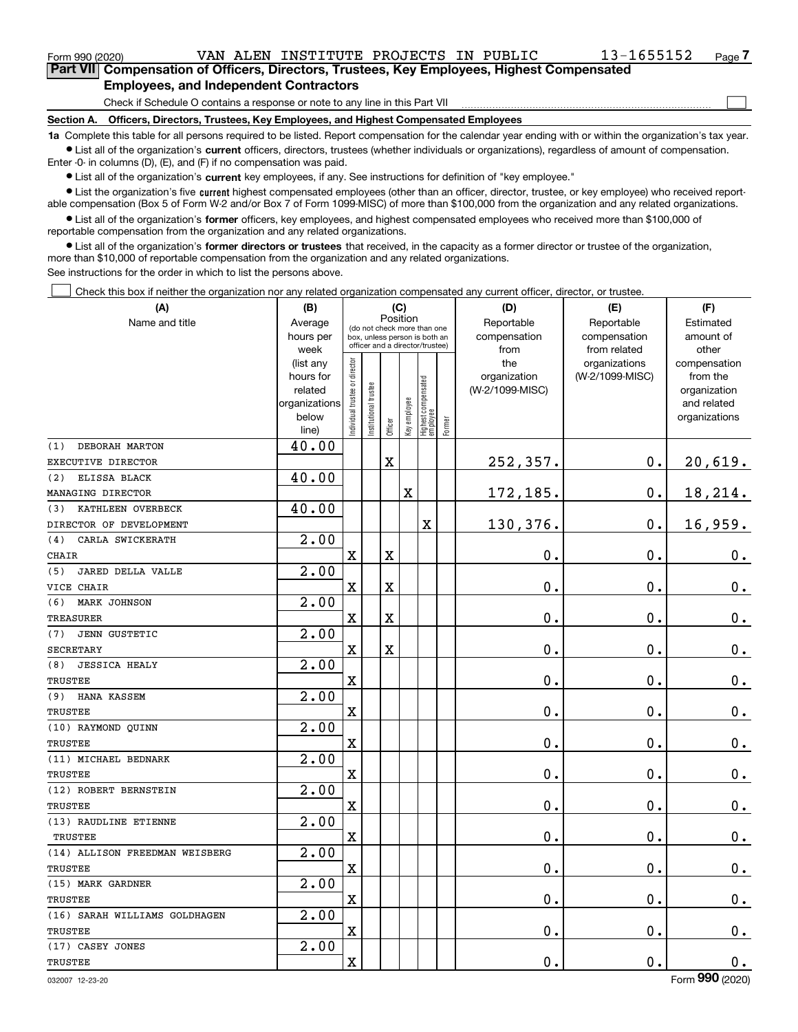Form 990 (2020) VAN ALEN INSTITUTE PROJECTS IN PUBLIC 13-1655152

## Part VII Compensation of Officers, Directors, Trustees, Key Employees, Highest Compensated Employees, and Independent Contractors

Check if Schedule O contains a response or note to any line in this Part VII ☐

### Section A. Officers, Directors, Trustees, Key Employees, and Highest Compensated Employees

**1a** Complete this table for all persons required to be listed. Report compensation for the calendar year ending with or within the organization's tax year.

- List all of the organization's **current** officers, directors, trustees (whether individuals or organizations), regardless of amount of compensation. Enter -0- in columns (D), (E), and (F) if no compensation was paid.
- List all of the organization's **current** key employees, if any. See instructions for definition of "key employee."
- List the organization's five **current** highest compensated employees (other than an officer, director, trustee, or key employee) who received reportable compensation (Box 5 of Form W-2 and/or Box 7 of Form 1099-MISC) of more than $100,000 from the organization and any related organizations.
- List all of the organization's **former** officers, key employees, and highest compensated employees who received more than $100,000 of reportable compensation from the organization and any related organizations.
- List all of the organization's **former directors or trustees** that received, in the capacity as a former director or trustee of the organization, more than $10,000 of reportable compensation from the organization and any related organizations.

See instructions for the order in which to list the persons above.

☐ Check this box if neither the organization nor any related organization compensated any current officer, director, or trustee.

| (A) Name and title | (B) Average hours per week (list any hours for related organizations below line) | (C) Position: Individual trustee or director | Institutional trustee | Officer | Key employee | Highest compensated employee | Former | (D) Reportable compensation from the organization (W-2/1099-MISC) | (E) Reportable compensation from related organizations (W-2/1099-MISC) | (F) Estimated amount of other compensation from the organization and related organizations |
|---|---|---|---|---|---|---|---|---|---|---|
| (1) DEBORAH MARTON<br>EXECUTIVE DIRECTOR | 40.00 | | | X | | | | 252,357. | 0. | 20,619. |
| (2) ELISSA BLACK<br>MANAGING DIRECTOR | 40.00 | | | | X | | | 172,185. | 0. | 18,214. |
| (3) KATHLEEN OVERBECK<br>DIRECTOR OF DEVELOPMENT | 40.00 | | | | | X | | 130,376. | 0. | 16,959. |
| (4) CARLA SWICKERATH<br>CHAIR | 2.00 | X | | X | | | | 0. | 0. | 0. |
| (5) JARED DELLA VALLE<br>VICE CHAIR | 2.00 | X | | X | | | | 0. | 0. | 0. |
| (6) MARK JOHNSON<br>TREASURER | 2.00 | X | | X | | | | 0. | 0. | 0. |
| (7) JENN GUSTETIC<br>SECRETARY | 2.00 | X | | X | | | | 0. | 0. | 0. |
| (8) JESSICA HEALY<br>TRUSTEE | 2.00 | X | | | | | | 0. | 0. | 0. |
| (9) HANA KASSEM<br>TRUSTEE | 2.00 | X | | | | | | 0. | 0. | 0. |
| (10) RAYMOND QUINN<br>TRUSTEE | 2.00 | X | | | | | | 0. | 0. | 0. |
| (11) MICHAEL BEDNARK<br>TRUSTEE | 2.00 | X | | | | | | 0. | 0. | 0. |
| (12) ROBERT BERNSTEIN<br>TRUSTEE | 2.00 | X | | | | | | 0. | 0. | 0. |
| (13) RAUDLINE ETIENNE<br>TRUSTEE | 2.00 | X | | | | | | 0. | 0. | 0. |
| (14) ALLISON FREEDMAN WEISBERG<br>TRUSTEE | 2.00 | X | | | | | | 0. | 0. | 0. |
| (15) MARK GARDNER<br>TRUSTEE | 2.00 | X | | | | | | 0. | 0. | 0. |
| (16) SARAH WILLIAMS GOLDHAGEN<br>TRUSTEE | 2.00 | X | | | | | | 0. | 0. | 0. |
| (17) CASEY JONES<br>TRUSTEE | 2.00 | X | | | | | | 0. | 0. | 0. |

032007 12-23-20 Form 990 (2020)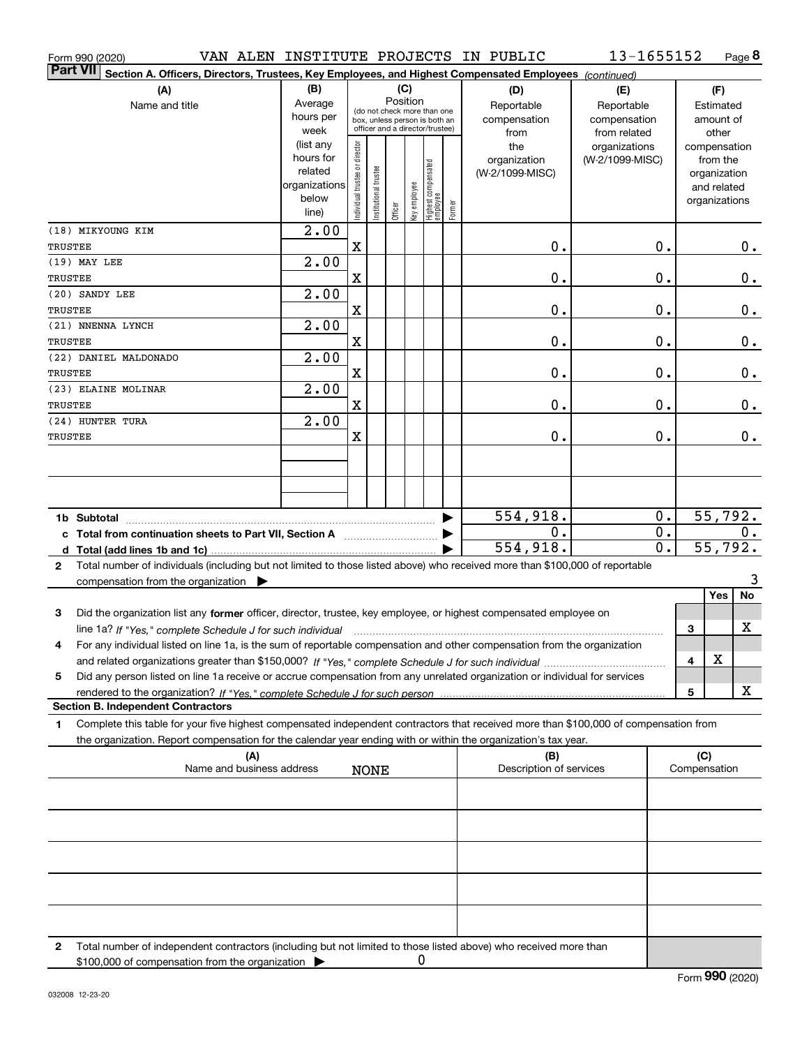Form 990 (2020) VAN ALEN INSTITUTE PROJECTS IN PUBLIC 13-1655152 Page 8

**Part VII Section A. Officers, Directors, Trustees, Key Employees, and Highest Compensated Employees** *(continued)*

| (A) Name and title | (B) Average hours per week (list any hours for related organizations below line) | (C) Position: Individual trustee or director | Institutional trustee | Officer | Key employee | Highest compensated employee | Former | (D) Reportable compensation from the organization (W-2/1099-MISC) | (E) Reportable compensation from related organizations (W-2/1099-MISC) | (F) Estimated amount of other compensation from the organization and related organizations |
|---|---|---|---|---|---|---|---|---|---|---|
| (18) MIKYOUNG KIM TRUSTEE | 2.00 | X | | | | | | 0. | 0. | 0. |
| (19) MAY LEE TRUSTEE | 2.00 | X | | | | | | 0. | 0. | 0. |
| (20) SANDY LEE TRUSTEE | 2.00 | X | | | | | | 0. | 0. | 0. |
| (21) NNENNA LYNCH TRUSTEE | 2.00 | X | | | | | | 0. | 0. | 0. |
| (22) DANIEL MALDONADO TRUSTEE | 2.00 | X | | | | | | 0. | 0. | 0. |
| (23) ELAINE MOLINAR TRUSTEE | 2.00 | X | | | | | | 0. | 0. | 0. |
| (24) HUNTER TURA TRUSTEE | 2.00 | X | | | | | | 0. | 0. | 0. |
| 1b Subtotal | | | | | | | | 554,918. | 0. | 55,792. |
| c Total from continuation sheets to Part VII, Section A | | | | | | | | 0. | 0. | 0. |
| d Total (add lines 1b and 1c) | | | | | | | | 554,918. | 0. | 55,792. |

2 Total number of individuals (including but not limited to those listed above) who received more than $100,000 of reportable compensation from the organization ▶ 3

| | | Yes | No |
|---|---|---|---|
| 3 Did the organization list any **former** officer, director, trustee, key employee, or highest compensated employee on line 1a? *If "Yes," complete Schedule J for such individual* | 3 | | X |
| 4 For any individual listed on line 1a, is the sum of reportable compensation and other compensation from the organization and related organizations greater than $150,000? *If "Yes," complete Schedule J for such individual* | 4 | X | |
| 5 Did any person listed on line 1a receive or accrue compensation from any unrelated organization or individual for services rendered to the organization? *If "Yes," complete Schedule J for such person* | 5 | | X |

**Section B. Independent Contractors**

1 Complete this table for your five highest compensated independent contractors that received more than $100,000 of compensation from the organization. Report compensation for the calendar year ending with or within the organization's tax year.

| (A) Name and business address | (B) Description of services | (C) Compensation |
|---|---|---|
| NONE | | |
| | | |
| | | |
| | | |
| | | |

2 Total number of independent contractors (including but not limited to those listed above) who received more than $100,000 of compensation from the organization ▶ 0

Form **990** (2020)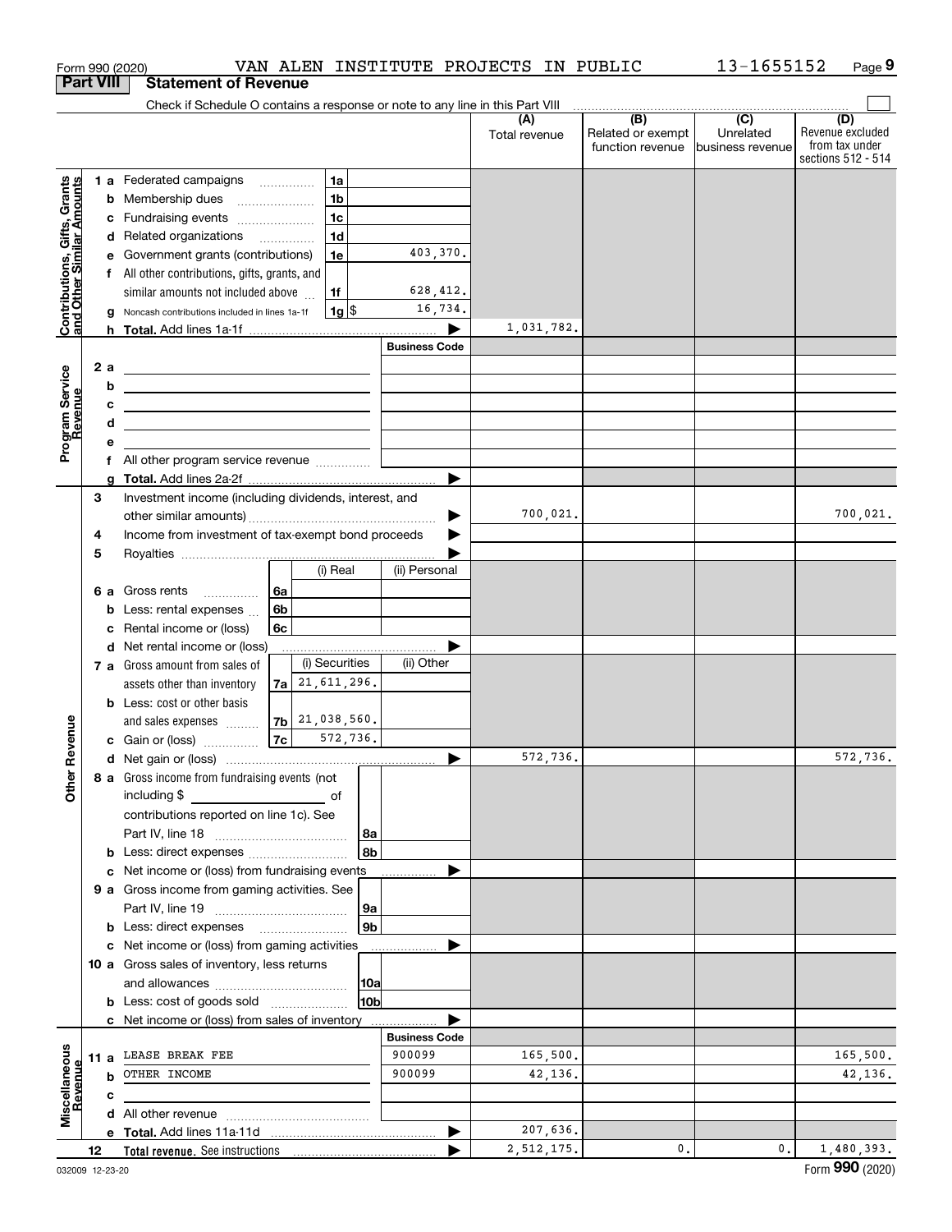Form 990 (2020) VAN ALEN INSTITUTE PROJECTS IN PUBLIC 13-1655152 Page 9

**Part VIII Statement of Revenue**

Check if Schedule O contains a response or note to any line in this Part VIII ☐

| | | | | (A) Total revenue | (B) Related or exempt function revenue | (C) Unrelated business revenue | (D) Revenue excluded from tax under sections 512 - 514 |
|---|---|---|---|---|---|---|---|
| **Contributions, Gifts, Grants and Other Similar Amounts** | 1 a Federated campaigns | 1a | | | | | |
| | b Membership dues | 1b | | | | | |
| | c Fundraising events | 1c | | | | | |
| | d Related organizations | 1d | | | | | |
| | e Government grants (contributions) | 1e | 403,370. | | | | |
| | f All other contributions, gifts, grants, and similar amounts not included above | 1f | 628,412. | | | | |
| | g Noncash contributions included in lines 1a-1f | 1g $ | 16,734. | | | | |
| | h **Total.** Add lines 1a-1f | | | 1,031,782. | | | |
| **Program Service Revenue** | | | Business Code | | | | |
| | 2 a | | | | | | |
| | b | | | | | | |
| | c | | | | | | |
| | d | | | | | | |
| | e | | | | | | |
| | f All other program service revenue | | | | | | |
| | g **Total.** Add lines 2a-2f | | | | | | |
| **Other Revenue** | 3 Investment income (including dividends, interest, and other similar amounts) | | | 700,021. | | | 700,021. |
| | 4 Income from investment of tax-exempt bond proceeds | | | | | | |
| | 5 Royalties | | | | | | |
| | | (i) Real | (ii) Personal | | | | |
| | 6 a Gross rents 6a | | | | | | |
| | b Less: rental expenses 6b | | | | | | |
| | c Rental income or (loss) 6c | | | | | | |
| | d Net rental income or (loss) | | | | | | |
| | | (i) Securities | (ii) Other | | | | |
| | 7 a Gross amount from sales of assets other than inventory 7a | 21,611,296. | | | | | |
| | b Less: cost or other basis and sales expenses 7b | 21,038,560. | | | | | |
| | c Gain or (loss) 7c | 572,736. | | | | | |
| | d Net gain or (loss) | | | 572,736. | | | 572,736. |
| | 8 a Gross income from fundraising events (not including $ ______ of contributions reported on line 1c). See Part IV, line 18 | 8a | | | | | |
| | b Less: direct expenses | 8b | | | | | |
| | c Net income or (loss) from fundraising events | | | | | | |
| | 9 a Gross income from gaming activities. See Part IV, line 19 | 9a | | | | | |
| | b Less: direct expenses | 9b | | | | | |
| | c Net income or (loss) from gaming activities | | | | | | |
| | 10 a Gross sales of inventory, less returns and allowances | 10a | | | | | |
| | b Less: cost of goods sold | 10b | | | | | |
| | c Net income or (loss) from sales of inventory | | | | | | |
| **Miscellaneous Revenue** | | | Business Code | | | | |
| | 11 a LEASE BREAK FEE | | 900099 | 165,500. | | | 165,500. |
| | b OTHER INCOME | | 900099 | 42,136. | | | 42,136. |
| | c | | | | | | |
| | d All other revenue | | | | | | |
| | e **Total.** Add lines 11a-11d | | | 207,636. | | | |
| | 12 **Total revenue.** See instructions | | | 2,512,175. | 0. | 0. | 1,480,393. |

032009 12-23-20 Form **990** (2020)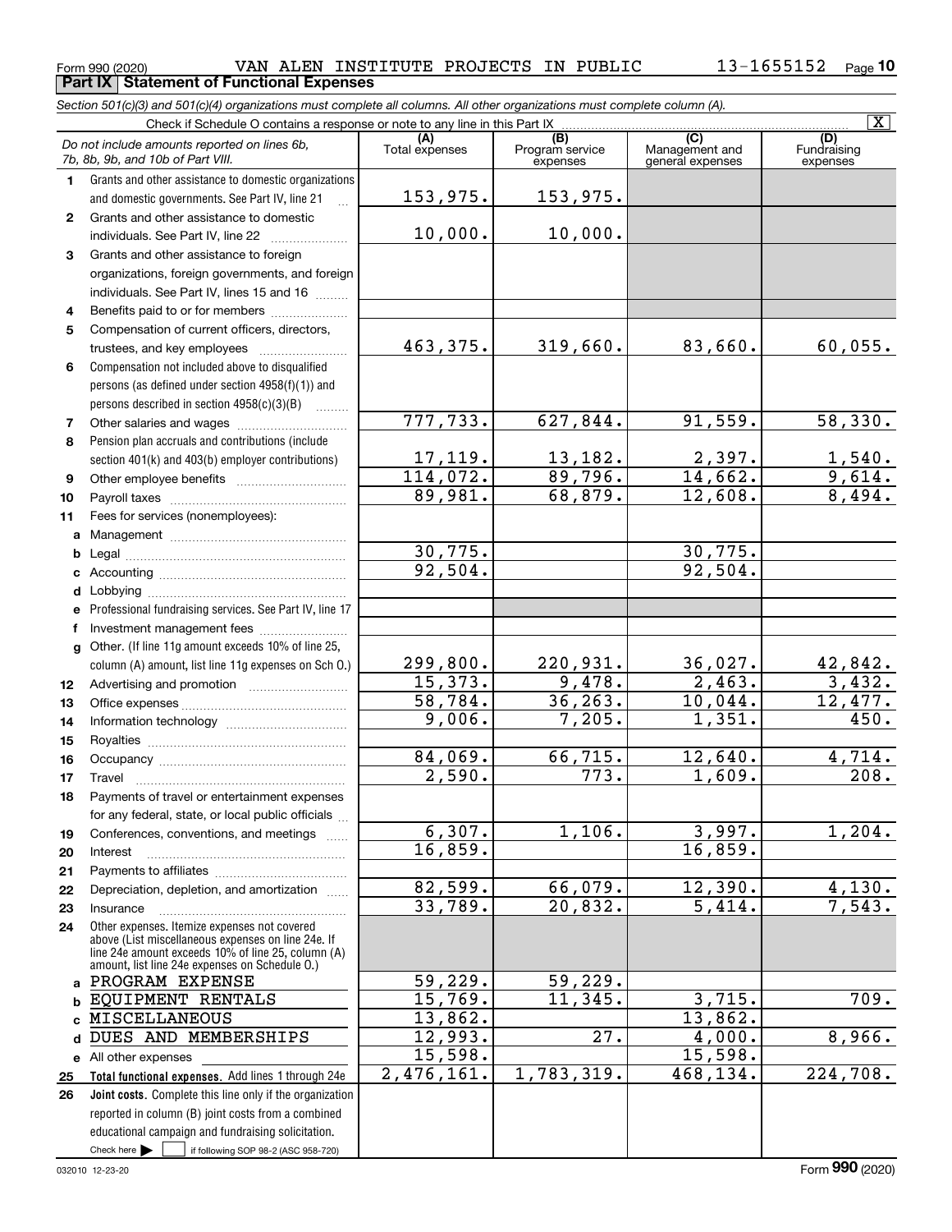Form 990 (2020) VAN ALEN INSTITUTE PROJECTS IN PUBLIC 13-1655152 Page 10

**Part IX Statement of Functional Expenses**

*Section 501(c)(3) and 501(c)(4) organizations must complete all columns. All other organizations must complete column (A).*

Check if Schedule O contains a response or note to any line in this Part IX [X]

| *Do not include amounts reported on lines 6b, 7b, 8b, 9b, and 10b of Part VIII.* | (A) Total expenses | (B) Program service expenses | (C) Management and general expenses | (D) Fundraising expenses |
|---|---|---|---|---|
| 1 Grants and other assistance to domestic organizations and domestic governments. See Part IV, line 21 | 153,975. | 153,975. | | |
| 2 Grants and other assistance to domestic individuals. See Part IV, line 22 | 10,000. | 10,000. | | |
| 3 Grants and other assistance to foreign organizations, foreign governments, and foreign individuals. See Part IV, lines 15 and 16 | | | | |
| 4 Benefits paid to or for members | | | | |
| 5 Compensation of current officers, directors, trustees, and key employees | 463,375. | 319,660. | 83,660. | 60,055. |
| 6 Compensation not included above to disqualified persons (as defined under section 4958(f)(1)) and persons described in section 4958(c)(3)(B) | | | | |
| 7 Other salaries and wages | 777,733. | 627,844. | 91,559. | 58,330. |
| 8 Pension plan accruals and contributions (include section 401(k) and 403(b) employer contributions) | 17,119. | 13,182. | 2,397. | 1,540. |
| 9 Other employee benefits | 114,072. | 89,796. | 14,662. | 9,614. |
| 10 Payroll taxes | 89,981. | 68,879. | 12,608. | 8,494. |
| 11 Fees for services (nonemployees): | | | | |
| a Management | | | | |
| b Legal | 30,775. | | 30,775. | |
| c Accounting | 92,504. | | 92,504. | |
| d Lobbying | | | | |
| e Professional fundraising services. See Part IV, line 17 | | | | |
| f Investment management fees | | | | |
| g Other. (If line 11g amount exceeds 10% of line 25, column (A) amount, list line 11g expenses on Sch O.) | 299,800. | 220,931. | 36,027. | 42,842. |
| 12 Advertising and promotion | 15,373. | 9,478. | 2,463. | 3,432. |
| 13 Office expenses | 58,784. | 36,263. | 10,044. | 12,477. |
| 14 Information technology | 9,006. | 7,205. | 1,351. | 450. |
| 15 Royalties | | | | |
| 16 Occupancy | 84,069. | 66,715. | 12,640. | 4,714. |
| 17 Travel | 2,590. | 773. | 1,609. | 208. |
| 18 Payments of travel or entertainment expenses for any federal, state, or local public officials | | | | |
| 19 Conferences, conventions, and meetings | 6,307. | 1,106. | 3,997. | 1,204. |
| 20 Interest | 16,859. | | 16,859. | |
| 21 Payments to affiliates | | | | |
| 22 Depreciation, depletion, and amortization | 82,599. | 66,079. | 12,390. | 4,130. |
| 23 Insurance | 33,789. | 20,832. | 5,414. | 7,543. |
| 24 Other expenses. Itemize expenses not covered above (List miscellaneous expenses on line 24e. If line 24e amount exceeds 10% of line 25, column (A) amount, list line 24e expenses on Schedule O.) | | | | |
| a PROGRAM EXPENSE | 59,229. | 59,229. | | |
| b EQUIPMENT RENTALS | 15,769. | 11,345. | 3,715. | 709. |
| c MISCELLANEOUS | 13,862. | | 13,862. | |
| d DUES AND MEMBERSHIPS | 12,993. | 27. | 4,000. | 8,966. |
| e All other expenses | 15,598. | | 15,598. | |
| 25 **Total functional expenses.** Add lines 1 through 24e | 2,476,161. | 1,783,319. | 468,134. | 224,708. |
| 26 **Joint costs.** Complete this line only if the organization reported in column (B) joint costs from a combined educational campaign and fundraising solicitation. Check here [ ] if following SOP 98-2 (ASC 958-720) | | | | |

032010 12-23-20 Form **990** (2020)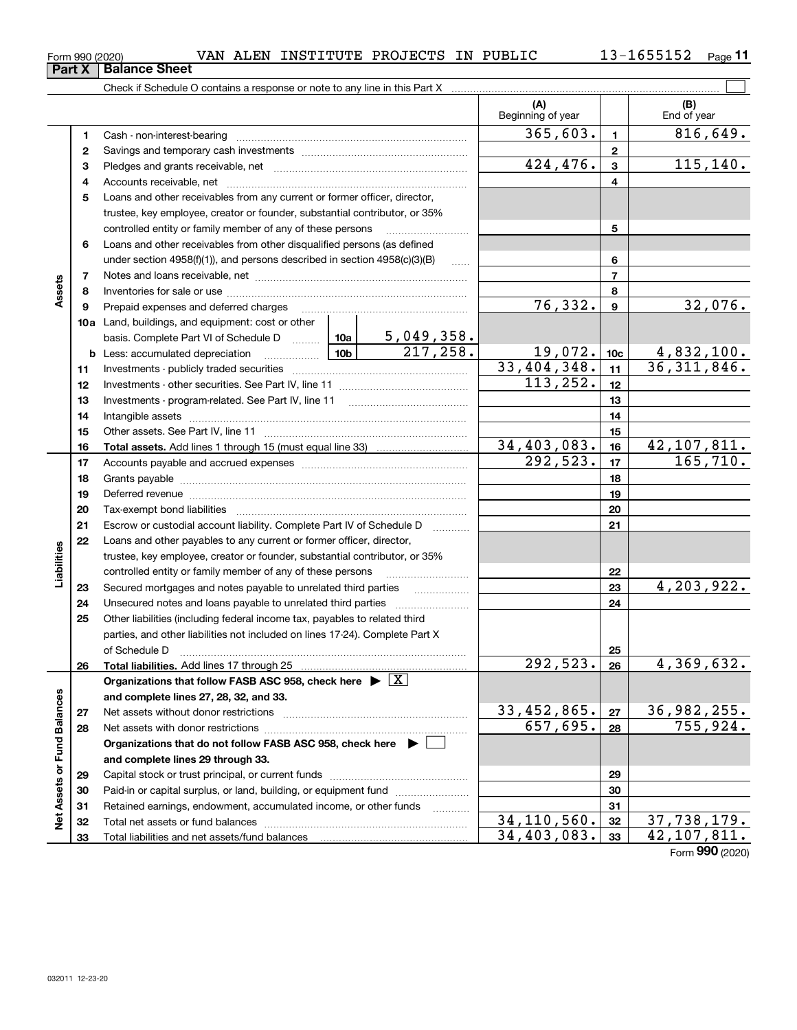Form 990 (2020) VAN ALEN INSTITUTE PROJECTS IN PUBLIC 13-1655152

## Part X Balance Sheet

Check if Schedule O contains a response or note to any line in this Part X ☐

| Section | Line | Description | | | (A) Beginning of year | | (B) End of year |
|---|---|---|---|---|---|---|---|
| Assets | 1 | Cash - non-interest-bearing | | | 365,603. | 1 | 816,649. |
| | 2 | Savings and temporary cash investments | | | | 2 | |
| | 3 | Pledges and grants receivable, net | | | 424,476. | 3 | 115,140. |
| | 4 | Accounts receivable, net | | | | 4 | |
| | 5 | Loans and other receivables from any current or former officer, director, trustee, key employee, creator or founder, substantial contributor, or 35% controlled entity or family member of any of these persons | | | | 5 | |
| | 6 | Loans and other receivables from other disqualified persons (as defined under section 4958(f)(1)), and persons described in section 4958(c)(3)(B) | | | | 6 | |
| | 7 | Notes and loans receivable, net | | | | 7 | |
| | 8 | Inventories for sale or use | | | | 8 | |
| | 9 | Prepaid expenses and deferred charges | | | 76,332. | 9 | 32,076. |
| | 10a | Land, buildings, and equipment: cost or other basis. Complete Part VI of Schedule D | 10a | 5,049,358. | | | |
| | b | Less: accumulated depreciation | 10b | 217,258. | 19,072. | 10c | 4,832,100. |
| | 11 | Investments - publicly traded securities | | | 33,404,348. | 11 | 36,311,846. |
| | 12 | Investments - other securities. See Part IV, line 11 | | | 113,252. | 12 | |
| | 13 | Investments - program-related. See Part IV, line 11 | | | | 13 | |
| | 14 | Intangible assets | | | | 14 | |
| | 15 | Other assets. See Part IV, line 11 | | | | 15 | |
| | 16 | **Total assets.** Add lines 1 through 15 (must equal line 33) | | | 34,403,083. | 16 | 42,107,811. |
| Liabilities | 17 | Accounts payable and accrued expenses | | | 292,523. | 17 | 165,710. |
| | 18 | Grants payable | | | | 18 | |
| | 19 | Deferred revenue | | | | 19 | |
| | 20 | Tax-exempt bond liabilities | | | | 20 | |
| | 21 | Escrow or custodial account liability. Complete Part IV of Schedule D | | | | 21 | |
| | 22 | Loans and other payables to any current or former officer, director, trustee, key employee, creator or founder, substantial contributor, or 35% controlled entity or family member of any of these persons | | | | 22 | |
| | 23 | Secured mortgages and notes payable to unrelated third parties | | | | 23 | 4,203,922. |
| | 24 | Unsecured notes and loans payable to unrelated third parties | | | | 24 | |
| | 25 | Other liabilities (including federal income tax, payables to related third parties, and other liabilities not included on lines 17-24). Complete Part X of Schedule D | | | | 25 | |
| | 26 | **Total liabilities.** Add lines 17 through 25 | | | 292,523. | 26 | 4,369,632. |
| Net Assets or Fund Balances | | **Organizations that follow FASB ASC 958, check here ▶ ☒ and complete lines 27, 28, 32, and 33.** | | | | | |
| | 27 | Net assets without donor restrictions | | | 33,452,865. | 27 | 36,982,255. |
| | 28 | Net assets with donor restrictions | | | 657,695. | 28 | 755,924. |
| | | **Organizations that do not follow FASB ASC 958, check here ▶ ☐ and complete lines 29 through 33.** | | | | | |
| | 29 | Capital stock or trust principal, or current funds | | | | 29 | |
| | 30 | Paid-in or capital surplus, or land, building, or equipment fund | | | | 30 | |
| | 31 | Retained earnings, endowment, accumulated income, or other funds | | | | 31 | |
| | 32 | Total net assets or fund balances | | | 34,110,560. | 32 | 37,738,179. |
| | 33 | Total liabilities and net assets/fund balances | | | 34,403,083. | 33 | 42,107,811. |

Form **990** (2020)

032011 12-23-20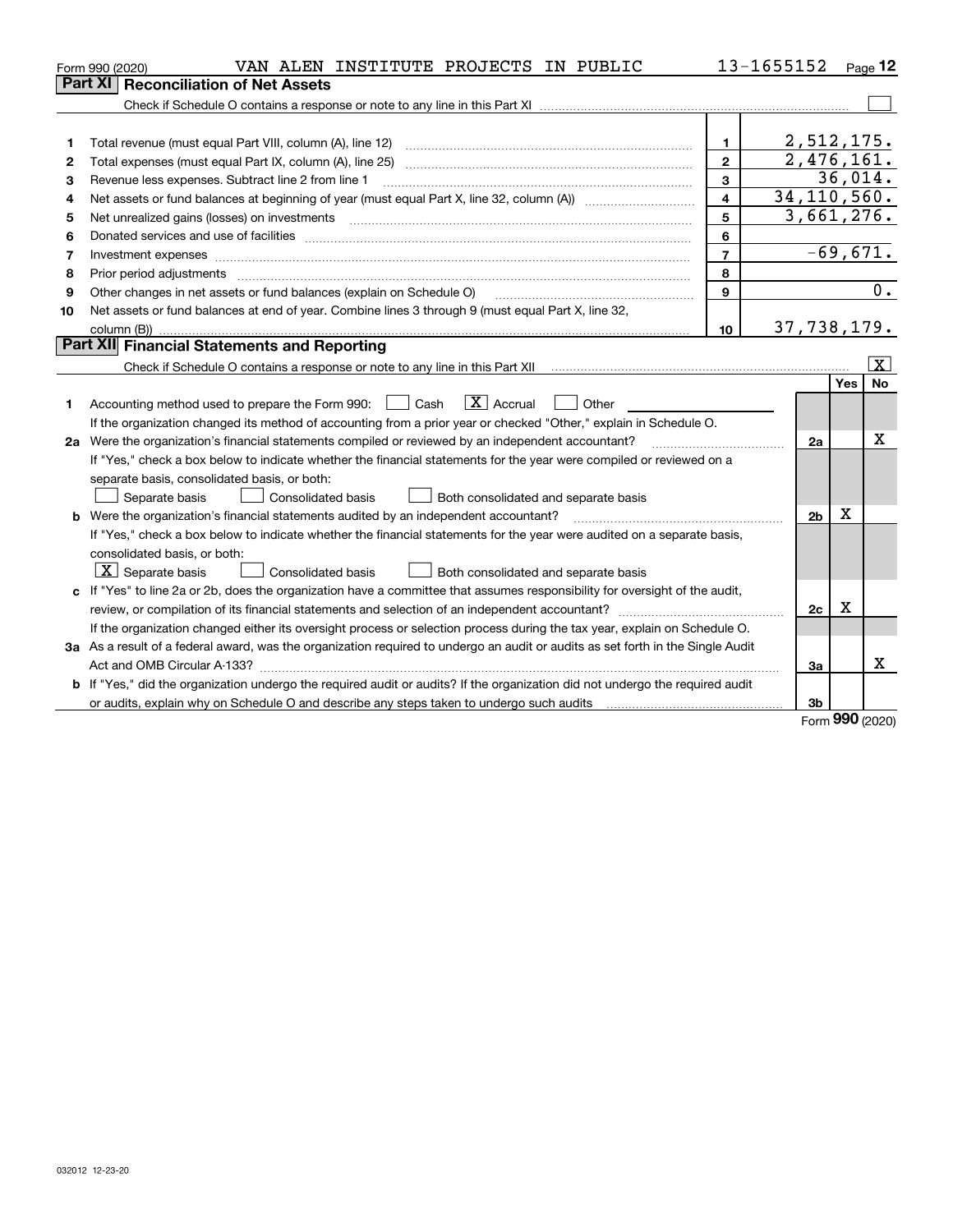Form 990 (2020) VAN ALEN INSTITUTE PROJECTS IN PUBLIC 13-1655152

## Part XI Reconciliation of Net Assets

Check if Schedule O contains a response or note to any line in this Part XI ☐

| | | | |
|---|---|---|---|
| 1 | Total revenue (must equal Part VIII, column (A), line 12) | 1 | 2,512,175. |
| 2 | Total expenses (must equal Part IX, column (A), line 25) | 2 | 2,476,161. |
| 3 | Revenue less expenses. Subtract line 2 from line 1 | 3 | 36,014. |
| 4 | Net assets or fund balances at beginning of year (must equal Part X, line 32, column (A)) | 4 | 34,110,560. |
| 5 | Net unrealized gains (losses) on investments | 5 | 3,661,276. |
| 6 | Donated services and use of facilities | 6 | |
| 7 | Investment expenses | 7 | -69,671. |
| 8 | Prior period adjustments | 8 | |
| 9 | Other changes in net assets or fund balances (explain on Schedule O) | 9 | 0. |
| 10 | Net assets or fund balances at end of year. Combine lines 3 through 9 (must equal Part X, line 32, column (B)) | 10 | 37,738,179. |

## Part XII Financial Statements and Reporting

Check if Schedule O contains a response or note to any line in this Part XII ☒

| | | | Yes | No |
|---|---|---|---|---|
| 1 | Accounting method used to prepare the Form 990: ☐ Cash ☒ Accrual ☐ Other<br>If the organization changed its method of accounting from a prior year or checked "Other," explain in Schedule O. | | | |
| 2a | Were the organization's financial statements compiled or reviewed by an independent accountant?<br>If "Yes," check a box below to indicate whether the financial statements for the year were compiled or reviewed on a separate basis, consolidated basis, or both:<br>☐ Separate basis ☐ Consolidated basis ☐ Both consolidated and separate basis | 2a | | X |
| b | Were the organization's financial statements audited by an independent accountant?<br>If "Yes," check a box below to indicate whether the financial statements for the year were audited on a separate basis, consolidated basis, or both:<br>☒ Separate basis ☐ Consolidated basis ☐ Both consolidated and separate basis | 2b | X | |
| c | If "Yes" to line 2a or 2b, does the organization have a committee that assumes responsibility for oversight of the audit, review, or compilation of its financial statements and selection of an independent accountant?<br>If the organization changed either its oversight process or selection process during the tax year, explain on Schedule O. | 2c | X | |
| 3a | As a result of a federal award, was the organization required to undergo an audit or audits as set forth in the Single Audit Act and OMB Circular A-133? | 3a | | X |
| b | If "Yes," did the organization undergo the required audit or audits? If the organization did not undergo the required audit or audits, explain why on Schedule O and describe any steps taken to undergo such audits | 3b | | |

Form 990 (2020)

032012 12-23-20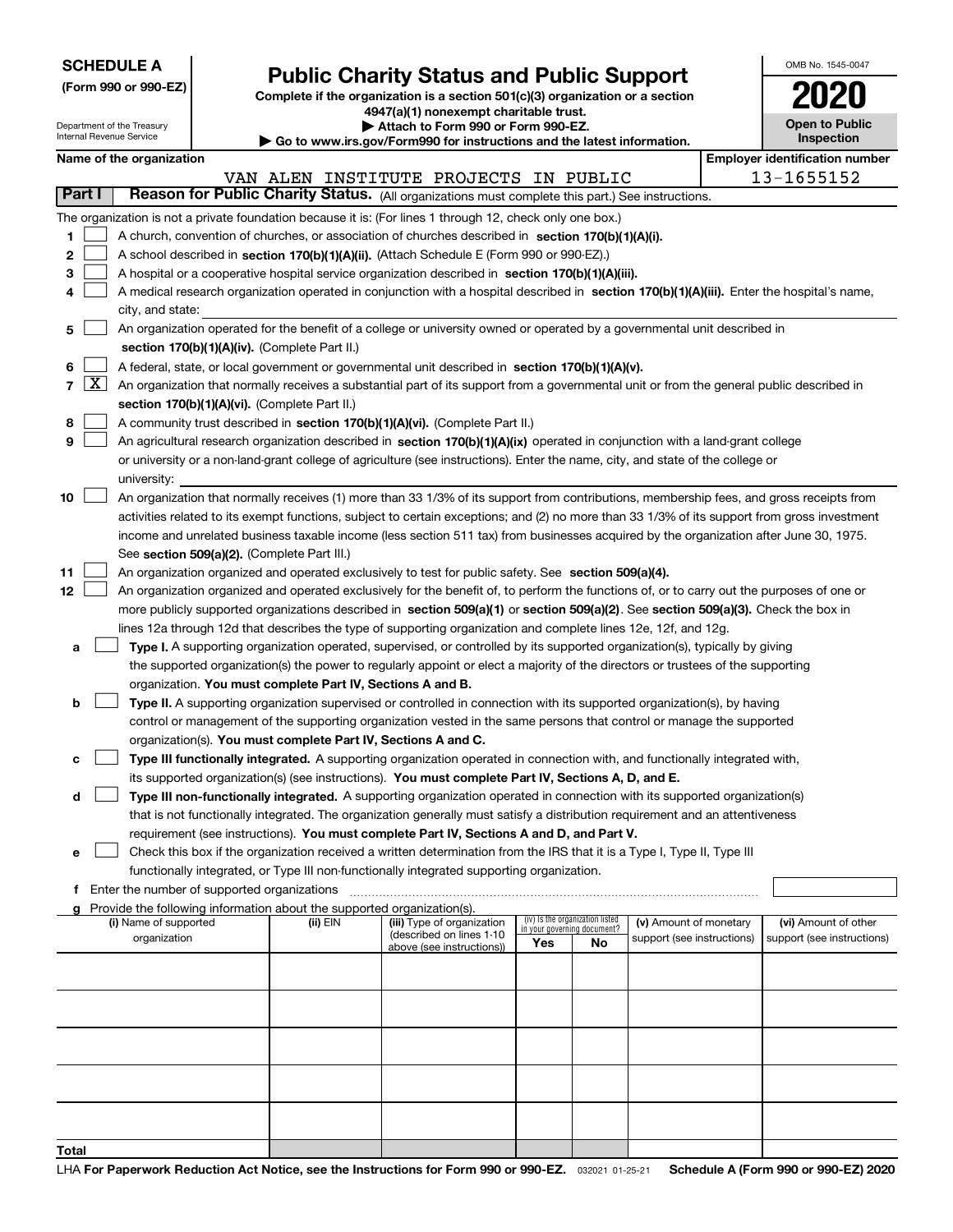**SCHEDULE A**
**(Form 990 or 990-EZ)**

Department of the Treasury
Internal Revenue Service

# Public Charity Status and Public Support

**Complete if the organization is a section 501(c)(3) organization or a section 4947(a)(1) nonexempt charitable trust.**
**▶ Attach to Form 990 or Form 990-EZ.**
**▶ Go to www.irs.gov/Form990 for instructions and the latest information.**

OMB No. 1545-0047

**2020**

**Open to Public Inspection**

**Name of the organization:** VAN ALEN INSTITUTE PROJECTS IN PUBLIC

**Employer identification number:** 13-1655152

## Part I — Reason for Public Charity Status. (All organizations must complete this part.) See instructions.

The organization is not a private foundation because it is: (For lines 1 through 12, check only one box.)

1. ☐ A church, convention of churches, or association of churches described in **section 170(b)(1)(A)(i).**
2. ☐ A school described in **section 170(b)(1)(A)(ii).** (Attach Schedule E (Form 990 or 990-EZ).)
3. ☐ A hospital or a cooperative hospital service organization described in **section 170(b)(1)(A)(iii).**
4. ☐ A medical research organization operated in conjunction with a hospital described in **section 170(b)(1)(A)(iii).** Enter the hospital's name, city, and state:
5. ☐ An organization operated for the benefit of a college or university owned or operated by a governmental unit described in **section 170(b)(1)(A)(iv).** (Complete Part II.)
6. ☐ A federal, state, or local government or governmental unit described in **section 170(b)(1)(A)(v).**
7. ☒ An organization that normally receives a substantial part of its support from a governmental unit or from the general public described in **section 170(b)(1)(A)(vi).** (Complete Part II.)
8. ☐ A community trust described in **section 170(b)(1)(A)(vi).** (Complete Part II.)
9. ☐ An agricultural research organization described in **section 170(b)(1)(A)(ix)** operated in conjunction with a land-grant college or university or a non-land-grant college of agriculture (see instructions). Enter the name, city, and state of the college or university:
10. ☐ An organization that normally receives (1) more than 33 1/3% of its support from contributions, membership fees, and gross receipts from activities related to its exempt functions, subject to certain exceptions; and (2) no more than 33 1/3% of its support from gross investment income and unrelated business taxable income (less section 511 tax) from businesses acquired by the organization after June 30, 1975. See **section 509(a)(2).** (Complete Part III.)
11. ☐ An organization organized and operated exclusively to test for public safety. See **section 509(a)(4).**
12. ☐ An organization organized and operated exclusively for the benefit of, to perform the functions of, or to carry out the purposes of one or more publicly supported organizations described in **section 509(a)(1)** or **section 509(a)(2).** See **section 509(a)(3).** Check the box in lines 12a through 12d that describes the type of supporting organization and complete lines 12e, 12f, and 12g.
   - **a** ☐ **Type I.** A supporting organization operated, supervised, or controlled by its supported organization(s), typically by giving the supported organization(s) the power to regularly appoint or elect a majority of the directors or trustees of the supporting organization. **You must complete Part IV, Sections A and B.**
   - **b** ☐ **Type II.** A supporting organization supervised or controlled in connection with its supported organization(s), by having control or management of the supporting organization vested in the same persons that control or manage the supported organization(s). **You must complete Part IV, Sections A and C.**
   - **c** ☐ **Type III functionally integrated.** A supporting organization operated in connection with, and functionally integrated with, its supported organization(s) (see instructions). **You must complete Part IV, Sections A, D, and E.**
   - **d** ☐ **Type III non-functionally integrated.** A supporting organization operated in connection with its supported organization(s) that is not functionally integrated. The organization generally must satisfy a distribution requirement and an attentiveness requirement (see instructions). **You must complete Part IV, Sections A and D, and Part V.**
   - **e** ☐ Check this box if the organization received a written determination from the IRS that it is a Type I, Type II, Type III functionally integrated, or Type III non-functionally integrated supporting organization.
   - **f** Enter the number of supported organizations
   - **g** Provide the following information about the supported organization(s).

| (i) Name of supported organization | (ii) EIN | (iii) Type of organization (described on lines 1-10 above (see instructions)) | (iv) Is the organization listed in your governing document? Yes | No | (v) Amount of monetary support (see instructions) | (vi) Amount of other support (see instructions) |
|---|---|---|---|---|---|---|
| | | | | | | |
| | | | | | | |
| | | | | | | |
| | | | | | | |
| | | | | | | |
| **Total** | | | | | | |

LHA **For Paperwork Reduction Act Notice, see the Instructions for Form 990 or 990-EZ.** 032021 01-25-21 **Schedule A (Form 990 or 990-EZ) 2020**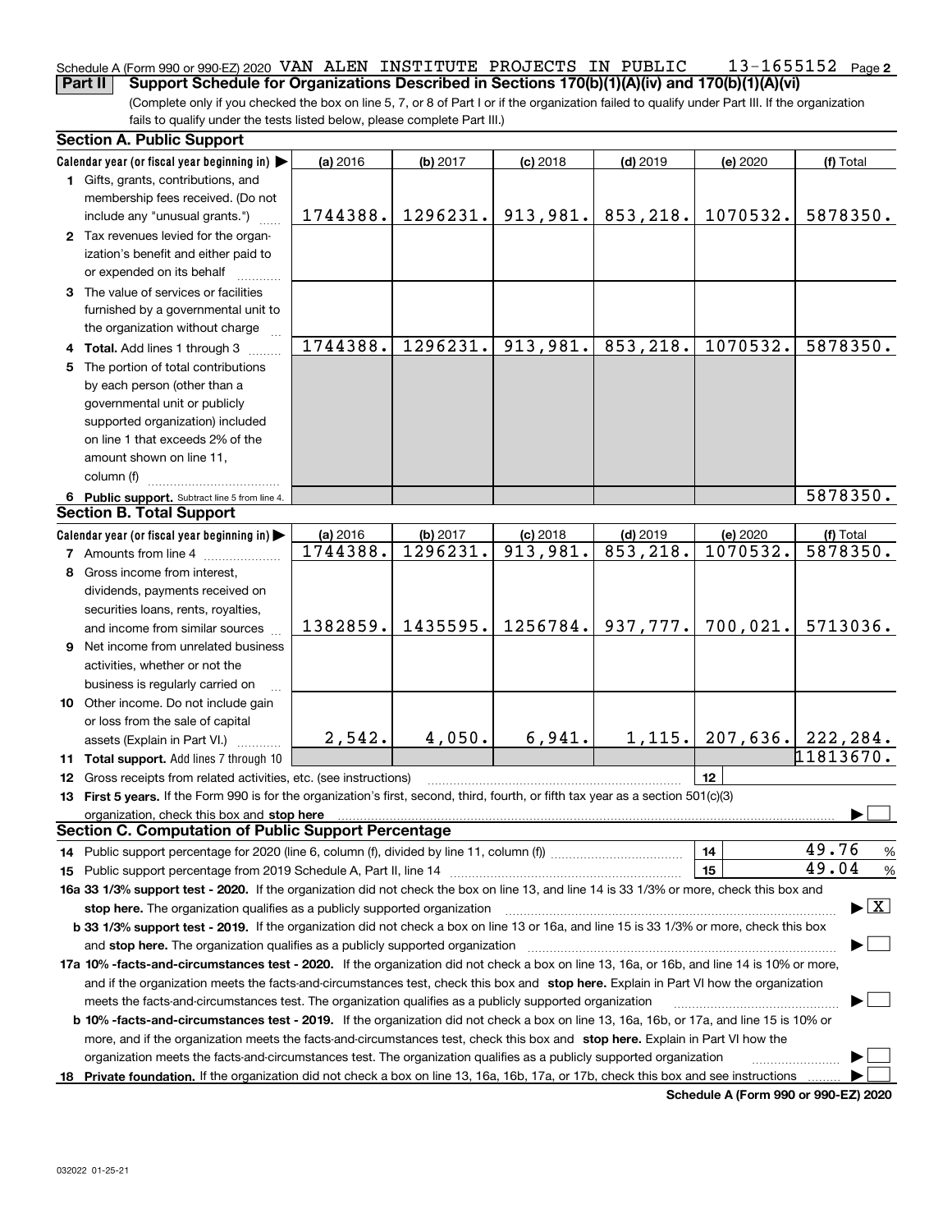Schedule A (Form 990 or 990-EZ) 2020 VAN ALEN INSTITUTE PROJECTS IN PUBLIC 13-1655152 Page 2

**Part II Support Schedule for Organizations Described in Sections 170(b)(1)(A)(iv) and 170(b)(1)(A)(vi)**

(Complete only if you checked the box on line 5, 7, or 8 of Part I or if the organization failed to qualify under Part III. If the organization fails to qualify under the tests listed below, please complete Part III.)

**Section A. Public Support**

| Calendar year (or fiscal year beginning in) ▶ | (a) 2016 | (b) 2017 | (c) 2018 | (d) 2019 | (e) 2020 | (f) Total |
|---|---|---|---|---|---|---|
| **1** Gifts, grants, contributions, and membership fees received. (Do not include any "unusual grants.") | 1744388. | 1296231. | 913,981. | 853,218. | 1070532. | 5878350. |
| **2** Tax revenues levied for the organization's benefit and either paid to or expended on its behalf | | | | | | |
| **3** The value of services or facilities furnished by a governmental unit to the organization without charge | | | | | | |
| **4 Total.** Add lines 1 through 3 | 1744388. | 1296231. | 913,981. | 853,218. | 1070532. | 5878350. |
| **5** The portion of total contributions by each person (other than a governmental unit or publicly supported organization) included on line 1 that exceeds 2% of the amount shown on line 11, column (f) | | | | | | |
| **6 Public support.** Subtract line 5 from line 4. | | | | | | 5878350. |

**Section B. Total Support**

| Calendar year (or fiscal year beginning in) ▶ | (a) 2016 | (b) 2017 | (c) 2018 | (d) 2019 | (e) 2020 | (f) Total |
|---|---|---|---|---|---|---|
| **7** Amounts from line 4 | 1744388. | 1296231. | 913,981. | 853,218. | 1070532. | 5878350. |
| **8** Gross income from interest, dividends, payments received on securities loans, rents, royalties, and income from similar sources | 1382859. | 1435595. | 1256784. | 937,777. | 700,021. | 5713036. |
| **9** Net income from unrelated business activities, whether or not the business is regularly carried on | | | | | | |
| **10** Other income. Do not include gain or loss from the sale of capital assets (Explain in Part VI.) | 2,542. | 4,050. | 6,941. | 1,115. | 207,636. | 222,284. |
| **11 Total support.** Add lines 7 through 10 | | | | | | 11813670. |

**12** Gross receipts from related activities, etc. (see instructions) | **12** |

**13 First 5 years.** If the Form 990 is for the organization's first, second, third, fourth, or fifth tax year as a section 501(c)(3) organization, check this box and **stop here** ▶ ☐

**Section C. Computation of Public Support Percentage**

**14** Public support percentage for 2020 (line 6, column (f), divided by line 11, column (f)) | **14** | 49.76 %

**15** Public support percentage from 2019 Schedule A, Part II, line 14 | **15** | 49.04 %

**16a 33 1/3% support test - 2020.** If the organization did not check the box on line 13, and line 14 is 33 1/3% or more, check this box and **stop here.** The organization qualifies as a publicly supported organization ▶ ☒

**b 33 1/3% support test - 2019.** If the organization did not check a box on line 13 or 16a, and line 15 is 33 1/3% or more, check this box and **stop here.** The organization qualifies as a publicly supported organization ▶ ☐

**17a 10% -facts-and-circumstances test - 2020.** If the organization did not check a box on line 13, 16a, or 16b, and line 14 is 10% or more, and if the organization meets the facts-and-circumstances test, check this box and **stop here.** Explain in Part VI how the organization meets the facts-and-circumstances test. The organization qualifies as a publicly supported organization ▶ ☐

**b 10% -facts-and-circumstances test - 2019.** If the organization did not check a box on line 13, 16a, 16b, or 17a, and line 15 is 10% or more, and if the organization meets the facts-and-circumstances test, check this box and **stop here.** Explain in Part VI how the organization meets the facts-and-circumstances test. The organization qualifies as a publicly supported organization ▶ ☐

**18 Private foundation.** If the organization did not check a box on line 13, 16a, 16b, 17a, or 17b, check this box and see instructions ▶ ☐

**Schedule A (Form 990 or 990-EZ) 2020**

032022 01-25-21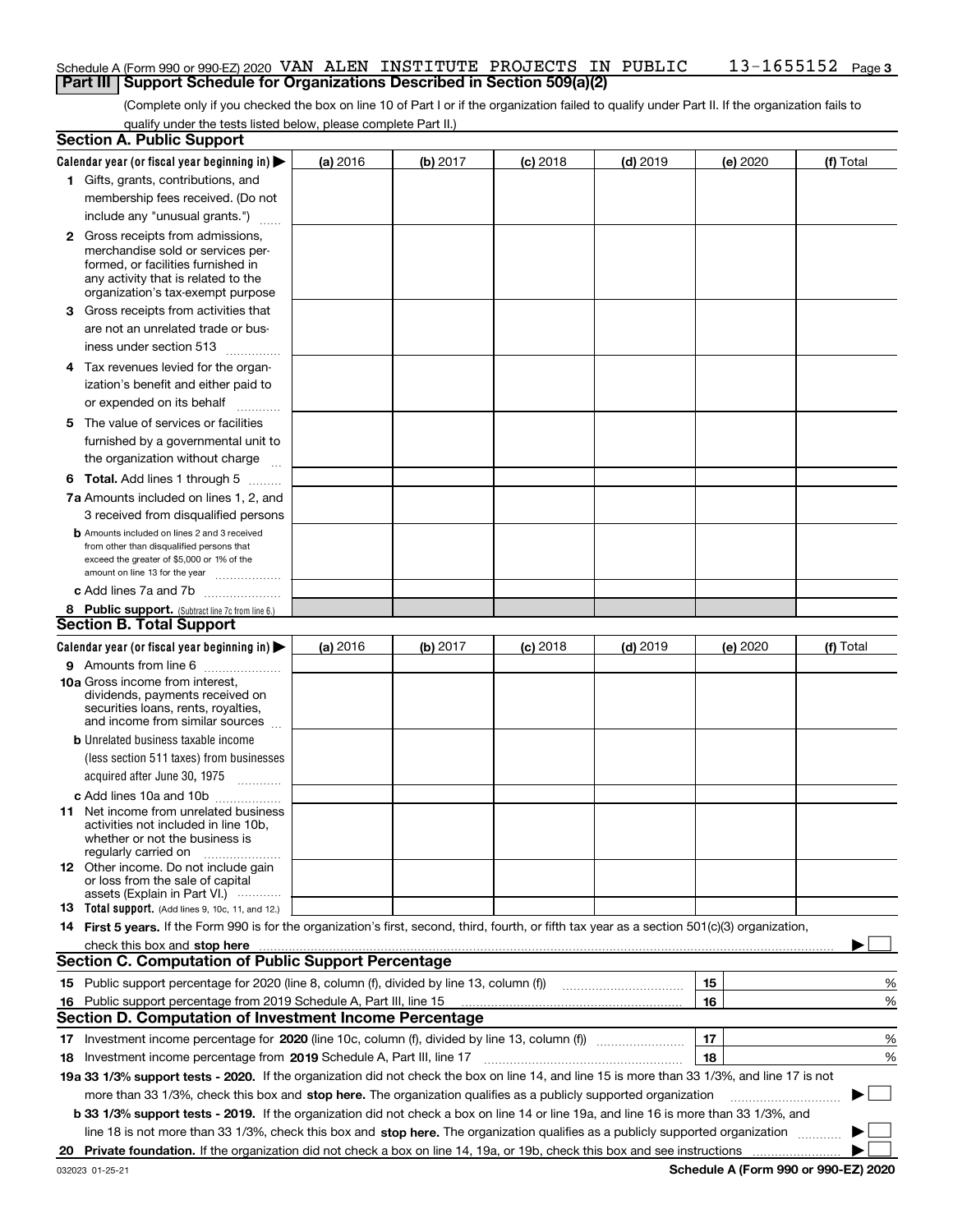Schedule A (Form 990 or 990-EZ) 2020 VAN ALEN INSTITUTE PROJECTS IN PUBLIC 13-1655152 Page 3

## Part III | Support Schedule for Organizations Described in Section 509(a)(2)

(Complete only if you checked the box on line 10 of Part I or if the organization failed to qualify under Part II. If the organization fails to qualify under the tests listed below, please complete Part II.)

### Section A. Public Support

| Calendar year (or fiscal year beginning in) ▶ | (a) 2016 | (b) 2017 | (c) 2018 | (d) 2019 | (e) 2020 | (f) Total |
|---|---|---|---|---|---|---|
| 1 Gifts, grants, contributions, and membership fees received. (Do not include any "unusual grants.") | | | | | | |
| 2 Gross receipts from admissions, merchandise sold or services performed, or facilities furnished in any activity that is related to the organization's tax-exempt purpose | | | | | | |
| 3 Gross receipts from activities that are not an unrelated trade or business under section 513 | | | | | | |
| 4 Tax revenues levied for the organization's benefit and either paid to or expended on its behalf | | | | | | |
| 5 The value of services or facilities furnished by a governmental unit to the organization without charge | | | | | | |
| 6 **Total.** Add lines 1 through 5 | | | | | | |
| 7a Amounts included on lines 1, 2, and 3 received from disqualified persons | | | | | | |
| b Amounts included on lines 2 and 3 received from other than disqualified persons that exceed the greater of $5,000 or 1% of the amount on line 13 for the year | | | | | | |
| c Add lines 7a and 7b | | | | | | |
| 8 **Public support.** (Subtract line 7c from line 6.) | | | | | | |

### Section B. Total Support

| Calendar year (or fiscal year beginning in) ▶ | (a) 2016 | (b) 2017 | (c) 2018 | (d) 2019 | (e) 2020 | (f) Total |
|---|---|---|---|---|---|---|
| 9 Amounts from line 6 | | | | | | |
| 10a Gross income from interest, dividends, payments received on securities loans, rents, royalties, and income from similar sources | | | | | | |
| b Unrelated business taxable income (less section 511 taxes) from businesses acquired after June 30, 1975 | | | | | | |
| c Add lines 10a and 10b | | | | | | |
| 11 Net income from unrelated business activities not included in line 10b, whether or not the business is regularly carried on | | | | | | |
| 12 Other income. Do not include gain or loss from the sale of capital assets (Explain in Part VI.) | | | | | | |
| 13 **Total support.** (Add lines 9, 10c, 11, and 12.) | | | | | | |

14 **First 5 years.** If the Form 990 is for the organization's first, second, third, fourth, or fifth tax year as a section 501(c)(3) organization, check this box and **stop here** ▶ ☐

### Section C. Computation of Public Support Percentage

| | | | |
|---|---|---|---|
| 15 | Public support percentage for 2020 (line 8, column (f), divided by line 13, column (f)) | 15 | % |
| 16 | Public support percentage from 2019 Schedule A, Part III, line 15 | 16 | % |

### Section D. Computation of Investment Income Percentage

| | | | |
|---|---|---|---|
| 17 | Investment income percentage for **2020** (line 10c, column (f), divided by line 13, column (f)) | 17 | % |
| 18 | Investment income percentage from **2019** Schedule A, Part III, line 17 | 18 | % |

**19a 33 1/3% support tests - 2020.** If the organization did not check the box on line 14, and line 15 is more than 33 1/3%, and line 17 is not more than 33 1/3%, check this box and **stop here.** The organization qualifies as a publicly supported organization ▶ ☐

**b 33 1/3% support tests - 2019.** If the organization did not check a box on line 14 or line 19a, and line 16 is more than 33 1/3%, and line 18 is not more than 33 1/3%, check this box and **stop here.** The organization qualifies as a publicly supported organization ▶ ☐

**20 Private foundation.** If the organization did not check a box on line 14, 19a, or 19b, check this box and see instructions ▶ ☐

032023 01-25-21 **Schedule A (Form 990 or 990-EZ) 2020**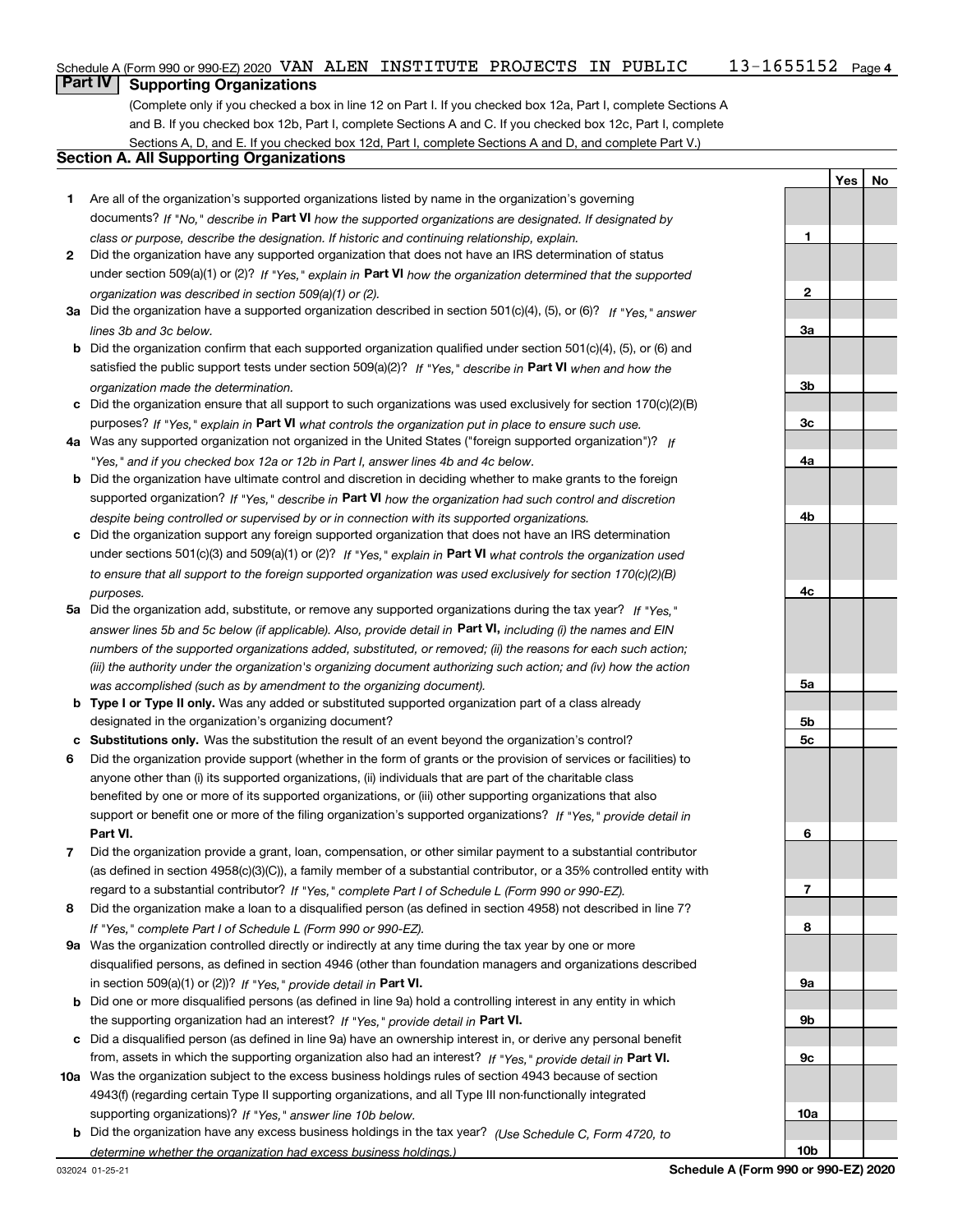Schedule A (Form 990 or 990-EZ) 2020 VAN ALEN INSTITUTE PROJECTS IN PUBLIC 13-1655152 Page 4

## Part IV Supporting Organizations

(Complete only if you checked a box in line 12 on Part I. If you checked box 12a, Part I, complete Sections A and B. If you checked box 12b, Part I, complete Sections A and C. If you checked box 12c, Part I, complete Sections A, D, and E. If you checked box 12d, Part I, complete Sections A and D, and complete Part V.)

### Section A. All Supporting Organizations

| | | Line | Yes | No |
|---|---|---|---|---|
| **1** | Are all of the organization's supported organizations listed by name in the organization's governing documents? *If "No," describe in* **Part VI** *how the supported organizations are designated. If designated by class or purpose, describe the designation. If historic and continuing relationship, explain.* | **1** | | |
| **2** | Did the organization have any supported organization that does not have an IRS determination of status under section 509(a)(1) or (2)? *If "Yes," explain in* **Part VI** *how the organization determined that the supported organization was described in section 509(a)(1) or (2).* | **2** | | |
| **3a** | Did the organization have a supported organization described in section 501(c)(4), (5), or (6)? *If "Yes," answer lines 3b and 3c below.* | **3a** | | |
| **b** | Did the organization confirm that each supported organization qualified under section 501(c)(4), (5), or (6) and satisfied the public support tests under section 509(a)(2)? *If "Yes," describe in* **Part VI** *when and how the organization made the determination.* | **3b** | | |
| **c** | Did the organization ensure that all support to such organizations was used exclusively for section 170(c)(2)(B) purposes? *If "Yes," explain in* **Part VI** *what controls the organization put in place to ensure such use.* | **3c** | | |
| **4a** | Was any supported organization not organized in the United States ("foreign supported organization")? *If "Yes," and if you checked box 12a or 12b in Part I, answer lines 4b and 4c below.* | **4a** | | |
| **b** | Did the organization have ultimate control and discretion in deciding whether to make grants to the foreign supported organization? *If "Yes," describe in* **Part VI** *how the organization had such control and discretion despite being controlled or supervised by or in connection with its supported organizations.* | **4b** | | |
| **c** | Did the organization support any foreign supported organization that does not have an IRS determination under sections 501(c)(3) and 509(a)(1) or (2)? *If "Yes," explain in* **Part VI** *what controls the organization used to ensure that all support to the foreign supported organization was used exclusively for section 170(c)(2)(B) purposes.* | **4c** | | |
| **5a** | Did the organization add, substitute, or remove any supported organizations during the tax year? *If "Yes," answer lines 5b and 5c below (if applicable). Also, provide detail in* **Part VI,** *including (i) the names and EIN numbers of the supported organizations added, substituted, or removed; (ii) the reasons for each such action; (iii) the authority under the organization's organizing document authorizing such action; and (iv) how the action was accomplished (such as by amendment to the organizing document).* | **5a** | | |
| **b** | **Type I or Type II only.** Was any added or substituted supported organization part of a class already designated in the organization's organizing document? | **5b** | | |
| **c** | **Substitutions only.** Was the substitution the result of an event beyond the organization's control? | **5c** | | |
| **6** | Did the organization provide support (whether in the form of grants or the provision of services or facilities) to anyone other than (i) its supported organizations, (ii) individuals that are part of the charitable class benefited by one or more of its supported organizations, or (iii) other supporting organizations that also support or benefit one or more of the filing organization's supported organizations? *If "Yes," provide detail in* **Part VI.** | **6** | | |
| **7** | Did the organization provide a grant, loan, compensation, or other similar payment to a substantial contributor (as defined in section 4958(c)(3)(C)), a family member of a substantial contributor, or a 35% controlled entity with regard to a substantial contributor? *If "Yes," complete Part I of Schedule L (Form 990 or 990-EZ).* | **7** | | |
| **8** | Did the organization make a loan to a disqualified person (as defined in section 4958) not described in line 7? *If "Yes," complete Part I of Schedule L (Form 990 or 990-EZ).* | **8** | | |
| **9a** | Was the organization controlled directly or indirectly at any time during the tax year by one or more disqualified persons, as defined in section 4946 (other than foundation managers and organizations described in section 509(a)(1) or (2))? *If "Yes," provide detail in* **Part VI.** | **9a** | | |
| **b** | Did one or more disqualified persons (as defined in line 9a) hold a controlling interest in any entity in which the supporting organization had an interest? *If "Yes," provide detail in* **Part VI.** | **9b** | | |
| **c** | Did a disqualified person (as defined in line 9a) have an ownership interest in, or derive any personal benefit from, assets in which the supporting organization also had an interest? *If "Yes," provide detail in* **Part VI.** | **9c** | | |
| **10a** | Was the organization subject to the excess business holdings rules of section 4943 because of section 4943(f) (regarding certain Type II supporting organizations, and all Type III non-functionally integrated supporting organizations)? *If "Yes," answer line 10b below.* | **10a** | | |
| **b** | Did the organization have any excess business holdings in the tax year? *(Use Schedule C, Form 4720, to determine whether the organization had excess business holdings.)* | **10b** | | |

032024 01-25-21 **Schedule A (Form 990 or 990-EZ) 2020**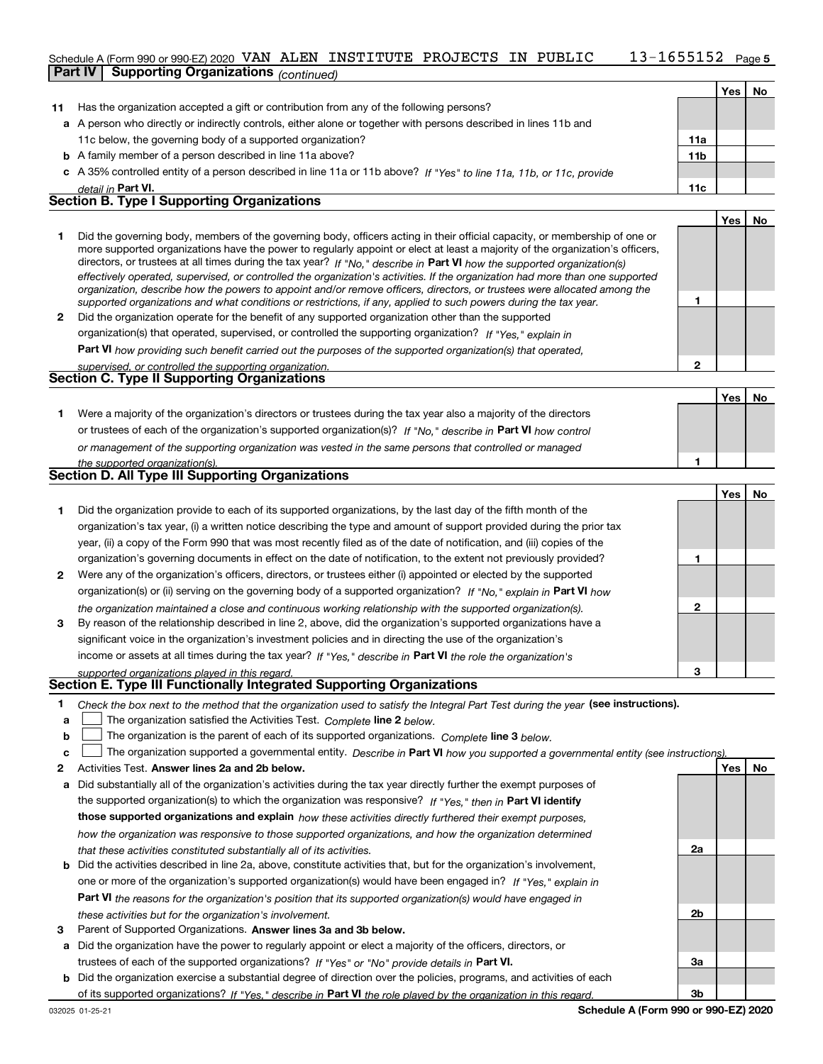## Part IV Supporting Organizations *(continued)*

| | | | Yes | No |
|---|---|---|---|---|
| **11** | Has the organization accepted a gift or contribution from any of the following persons? | | | |
| **a** | A person who directly or indirectly controls, either alone or together with persons described in lines 11b and 11c below, the governing body of a supported organization? | **11a** | | |
| **b** | A family member of a person described in line 11a above? | **11b** | | |
| **c** | A 35% controlled entity of a person described in line 11a or 11b above? *If "Yes" to line 11a, 11b, or 11c, provide detail in* **Part VI.** | **11c** | | |

## Section B. Type I Supporting Organizations

| | | | Yes | No |
|---|---|---|---|---|
| **1** | Did the governing body, members of the governing body, officers acting in their official capacity, or membership of one or more supported organizations have the power to regularly appoint or elect at least a majority of the organization's officers, directors, or trustees at all times during the tax year? *If "No," describe in* **Part VI** *how the supported organization(s) effectively operated, supervised, or controlled the organization's activities. If the organization had more than one supported organization, describe how the powers to appoint and/or remove officers, directors, or trustees were allocated among the supported organizations and what conditions or restrictions, if any, applied to such powers during the tax year.* | **1** | | |
| **2** | Did the organization operate for the benefit of any supported organization other than the supported organization(s) that operated, supervised, or controlled the supporting organization? *If "Yes," explain in* **Part VI** *how providing such benefit carried out the purposes of the supported organization(s) that operated, supervised, or controlled the supporting organization.* | **2** | | |

## Section C. Type II Supporting Organizations

| | | | Yes | No |
|---|---|---|---|---|
| **1** | Were a majority of the organization's directors or trustees during the tax year also a majority of the directors or trustees of each of the organization's supported organization(s)? *If "No," describe in* **Part VI** *how control or management of the supporting organization was vested in the same persons that controlled or managed the supported organization(s).* | **1** | | |

## Section D. All Type III Supporting Organizations

| | | | Yes | No |
|---|---|---|---|---|
| **1** | Did the organization provide to each of its supported organizations, by the last day of the fifth month of the organization's tax year, (i) a written notice describing the type and amount of support provided during the prior tax year, (ii) a copy of the Form 990 that was most recently filed as of the date of notification, and (iii) copies of the organization's governing documents in effect on the date of notification, to the extent not previously provided? | **1** | | |
| **2** | Were any of the organization's officers, directors, or trustees either (i) appointed or elected by the supported organization(s) or (ii) serving on the governing body of a supported organization? *If "No," explain in* **Part VI** *how the organization maintained a close and continuous working relationship with the supported organization(s).* | **2** | | |
| **3** | By reason of the relationship described in line 2, above, did the organization's supported organizations have a significant voice in the organization's investment policies and in directing the use of the organization's income or assets at all times during the tax year? *If "Yes," describe in* **Part VI** *the role the organization's supported organizations played in this regard.* | **3** | | |

## Section E. Type III Functionally Integrated Supporting Organizations

**1** *Check the box next to the method that the organization used to satisfy the Integral Part Test during the year* **(see instructions).**

- **a** ☐ The organization satisfied the Activities Test. *Complete* **line 2** *below.*
- **b** ☐ The organization is the parent of each of its supported organizations. *Complete* **line 3** *below.*
- **c** ☐ The organization supported a governmental entity. *Describe in* **Part VI** *how you supported a governmental entity (see instructions).*

| | | | Yes | No |
|---|---|---|---|---|
| **2** | Activities Test. **Answer lines 2a and 2b below.** | | | |
| **a** | Did substantially all of the organization's activities during the tax year directly further the exempt purposes of the supported organization(s) to which the organization was responsive? *If "Yes," then in* **Part VI identify those supported organizations and explain** *how these activities directly furthered their exempt purposes, how the organization was responsive to those supported organizations, and how the organization determined that these activities constituted substantially all of its activities.* | **2a** | | |
| **b** | Did the activities described in line 2a, above, constitute activities that, but for the organization's involvement, one or more of the organization's supported organization(s) would have been engaged in? *If "Yes," explain in* **Part VI** *the reasons for the organization's position that its supported organization(s) would have engaged in these activities but for the organization's involvement.* | **2b** | | |
| **3** | Parent of Supported Organizations. **Answer lines 3a and 3b below.** | | | |
| **a** | Did the organization have the power to regularly appoint or elect a majority of the officers, directors, or trustees of each of the supported organizations? *If "Yes" or "No" provide details in* **Part VI.** | **3a** | | |
| **b** | Did the organization exercise a substantial degree of direction over the policies, programs, and activities of each of its supported organizations? *If "Yes," describe in* **Part VI** *the role played by the organization in this regard.* | **3b** | | |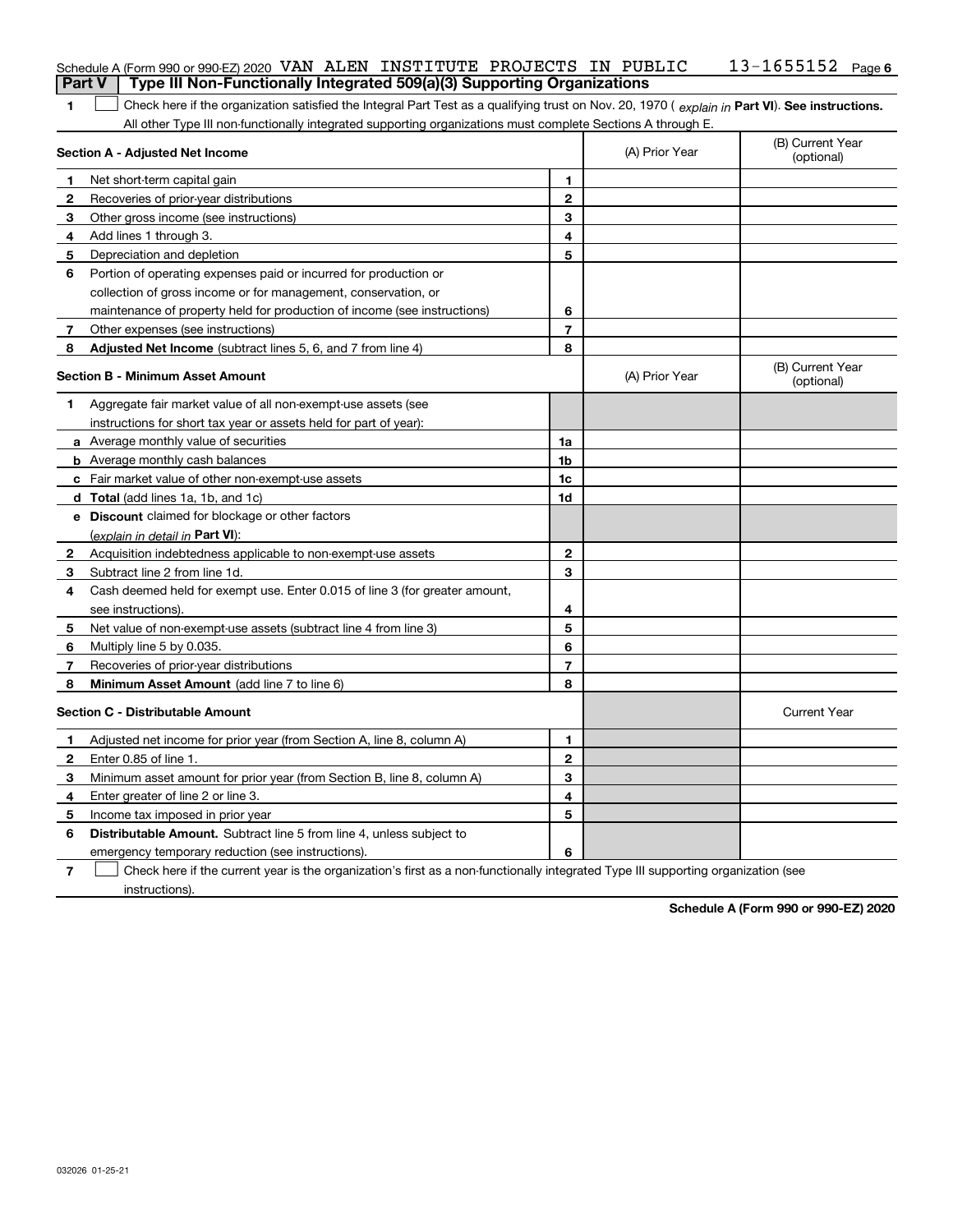Schedule A (Form 990 or 990-EZ) 2020 VAN ALEN INSTITUTE PROJECTS IN PUBLIC 13-1655152

## Part V Type III Non-Functionally Integrated 509(a)(3) Supporting Organizations

1 ☐ Check here if the organization satisfied the Integral Part Test as a qualifying trust on Nov. 20, 1970 ( *explain in* **Part VI**). **See instructions.** All other Type III non-functionally integrated supporting organizations must complete Sections A through E.

| **Section A - Adjusted Net Income** | | | (A) Prior Year | (B) Current Year (optional) |
|---|---|---|---|---|
| 1 | Net short-term capital gain | 1 | | |
| 2 | Recoveries of prior-year distributions | 2 | | |
| 3 | Other gross income (see instructions) | 3 | | |
| 4 | Add lines 1 through 3. | 4 | | |
| 5 | Depreciation and depletion | 5 | | |
| 6 | Portion of operating expenses paid or incurred for production or collection of gross income or for management, conservation, or maintenance of property held for production of income (see instructions) | 6 | | |
| 7 | Other expenses (see instructions) | 7 | | |
| 8 | **Adjusted Net Income** (subtract lines 5, 6, and 7 from line 4) | 8 | | |

| **Section B - Minimum Asset Amount** | | | (A) Prior Year | (B) Current Year (optional) |
|---|---|---|---|---|
| 1 | Aggregate fair market value of all non-exempt-use assets (see instructions for short tax year or assets held for part of year): | | | |
| a | Average monthly value of securities | 1a | | |
| b | Average monthly cash balances | 1b | | |
| c | Fair market value of other non-exempt-use assets | 1c | | |
| d | **Total** (add lines 1a, 1b, and 1c) | 1d | | |
| e | **Discount** claimed for blockage or other factors (*explain in detail in* **Part VI**): | | | |
| 2 | Acquisition indebtedness applicable to non-exempt-use assets | 2 | | |
| 3 | Subtract line 2 from line 1d. | 3 | | |
| 4 | Cash deemed held for exempt use. Enter 0.015 of line 3 (for greater amount, see instructions). | 4 | | |
| 5 | Net value of non-exempt-use assets (subtract line 4 from line 3) | 5 | | |
| 6 | Multiply line 5 by 0.035. | 6 | | |
| 7 | Recoveries of prior-year distributions | 7 | | |
| 8 | **Minimum Asset Amount** (add line 7 to line 6) | 8 | | |

| **Section C - Distributable Amount** | | | | Current Year |
|---|---|---|---|---|
| 1 | Adjusted net income for prior year (from Section A, line 8, column A) | 1 | | |
| 2 | Enter 0.85 of line 1. | 2 | | |
| 3 | Minimum asset amount for prior year (from Section B, line 8, column A) | 3 | | |
| 4 | Enter greater of line 2 or line 3. | 4 | | |
| 5 | Income tax imposed in prior year | 5 | | |
| 6 | **Distributable Amount.** Subtract line 5 from line 4, unless subject to emergency temporary reduction (see instructions). | 6 | | |

7 ☐ Check here if the current year is the organization's first as a non-functionally integrated Type III supporting organization (see instructions).

**Schedule A (Form 990 or 990-EZ) 2020**

032026 01-25-21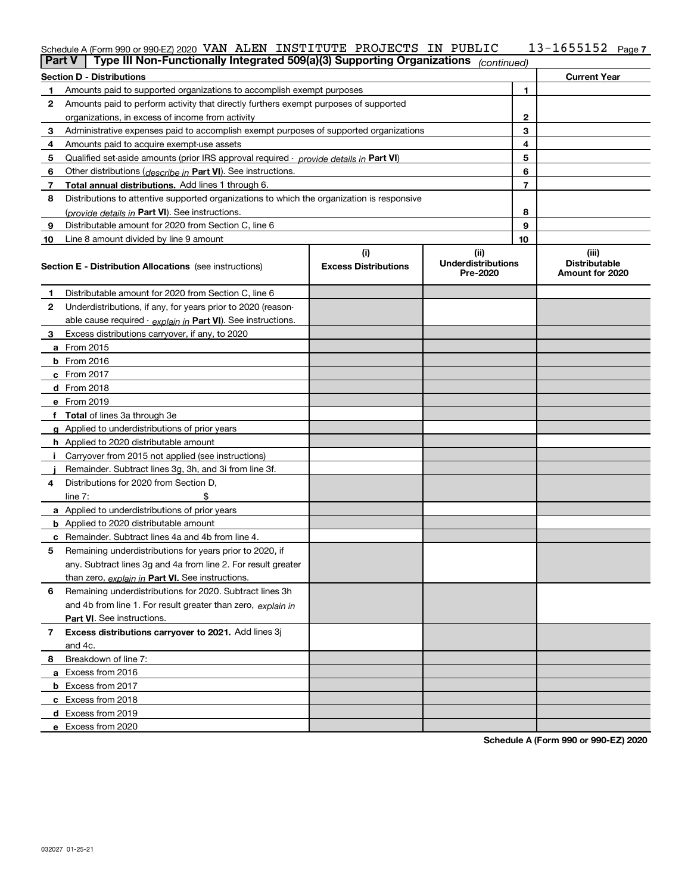Schedule A (Form 990 or 990-EZ) 2020 VAN ALEN INSTITUTE PROJECTS IN PUBLIC 13-1655152 Page 7

**Part V | Type III Non-Functionally Integrated 509(a)(3) Supporting Organizations** *(continued)*

| **Section D - Distributions** | | | **Current Year** |
|---|---|---|---|
| **1** | Amounts paid to supported organizations to accomplish exempt purposes | 1 | |
| **2** | Amounts paid to perform activity that directly furthers exempt purposes of supported organizations, in excess of income from activity | 2 | |
| **3** | Administrative expenses paid to accomplish exempt purposes of supported organizations | 3 | |
| **4** | Amounts paid to acquire exempt-use assets | 4 | |
| **5** | Qualified set-aside amounts (prior IRS approval required - *provide details in* **Part VI**) | 5 | |
| **6** | Other distributions (*describe in* **Part VI**). See instructions. | 6 | |
| **7** | **Total annual distributions.** Add lines 1 through 6. | 7 | |
| **8** | Distributions to attentive supported organizations to which the organization is responsive (*provide details in* **Part VI**). See instructions. | 8 | |
| **9** | Distributable amount for 2020 from Section C, line 6 | 9 | |
| **10** | Line 8 amount divided by line 9 amount | 10 | |

| **Section E - Distribution Allocations** (see instructions) | (i) **Excess Distributions** | (ii) **Underdistributions Pre-2020** | (iii) **Distributable Amount for 2020** |
|---|---|---|---|
| **1** Distributable amount for 2020 from Section C, line 6 | | | |
| **2** Underdistributions, if any, for years prior to 2020 (reasonable cause required - *explain in* **Part VI**). See instructions. | | | |
| **3** Excess distributions carryover, if any, to 2020 | | | |
| **a** From 2015 | | | |
| **b** From 2016 | | | |
| **c** From 2017 | | | |
| **d** From 2018 | | | |
| **e** From 2019 | | | |
| **f** **Total** of lines 3a through 3e | | | |
| **g** Applied to underdistributions of prior years | | | |
| **h** Applied to 2020 distributable amount | | | |
| **i** Carryover from 2015 not applied (see instructions) | | | |
| **j** Remainder. Subtract lines 3g, 3h, and 3i from line 3f. | | | |
| **4** Distributions for 2020 from Section D, line 7: $ | | | |
| **a** Applied to underdistributions of prior years | | | |
| **b** Applied to 2020 distributable amount | | | |
| **c** Remainder. Subtract lines 4a and 4b from line 4. | | | |
| **5** Remaining underdistributions for years prior to 2020, if any. Subtract lines 3g and 4a from line 2. For result greater than zero, *explain in* **Part VI.** See instructions. | | | |
| **6** Remaining underdistributions for 2020. Subtract lines 3h and 4b from line 1. For result greater than zero, *explain in* **Part VI**. See instructions. | | | |
| **7** **Excess distributions carryover to 2021.** Add lines 3j and 4c. | | | |
| **8** Breakdown of line 7: | | | |
| **a** Excess from 2016 | | | |
| **b** Excess from 2017 | | | |
| **c** Excess from 2018 | | | |
| **d** Excess from 2019 | | | |
| **e** Excess from 2020 | | | |

**Schedule A (Form 990 or 990-EZ) 2020**

032027 01-25-21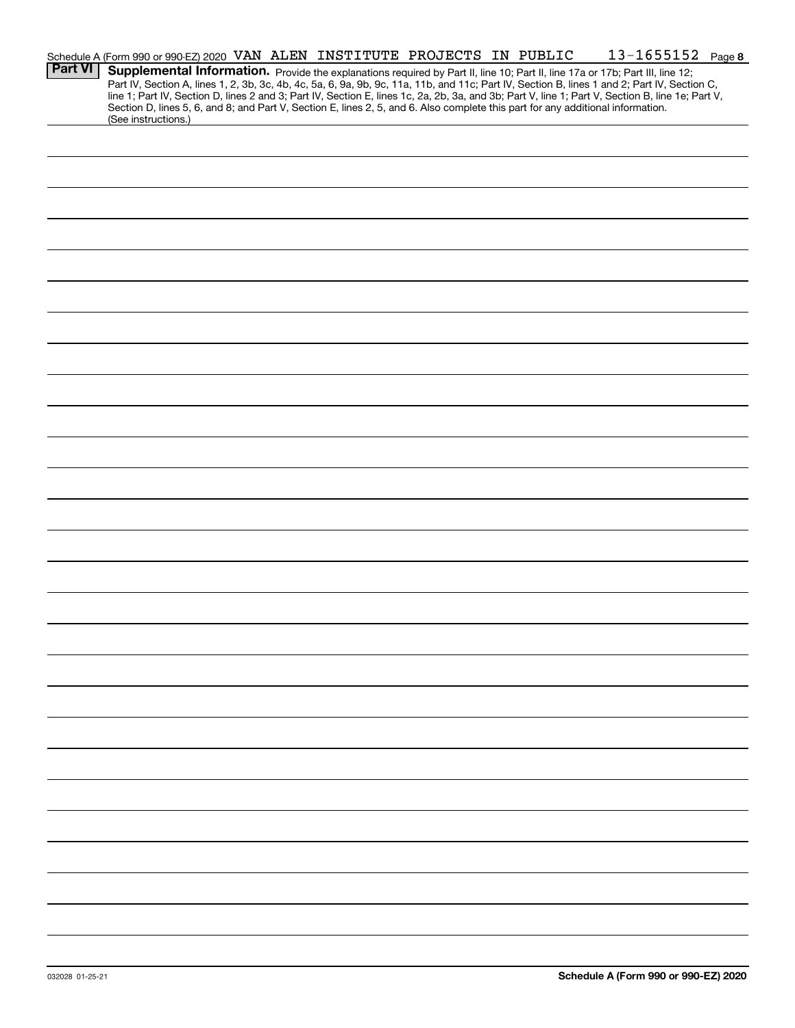Schedule A (Form 990 or 990-EZ) 2020 VAN ALEN INSTITUTE PROJECTS IN PUBLIC 13-1655152 Page **8**

**Part VI** **Supplemental Information.** Provide the explanations required by Part II, line 10; Part II, line 17a or 17b; Part III, line 12; Part IV, Section A, lines 1, 2, 3b, 3c, 4b, 4c, 5a, 6, 9a, 9b, 9c, 11a, 11b, and 11c; Part IV, Section B, lines 1 and 2; Part IV, Section C, line 1; Part IV, Section D, lines 2 and 3; Part IV, Section E, lines 1c, 2a, 2b, 3a, and 3b; Part V, line 1; Part V, Section B, line 1e; Part V, Section D, lines 5, 6, and 8; and Part V, Section E, lines 2, 5, and 6. Also complete this part for any additional information. (See instructions.)

032028 01-25-21 **Schedule A (Form 990 or 990-EZ) 2020**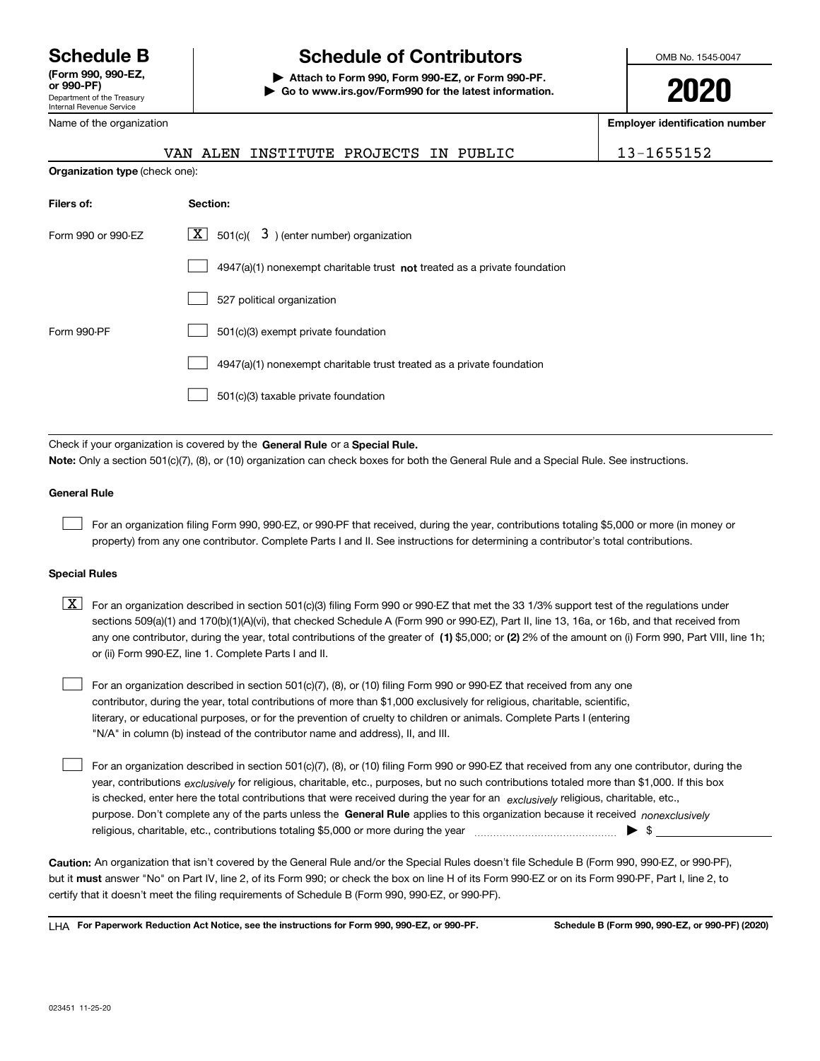# Schedule B
**(Form 990, 990-EZ, or 990-PF)**
Department of the Treasury
Internal Revenue Service

# Schedule of Contributors

▶ **Attach to Form 990, Form 990-EZ, or Form 990-PF.**
▶ **Go to www.irs.gov/Form990 for the latest information.**

OMB No. 1545-0047

**2020**

| Name of the organization | Employer identification number |
|---|---|
| VAN ALEN INSTITUTE PROJECTS IN PUBLIC | 13-1655152 |

**Organization type** (check one):

| Filers of: | Section: |
|---|---|
| Form 990 or 990-EZ | [X] 501(c)( 3 ) (enter number) organization |
| | [ ] 4947(a)(1) nonexempt charitable trust **not** treated as a private foundation |
| | [ ] 527 political organization |
| Form 990-PF | [ ] 501(c)(3) exempt private foundation |
| | [ ] 4947(a)(1) nonexempt charitable trust treated as a private foundation |
| | [ ] 501(c)(3) taxable private foundation |

Check if your organization is covered by the **General Rule** or a **Special Rule.**

**Note:** Only a section 501(c)(7), (8), or (10) organization can check boxes for both the General Rule and a Special Rule. See instructions.

### General Rule

[ ] For an organization filing Form 990, 990-EZ, or 990-PF that received, during the year, contributions totaling $5,000 or more (in money or property) from any one contributor. Complete Parts I and II. See instructions for determining a contributor's total contributions.

### Special Rules

[X] For an organization described in section 501(c)(3) filing Form 990 or 990-EZ that met the 33 1/3% support test of the regulations under sections 509(a)(1) and 170(b)(1)(A)(vi), that checked Schedule A (Form 990 or 990-EZ), Part II, line 13, 16a, or 16b, and that received from any one contributor, during the year, total contributions of the greater of **(1)** $5,000; or **(2)** 2% of the amount on (i) Form 990, Part VIII, line 1h; or (ii) Form 990-EZ, line 1. Complete Parts I and II.

[ ] For an organization described in section 501(c)(7), (8), or (10) filing Form 990 or 990-EZ that received from any one contributor, during the year, total contributions of more than $1,000 exclusively for religious, charitable, scientific, literary, or educational purposes, or for the prevention of cruelty to children or animals. Complete Parts I (entering "N/A" in column (b) instead of the contributor name and address), II, and III.

[ ] For an organization described in section 501(c)(7), (8), or (10) filing Form 990 or 990-EZ that received from any one contributor, during the year, contributions *exclusively* for religious, charitable, etc., purposes, but no such contributions totaled more than $1,000. If this box is checked, enter here the total contributions that were received during the year for an *exclusively* religious, charitable, etc., purpose. Don't complete any of the parts unless the **General Rule** applies to this organization because it received *nonexclusively* religious, charitable, etc., contributions totaling $5,000 or more during the year ▶ $

**Caution:** An organization that isn't covered by the General Rule and/or the Special Rules doesn't file Schedule B (Form 990, 990-EZ, or 990-PF), but it **must** answer "No" on Part IV, line 2, of its Form 990; or check the box on line H of its Form 990-EZ or on its Form 990-PF, Part I, line 2, to certify that it doesn't meet the filing requirements of Schedule B (Form 990, 990-EZ, or 990-PF).

LHA **For Paperwork Reduction Act Notice, see the instructions for Form 990, 990-EZ, or 990-PF.** **Schedule B (Form 990, 990-EZ, or 990-PF) (2020)**

023451 11-25-20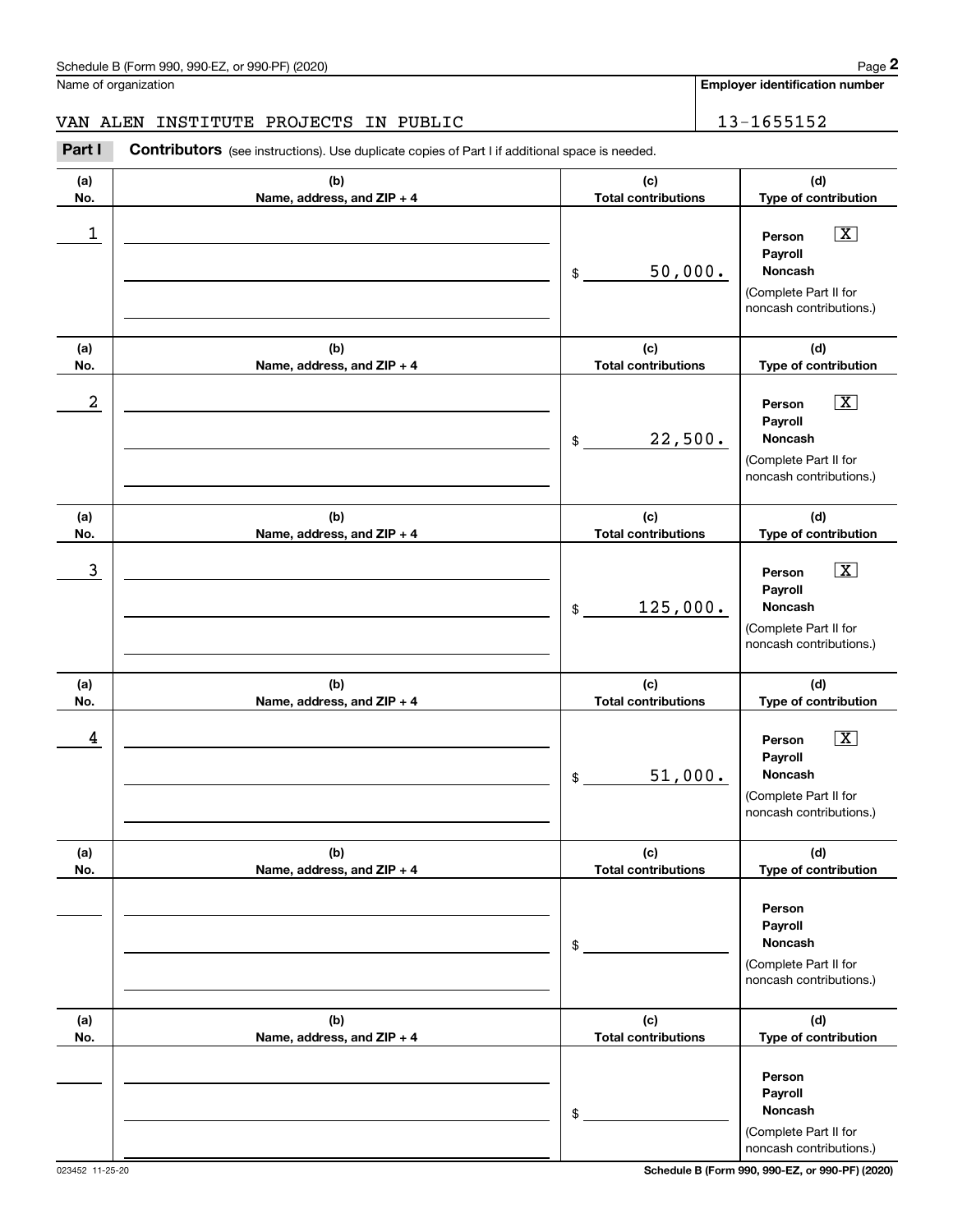Name of organization

VAN ALEN INSTITUTE PROJECTS IN PUBLIC

**Employer identification number**

13-1655152

**Part I** **Contributors** (see instructions). Use duplicate copies of Part I if additional space is needed.

| (a) No. | (b) Name, address, and ZIP + 4 | (c) Total contributions | (d) Type of contribution |
|---|---|---|---|
| 1 | | $ 50,000. | Person [X] Payroll [ ] Noncash [ ] (Complete Part II for noncash contributions.) |
| 2 | | $ 22,500. | Person [X] Payroll [ ] Noncash [ ] (Complete Part II for noncash contributions.) |
| 3 | | $ 125,000. | Person [X] Payroll [ ] Noncash [ ] (Complete Part II for noncash contributions.) |
| 4 | | $ 51,000. | Person [X] Payroll [ ] Noncash [ ] (Complete Part II for noncash contributions.) |
| | | $ | Person [ ] Payroll [ ] Noncash [ ] (Complete Part II for noncash contributions.) |
| | | $ | Person [ ] Payroll [ ] Noncash [ ] (Complete Part II for noncash contributions.) |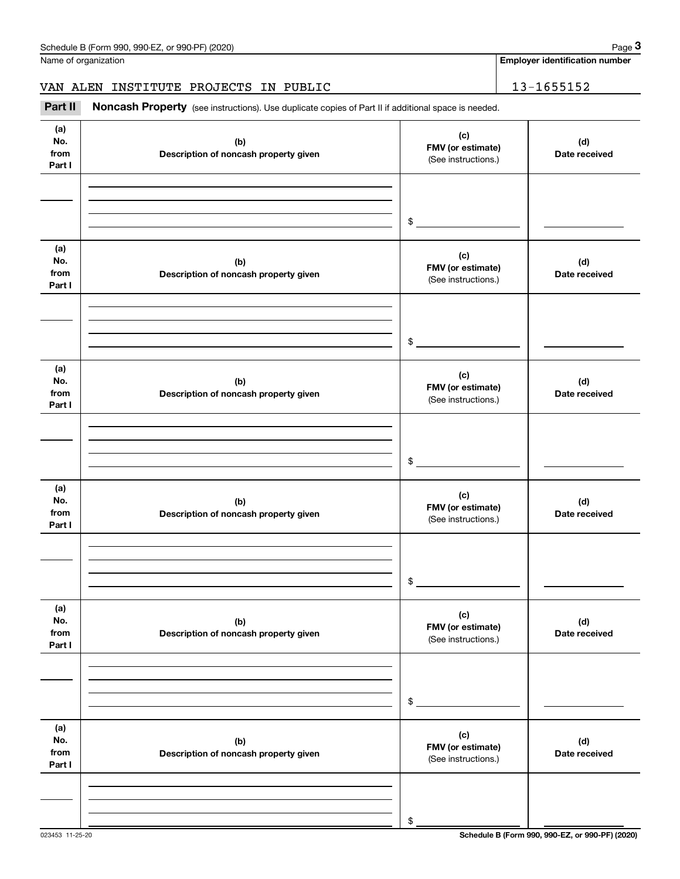Name of organization

**Employer identification number**

VAN ALEN INSTITUTE PROJECTS IN PUBLIC

13-1655152

**Part II** **Noncash Property** (see instructions). Use duplicate copies of Part II if additional space is needed.

| (a) No. from Part I | (b) Description of noncash property given | (c) FMV (or estimate) (See instructions.) | (d) Date received |
|---|---|---|---|
| | | $ | |

| (a) No. from Part I | (b) Description of noncash property given | (c) FMV (or estimate) (See instructions.) | (d) Date received |
|---|---|---|---|
| | | $ | |

| (a) No. from Part I | (b) Description of noncash property given | (c) FMV (or estimate) (See instructions.) | (d) Date received |
|---|---|---|---|
| | | $ | |

| (a) No. from Part I | (b) Description of noncash property given | (c) FMV (or estimate) (See instructions.) | (d) Date received |
|---|---|---|---|
| | | $ | |

| (a) No. from Part I | (b) Description of noncash property given | (c) FMV (or estimate) (See instructions.) | (d) Date received |
|---|---|---|---|
| | | $ | |

| (a) No. from Part I | (b) Description of noncash property given | (c) FMV (or estimate) (See instructions.) | (d) Date received |
|---|---|---|---|
| | | $ | |

023453 11-25-20

**Schedule B (Form 990, 990-EZ, or 990-PF) (2020)**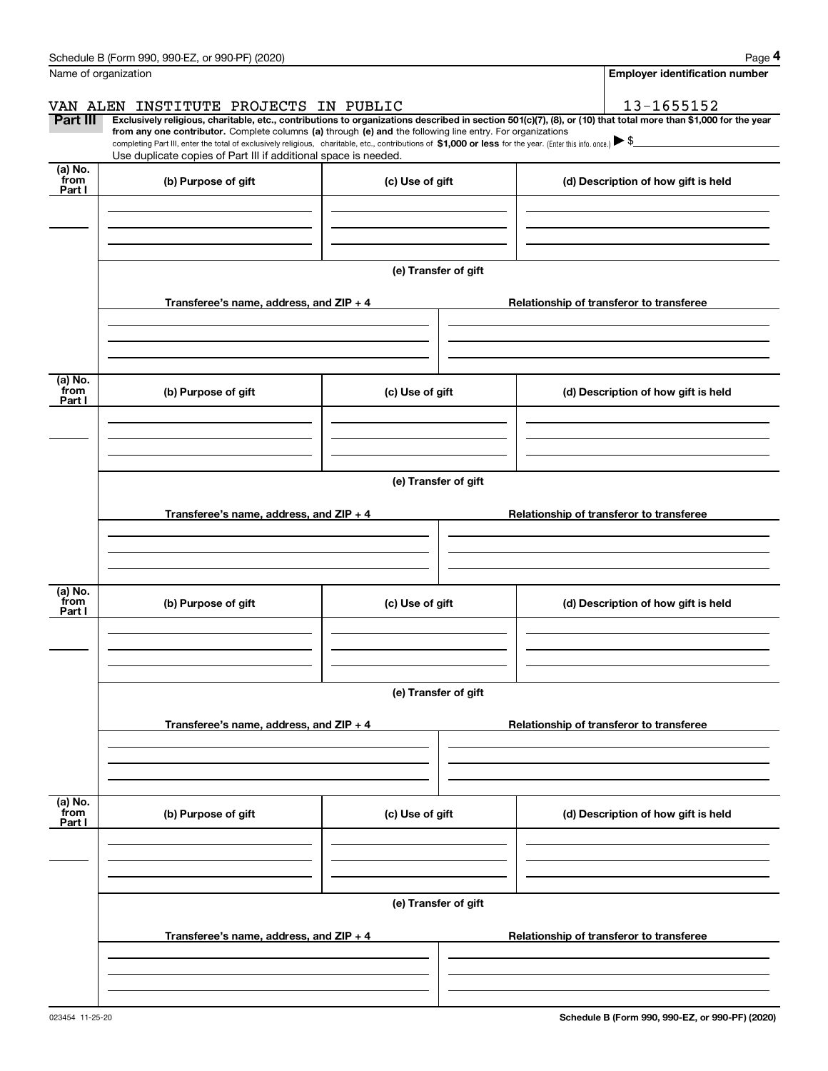Name of organization

**Employer identification number**

VAN ALEN INSTITUTE PROJECTS IN PUBLIC

13-1655152

**Part III** **Exclusively religious, charitable, etc., contributions to organizations described in section 501(c)(7), (8), or (10) that total more than $1,000 for the year from any one contributor.** Complete columns **(a)** through **(e) and** the following line entry. For organizations completing Part III, enter the total of exclusively religious, charitable, etc., contributions of **$1,000 or less** for the year. (Enter this info. once.) ▶ $

Use duplicate copies of Part III if additional space is needed.

| (a) No. from Part I | (b) Purpose of gift | (c) Use of gift | (d) Description of how gift is held |
|---|---|---|---|
| | | | |

**(e) Transfer of gift**

| Transferee's name, address, and ZIP + 4 | Relationship of transferor to transferee |
|---|---|
| | |

| (a) No. from Part I | (b) Purpose of gift | (c) Use of gift | (d) Description of how gift is held |
|---|---|---|---|
| | | | |

**(e) Transfer of gift**

| Transferee's name, address, and ZIP + 4 | Relationship of transferor to transferee |
|---|---|
| | |

| (a) No. from Part I | (b) Purpose of gift | (c) Use of gift | (d) Description of how gift is held |
|---|---|---|---|
| | | | |

**(e) Transfer of gift**

| Transferee's name, address, and ZIP + 4 | Relationship of transferor to transferee |
|---|---|
| | |

| (a) No. from Part I | (b) Purpose of gift | (c) Use of gift | (d) Description of how gift is held |
|---|---|---|---|
| | | | |

**(e) Transfer of gift**

| Transferee's name, address, and ZIP + 4 | Relationship of transferor to transferee |
|---|---|
| | |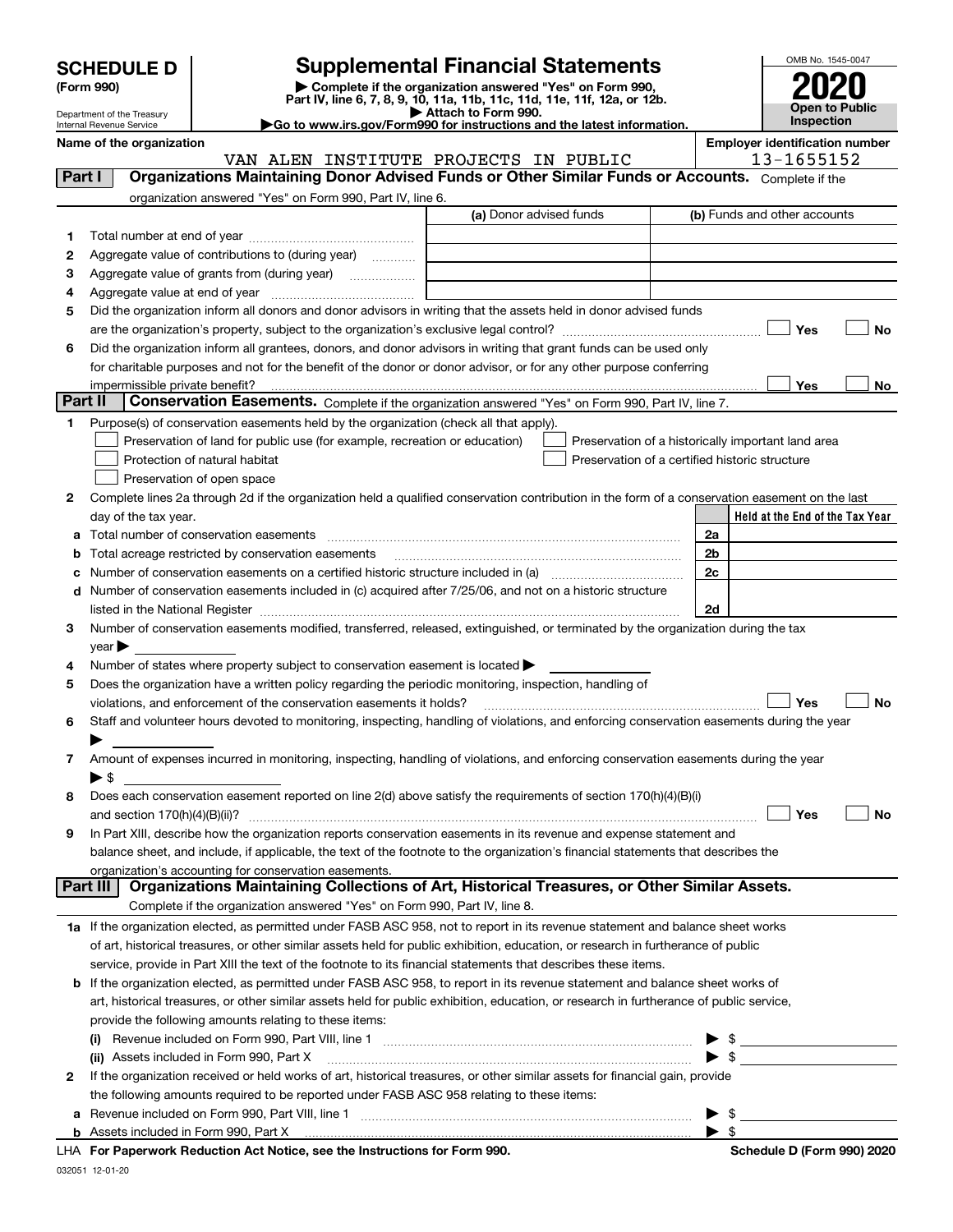# SCHEDULE D (Form 990)

Department of the Treasury
Internal Revenue Service

## Supplemental Financial Statements

▶ Complete if the organization answered "Yes" on Form 990, Part IV, line 6, 7, 8, 9, 10, 11a, 11b, 11c, 11d, 11e, 11f, 12a, or 12b.
▶ Attach to Form 990.
▶Go to www.irs.gov/Form990 for instructions and the latest information.

OMB No. 1545-0047

**2020**

**Open to Public Inspection**

**Name of the organization:** VAN ALEN INSTITUTE PROJECTS IN PUBLIC

**Employer identification number:** 13-1655152

## Part I — Organizations Maintaining Donor Advised Funds or Other Similar Funds or Accounts.
Complete if the organization answered "Yes" on Form 990, Part IV, line 6.

| | | (a) Donor advised funds | (b) Funds and other accounts |
|---|---|---|---|
| 1 | Total number at end of year | | |
| 2 | Aggregate value of contributions to (during year) | | |
| 3 | Aggregate value of grants from (during year) | | |
| 4 | Aggregate value at end of year | | |

5 Did the organization inform all donors and donor advisors in writing that the assets held in donor advised funds are the organization's property, subject to the organization's exclusive legal control? ☐ Yes ☐ No

6 Did the organization inform all grantees, donors, and donor advisors in writing that grant funds can be used only for charitable purposes and not for the benefit of the donor or donor advisor, or for any other purpose conferring impermissible private benefit? ☐ Yes ☐ No

## Part II — Conservation Easements.
Complete if the organization answered "Yes" on Form 990, Part IV, line 7.

1 Purpose(s) of conservation easements held by the organization (check all that apply).

- ☐ Preservation of land for public use (for example, recreation or education)
- ☐ Protection of natural habitat
- ☐ Preservation of open space
- ☐ Preservation of a historically important land area
- ☐ Preservation of a certified historic structure

2 Complete lines 2a through 2d if the organization held a qualified conservation contribution in the form of a conservation easement on the last day of the tax year.

| | | | Held at the End of the Tax Year |
|---|---|---|---|
| a | Total number of conservation easements | 2a | |
| b | Total acreage restricted by conservation easements | 2b | |
| c | Number of conservation easements on a certified historic structure included in (a) | 2c | |
| d | Number of conservation easements included in (c) acquired after 7/25/06, and not on a historic structure listed in the National Register | 2d | |

3 Number of conservation easements modified, transferred, released, extinguished, or terminated by the organization during the tax year ▶

4 Number of states where property subject to conservation easement is located ▶

5 Does the organization have a written policy regarding the periodic monitoring, inspection, handling of violations, and enforcement of the conservation easements it holds? ☐ Yes ☐ No

6 Staff and volunteer hours devoted to monitoring, inspecting, handling of violations, and enforcing conservation easements during the year ▶

7 Amount of expenses incurred in monitoring, inspecting, handling of violations, and enforcing conservation easements during the year ▶ $

8 Does each conservation easement reported on line 2(d) above satisfy the requirements of section 170(h)(4)(B)(i) and section 170(h)(4)(B)(ii)? ☐ Yes ☐ No

9 In Part XIII, describe how the organization reports conservation easements in its revenue and expense statement and balance sheet, and include, if applicable, the text of the footnote to the organization's financial statements that describes the organization's accounting for conservation easements.

## Part III — Organizations Maintaining Collections of Art, Historical Treasures, or Other Similar Assets.
Complete if the organization answered "Yes" on Form 990, Part IV, line 8.

1a If the organization elected, as permitted under FASB ASC 958, not to report in its revenue statement and balance sheet works of art, historical treasures, or other similar assets held for public exhibition, education, or research in furtherance of public service, provide in Part XIII the text of the footnote to its financial statements that describes these items.

b If the organization elected, as permitted under FASB ASC 958, to report in its revenue statement and balance sheet works of art, historical treasures, or other similar assets held for public exhibition, education, or research in furtherance of public service, provide the following amounts relating to these items:

(i) Revenue included on Form 990, Part VIII, line 1 ▶ $

(ii) Assets included in Form 990, Part X ▶ $

2 If the organization received or held works of art, historical treasures, or other similar assets for financial gain, provide the following amounts required to be reported under FASB ASC 958 relating to these items:

a Revenue included on Form 990, Part VIII, line 1 ▶ $

b Assets included in Form 990, Part X ▶ $

LHA For Paperwork Reduction Act Notice, see the Instructions for Form 990. Schedule D (Form 990) 2020

032051 12-01-20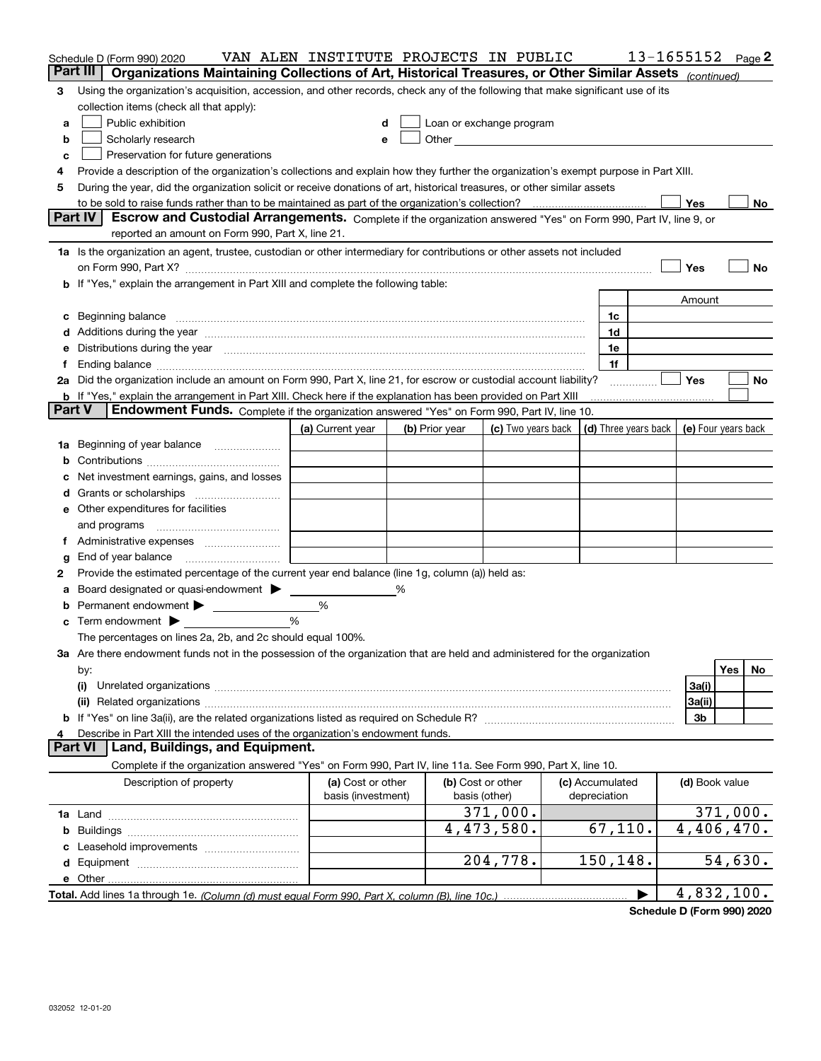Schedule D (Form 990) 2020 VAN ALEN INSTITUTE PROJECTS IN PUBLIC 13-1655152 Page 2

## Part III Organizations Maintaining Collections of Art, Historical Treasures, or Other Similar Assets *(continued)*

3 Using the organization's acquisition, accession, and other records, check any of the following that make significant use of its collection items (check all that apply):

a ☐ Public exhibition
b ☐ Scholarly research
c ☐ Preservation for future generations
d ☐ Loan or exchange program
e ☐ Other

4 Provide a description of the organization's collections and explain how they further the organization's exempt purpose in Part XIII.

5 During the year, did the organization solicit or receive donations of art, historical treasures, or other similar assets to be sold to raise funds rather than to be maintained as part of the organization's collection? ☐ Yes ☐ No

## Part IV Escrow and Custodial Arrangements.

Complete if the organization answered "Yes" on Form 990, Part IV, line 9, or reported an amount on Form 990, Part X, line 21.

1a Is the organization an agent, trustee, custodian or other intermediary for contributions or other assets not included on Form 990, Part X? ☐ Yes ☐ No

b If "Yes," explain the arrangement in Part XIII and complete the following table:

| | | Amount |
|---|---|---|
| c Beginning balance | 1c | |
| d Additions during the year | 1d | |
| e Distributions during the year | 1e | |
| f Ending balance | 1f | |

2a Did the organization include an amount on Form 990, Part X, line 21, for escrow or custodial account liability? ☐ Yes ☐ No

b If "Yes," explain the arrangement in Part XIII. Check here if the explanation has been provided on Part XIII ☐

## Part V Endowment Funds.

Complete if the organization answered "Yes" on Form 990, Part IV, line 10.

| | (a) Current year | (b) Prior year | (c) Two years back | (d) Three years back | (e) Four years back |
|---|---|---|---|---|---|
| 1a Beginning of year balance | | | | | |
| b Contributions | | | | | |
| c Net investment earnings, gains, and losses | | | | | |
| d Grants or scholarships | | | | | |
| e Other expenditures for facilities and programs | | | | | |
| f Administrative expenses | | | | | |
| g End of year balance | | | | | |

2 Provide the estimated percentage of the current year end balance (line 1g, column (a)) held as:

a Board designated or quasi-endowment ▶ %
b Permanent endowment ▶ %
c Term endowment ▶ %

The percentages on lines 2a, 2b, and 2c should equal 100%.

3a Are there endowment funds not in the possession of the organization that are held and administered for the organization by:

| | | Yes | No |
|---|---|---|---|
| (i) Unrelated organizations | 3a(i) | | |
| (ii) Related organizations | 3a(ii) | | |
| b If "Yes" on line 3a(ii), are the related organizations listed as required on Schedule R? | 3b | | |

4 Describe in Part XIII the intended uses of the organization's endowment funds.

## Part VI Land, Buildings, and Equipment.

Complete if the organization answered "Yes" on Form 990, Part IV, line 11a. See Form 990, Part X, line 10.

| Description of property | (a) Cost or other basis (investment) | (b) Cost or other basis (other) | (c) Accumulated depreciation | (d) Book value |
|---|---|---|---|---|
| 1a Land | | 371,000. | | 371,000. |
| b Buildings | | 4,473,580. | 67,110. | 4,406,470. |
| c Leasehold improvements | | | | |
| d Equipment | | 204,778. | 150,148. | 54,630. |
| e Other | | | | |
| **Total.** Add lines 1a through 1e. *(Column (d) must equal Form 990, Part X, column (B), line 10c.)* | | | ▶ | 4,832,100. |

Schedule D (Form 990) 2020

032052 12-01-20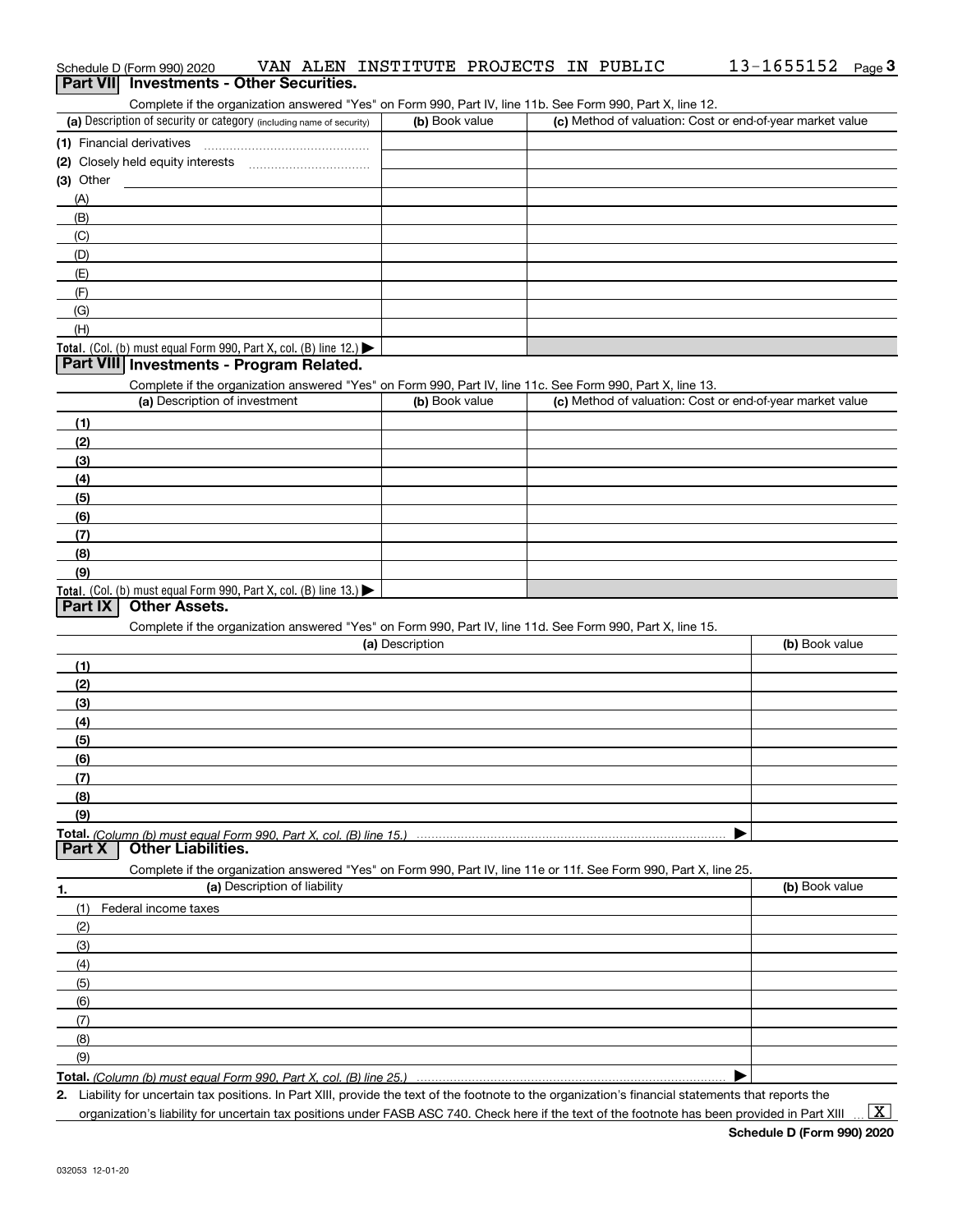Schedule D (Form 990) 2020 VAN ALEN INSTITUTE PROJECTS IN PUBLIC 13-1655152 Page 3

## Part VII Investments - Other Securities.

Complete if the organization answered "Yes" on Form 990, Part IV, line 11b. See Form 990, Part X, line 12.

| (a) Description of security or category (including name of security) | (b) Book value | (c) Method of valuation: Cost or end-of-year market value |
|---|---|---|
| (1) Financial derivatives | | |
| (2) Closely held equity interests | | |
| (3) Other | | |
| (A) | | |
| (B) | | |
| (C) | | |
| (D) | | |
| (E) | | |
| (F) | | |
| (G) | | |
| (H) | | |
| **Total.** (Col. (b) must equal Form 990, Part X, col. (B) line 12.) ▶ | | |

## Part VIII Investments - Program Related.

Complete if the organization answered "Yes" on Form 990, Part IV, line 11c. See Form 990, Part X, line 13.

| (a) Description of investment | (b) Book value | (c) Method of valuation: Cost or end-of-year market value |
|---|---|---|
| (1) | | |
| (2) | | |
| (3) | | |
| (4) | | |
| (5) | | |
| (6) | | |
| (7) | | |
| (8) | | |
| (9) | | |
| **Total.** (Col. (b) must equal Form 990, Part X, col. (B) line 13.) ▶ | | |

## Part IX Other Assets.

Complete if the organization answered "Yes" on Form 990, Part IV, line 11d. See Form 990, Part X, line 15.

| (a) Description | (b) Book value |
|---|---|
| (1) | |
| (2) | |
| (3) | |
| (4) | |
| (5) | |
| (6) | |
| (7) | |
| (8) | |
| (9) | |
| **Total.** *(Column (b) must equal Form 990, Part X, col. (B) line 15.)* ▶ | |

## Part X Other Liabilities.

Complete if the organization answered "Yes" on Form 990, Part IV, line 11e or 11f. See Form 990, Part X, line 25.

| 1. (a) Description of liability | (b) Book value |
|---|---|
| (1) Federal income taxes | |
| (2) | |
| (3) | |
| (4) | |
| (5) | |
| (6) | |
| (7) | |
| (8) | |
| (9) | |
| **Total.** *(Column (b) must equal Form 990, Part X, col. (B) line 25.)* ▶ | |

**2.** Liability for uncertain tax positions. In Part XIII, provide the text of the footnote to the organization's financial statements that reports the organization's liability for uncertain tax positions under FASB ASC 740. Check here if the text of the footnote has been provided in Part XIII ... [X]

**Schedule D (Form 990) 2020**

032053 12-01-20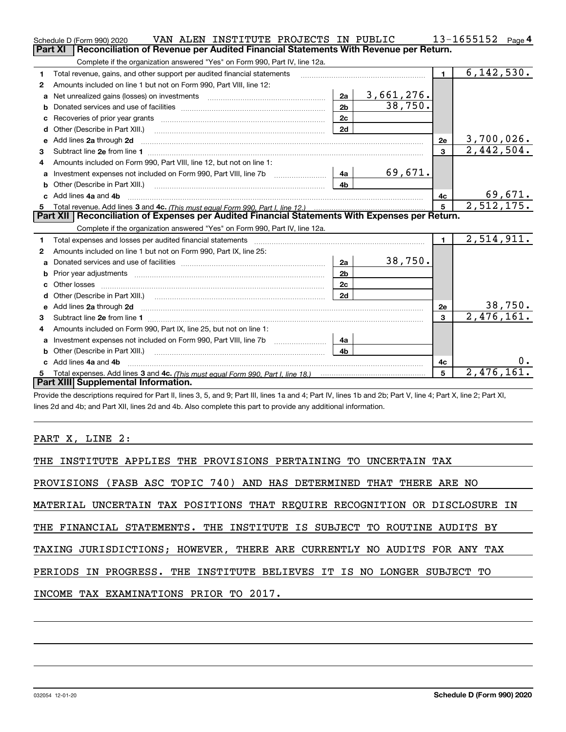Schedule D (Form 990) 2020 VAN ALEN INSTITUTE PROJECTS IN PUBLIC 13-1655152 Page 4

## Part XI Reconciliation of Revenue per Audited Financial Statements With Revenue per Return.

Complete if the organization answered "Yes" on Form 990, Part IV, line 12a.

| | | | | | |
|---|---|---|---|---|---|
| 1 | Total revenue, gains, and other support per audited financial statements | | | 1 | 6,142,530. |
| 2 | Amounts included on line 1 but not on Form 990, Part VIII, line 12: | | | | |
| a | Net unrealized gains (losses) on investments | 2a | 3,661,276. | | |
| b | Donated services and use of facilities | 2b | 38,750. | | |
| c | Recoveries of prior year grants | 2c | | | |
| d | Other (Describe in Part XIII.) | 2d | | | |
| e | Add lines 2a through 2d | | | 2e | 3,700,026. |
| 3 | Subtract line 2e from line 1 | | | 3 | 2,442,504. |
| 4 | Amounts included on Form 990, Part VIII, line 12, but not on line 1: | | | | |
| a | Investment expenses not included on Form 990, Part VIII, line 7b | 4a | 69,671. | | |
| b | Other (Describe in Part XIII.) | 4b | | | |
| c | Add lines 4a and 4b | | | 4c | 69,671. |
| 5 | Total revenue. Add lines 3 and 4c. *(This must equal Form 990, Part I, line 12.)* | | | 5 | 2,512,175. |

## Part XII Reconciliation of Expenses per Audited Financial Statements With Expenses per Return.

Complete if the organization answered "Yes" on Form 990, Part IV, line 12a.

| | | | | | |
|---|---|---|---|---|---|
| 1 | Total expenses and losses per audited financial statements | | | 1 | 2,514,911. |
| 2 | Amounts included on line 1 but not on Form 990, Part IX, line 25: | | | | |
| a | Donated services and use of facilities | 2a | 38,750. | | |
| b | Prior year adjustments | 2b | | | |
| c | Other losses | 2c | | | |
| d | Other (Describe in Part XIII.) | 2d | | | |
| e | Add lines 2a through 2d | | | 2e | 38,750. |
| 3 | Subtract line 2e from line 1 | | | 3 | 2,476,161. |
| 4 | Amounts included on Form 990, Part IX, line 25, but not on line 1: | | | | |
| a | Investment expenses not included on Form 990, Part VIII, line 7b | 4a | | | |
| b | Other (Describe in Part XIII.) | 4b | | | |
| c | Add lines 4a and 4b | | | 4c | 0. |
| 5 | Total expenses. Add lines 3 and 4c. *(This must equal Form 990, Part I, line 18.)* | | | 5 | 2,476,161. |

## Part XIII Supplemental Information.

Provide the descriptions required for Part II, lines 3, 5, and 9; Part III, lines 1a and 4; Part IV, lines 1b and 2b; Part V, line 4; Part X, line 2; Part XI, lines 2d and 4b; and Part XII, lines 2d and 4b. Also complete this part to provide any additional information.

PART X, LINE 2:

THE INSTITUTE APPLIES THE PROVISIONS PERTAINING TO UNCERTAIN TAX PROVISIONS (FASB ASC TOPIC 740) AND HAS DETERMINED THAT THERE ARE NO MATERIAL UNCERTAIN TAX POSITIONS THAT REQUIRE RECOGNITION OR DISCLOSURE IN THE FINANCIAL STATEMENTS. THE INSTITUTE IS SUBJECT TO ROUTINE AUDITS BY TAXING JURISDICTIONS; HOWEVER, THERE ARE CURRENTLY NO AUDITS FOR ANY TAX PERIODS IN PROGRESS. THE INSTITUTE BELIEVES IT IS NO LONGER SUBJECT TO INCOME TAX EXAMINATIONS PRIOR TO 2017.

032054 12-01-20 Schedule D (Form 990) 2020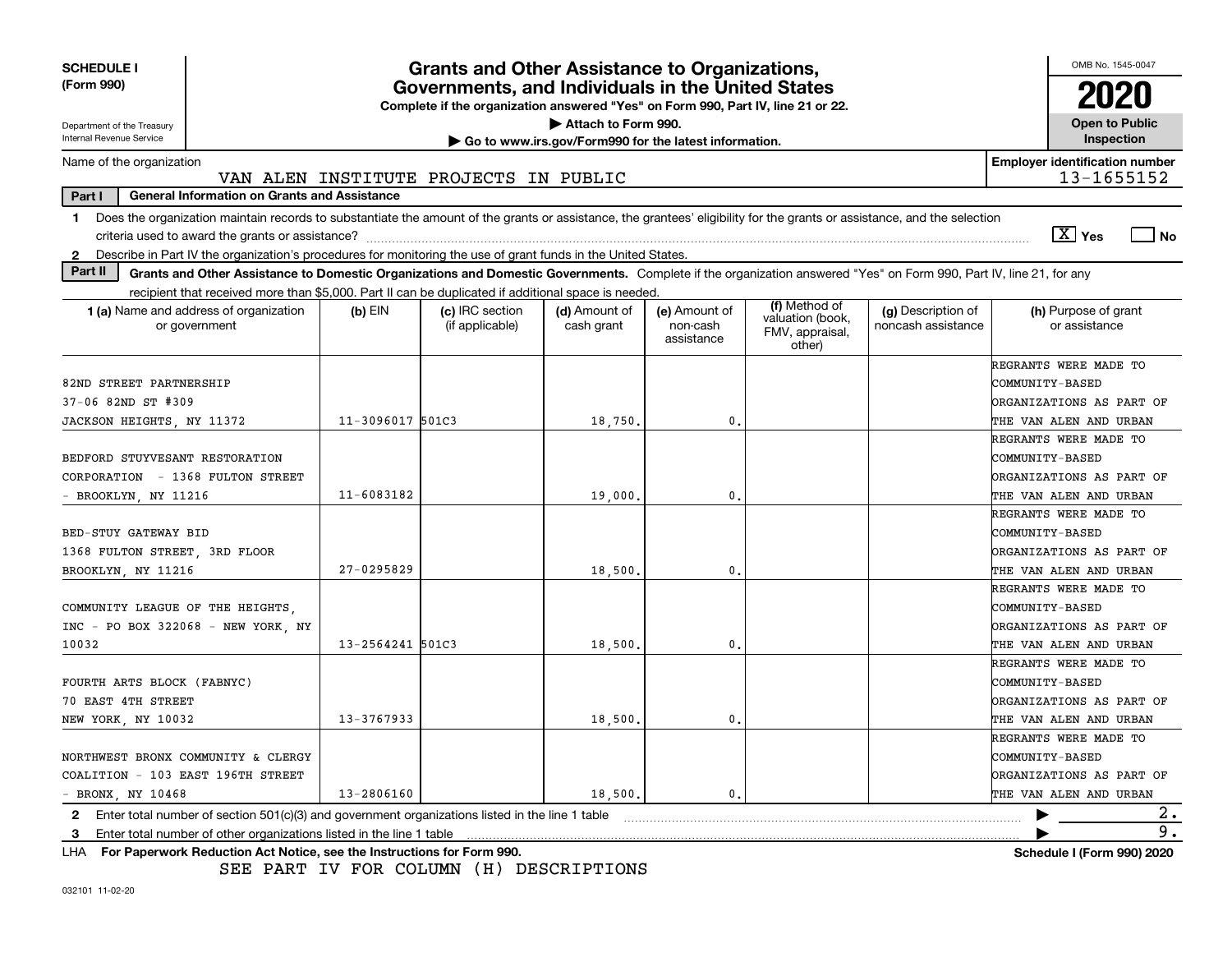**SCHEDULE I**
**(Form 990)**

Department of the Treasury
Internal Revenue Service

# Grants and Other Assistance to Organizations, Governments, and Individuals in the United States

**Complete if the organization answered "Yes" on Form 990, Part IV, line 21 or 22.**
**▶ Attach to Form 990.**
**▶ Go to www.irs.gov/Form990 for the latest information.**

OMB No. 1545-0047
**2020**
**Open to Public Inspection**

Name of the organization: VAN ALEN INSTITUTE PROJECTS IN PUBLIC
Employer identification number: 13-1655152

**Part I — General Information on Grants and Assistance**

1 Does the organization maintain records to substantiate the amount of the grants or assistance, the grantees' eligibility for the grants or assistance, and the selection criteria used to award the grants or assistance? [X] Yes [ ] No

2 Describe in Part IV the organization's procedures for monitoring the use of grant funds in the United States.

**Part II — Grants and Other Assistance to Domestic Organizations and Domestic Governments.** Complete if the organization answered "Yes" on Form 990, Part IV, line 21, for any recipient that received more than $5,000. Part II can be duplicated if additional space is needed.

| 1 (a) Name and address of organization or government | (b) EIN | (c) IRC section (if applicable) | (d) Amount of cash grant | (e) Amount of non-cash assistance | (f) Method of valuation (book, FMV, appraisal, other) | (g) Description of noncash assistance | (h) Purpose of grant or assistance |
|---|---|---|---|---|---|---|---|
| 82ND STREET PARTNERSHIP 37-06 82ND ST #309 JACKSON HEIGHTS, NY 11372 | 11-3096017 | 501C3 | 18,750. | 0. | | | REGRANTS WERE MADE TO COMMUNITY-BASED ORGANIZATIONS AS PART OF THE VAN ALEN AND URBAN |
| BEDFORD STUYVESANT RESTORATION CORPORATION - 1368 FULTON STREET - BROOKLYN, NY 11216 | 11-6083182 | | 19,000. | 0. | | | REGRANTS WERE MADE TO COMMUNITY-BASED ORGANIZATIONS AS PART OF THE VAN ALEN AND URBAN |
| BED-STUY GATEWAY BID 1368 FULTON STREET, 3RD FLOOR BROOKLYN, NY 11216 | 27-0295829 | | 18,500. | 0. | | | REGRANTS WERE MADE TO COMMUNITY-BASED ORGANIZATIONS AS PART OF THE VAN ALEN AND URBAN |
| COMMUNITY LEAGUE OF THE HEIGHTS, INC - PO BOX 322068 - NEW YORK, NY 10032 | 13-2564241 | 501C3 | 18,500. | 0. | | | REGRANTS WERE MADE TO COMMUNITY-BASED ORGANIZATIONS AS PART OF THE VAN ALEN AND URBAN |
| FOURTH ARTS BLOCK (FABNYC) 70 EAST 4TH STREET NEW YORK, NY 10032 | 13-3767933 | | 18,500. | 0. | | | REGRANTS WERE MADE TO COMMUNITY-BASED ORGANIZATIONS AS PART OF THE VAN ALEN AND URBAN |
| NORTHWEST BRONX COMMUNITY & CLERGY COALITION - 103 EAST 196TH STREET - BRONX, NY 10468 | 13-2806160 | | 18,500. | 0. | | | REGRANTS WERE MADE TO COMMUNITY-BASED ORGANIZATIONS AS PART OF THE VAN ALEN AND URBAN |

2 Enter total number of section 501(c)(3) and government organizations listed in the line 1 table ▶ 2.

3 Enter total number of other organizations listed in the line 1 table ▶ 9.

LHA **For Paperwork Reduction Act Notice, see the Instructions for Form 990.** **Schedule I (Form 990) 2020**

SEE PART IV FOR COLUMN (H) DESCRIPTIONS

032101 11-02-20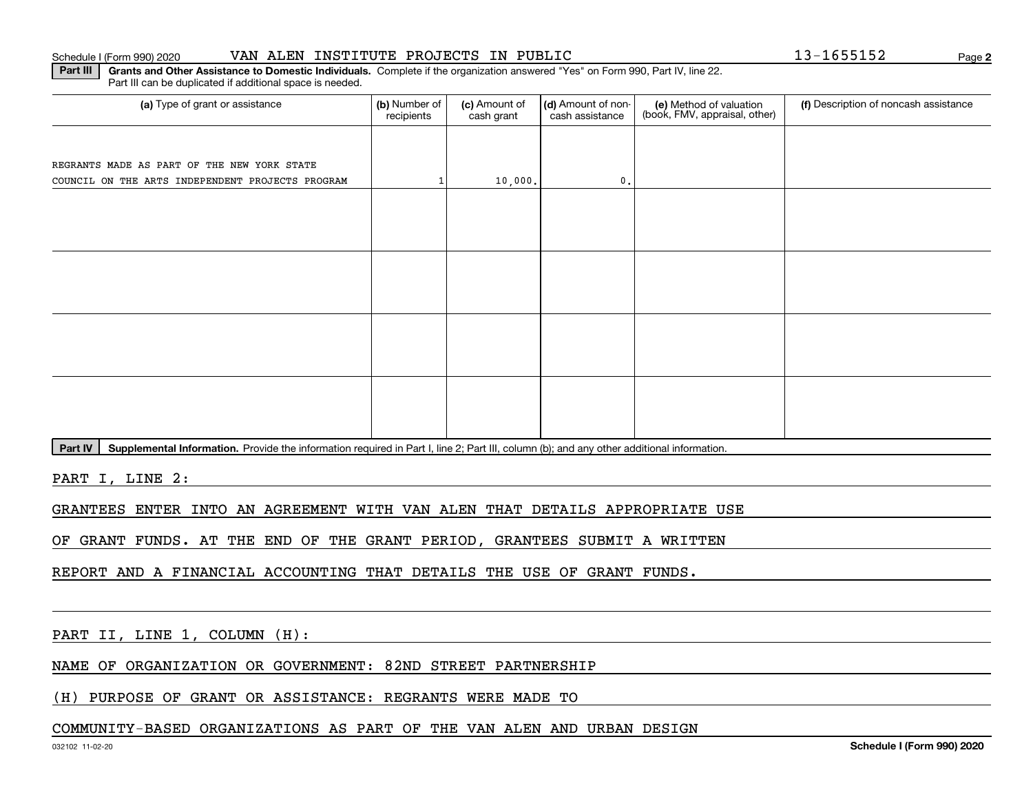**Part III** **Grants and Other Assistance to Domestic Individuals.** Complete if the organization answered "Yes" on Form 990, Part IV, line 22. Part III can be duplicated if additional space is needed.

| (a) Type of grant or assistance | (b) Number of recipients | (c) Amount of cash grant | (d) Amount of non-cash assistance | (e) Method of valuation (book, FMV, appraisal, other) | (f) Description of noncash assistance |
|---|---|---|---|---|---|
| REGRANTS MADE AS PART OF THE NEW YORK STATE COUNCIL ON THE ARTS INDEPENDENT PROJECTS PROGRAM | 1 | 10,000. | 0. | | |
| | | | | | |
| | | | | | |
| | | | | | |
| | | | | | |

**Part IV** **Supplemental Information.** Provide the information required in Part I, line 2; Part III, column (b); and any other additional information.

PART I, LINE 2:

GRANTEES ENTER INTO AN AGREEMENT WITH VAN ALEN THAT DETAILS APPROPRIATE USE OF GRANT FUNDS. AT THE END OF THE GRANT PERIOD, GRANTEES SUBMIT A WRITTEN REPORT AND A FINANCIAL ACCOUNTING THAT DETAILS THE USE OF GRANT FUNDS.

PART II, LINE 1, COLUMN (H):

NAME OF ORGANIZATION OR GOVERNMENT: 82ND STREET PARTNERSHIP

(H) PURPOSE OF GRANT OR ASSISTANCE: REGRANTS WERE MADE TO COMMUNITY-BASED ORGANIZATIONS AS PART OF THE VAN ALEN AND URBAN DESIGN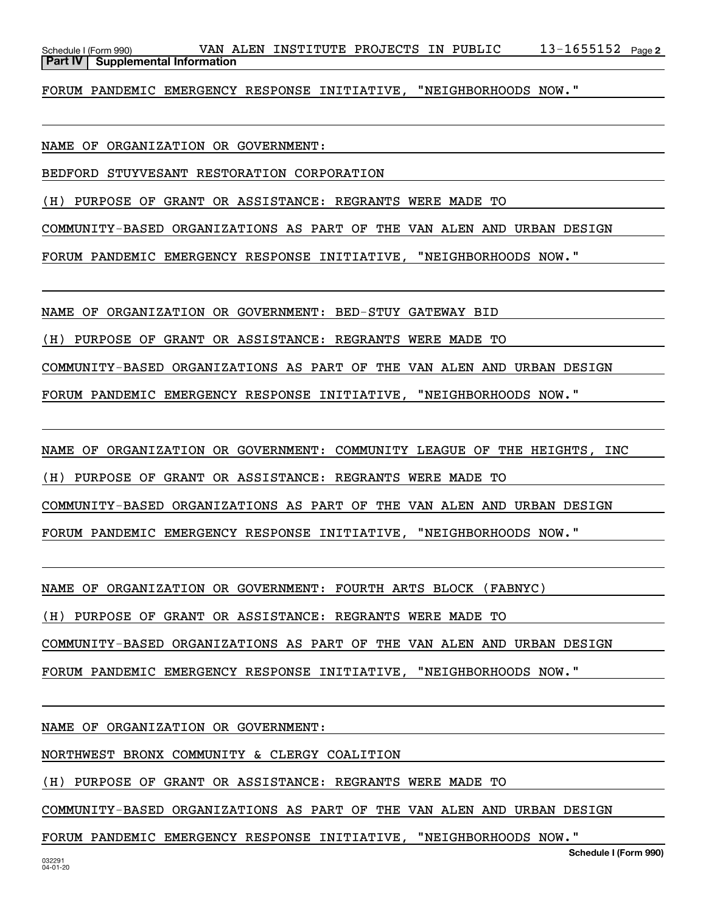**Part IV | Supplemental Information**

FORUM PANDEMIC EMERGENCY RESPONSE INITIATIVE, "NEIGHBORHOODS NOW."

NAME OF ORGANIZATION OR GOVERNMENT:

BEDFORD STUYVESANT RESTORATION CORPORATION

(H) PURPOSE OF GRANT OR ASSISTANCE: REGRANTS WERE MADE TO

COMMUNITY-BASED ORGANIZATIONS AS PART OF THE VAN ALEN AND URBAN DESIGN

FORUM PANDEMIC EMERGENCY RESPONSE INITIATIVE, "NEIGHBORHOODS NOW."

NAME OF ORGANIZATION OR GOVERNMENT: BED-STUY GATEWAY BID

(H) PURPOSE OF GRANT OR ASSISTANCE: REGRANTS WERE MADE TO

COMMUNITY-BASED ORGANIZATIONS AS PART OF THE VAN ALEN AND URBAN DESIGN

FORUM PANDEMIC EMERGENCY RESPONSE INITIATIVE, "NEIGHBORHOODS NOW."

NAME OF ORGANIZATION OR GOVERNMENT: COMMUNITY LEAGUE OF THE HEIGHTS, INC

(H) PURPOSE OF GRANT OR ASSISTANCE: REGRANTS WERE MADE TO

COMMUNITY-BASED ORGANIZATIONS AS PART OF THE VAN ALEN AND URBAN DESIGN

FORUM PANDEMIC EMERGENCY RESPONSE INITIATIVE, "NEIGHBORHOODS NOW."

NAME OF ORGANIZATION OR GOVERNMENT: FOURTH ARTS BLOCK (FABNYC)

(H) PURPOSE OF GRANT OR ASSISTANCE: REGRANTS WERE MADE TO

COMMUNITY-BASED ORGANIZATIONS AS PART OF THE VAN ALEN AND URBAN DESIGN

FORUM PANDEMIC EMERGENCY RESPONSE INITIATIVE, "NEIGHBORHOODS NOW."

NAME OF ORGANIZATION OR GOVERNMENT:

NORTHWEST BRONX COMMUNITY & CLERGY COALITION

(H) PURPOSE OF GRANT OR ASSISTANCE: REGRANTS WERE MADE TO

COMMUNITY-BASED ORGANIZATIONS AS PART OF THE VAN ALEN AND URBAN DESIGN

FORUM PANDEMIC EMERGENCY RESPONSE INITIATIVE, "NEIGHBORHOODS NOW."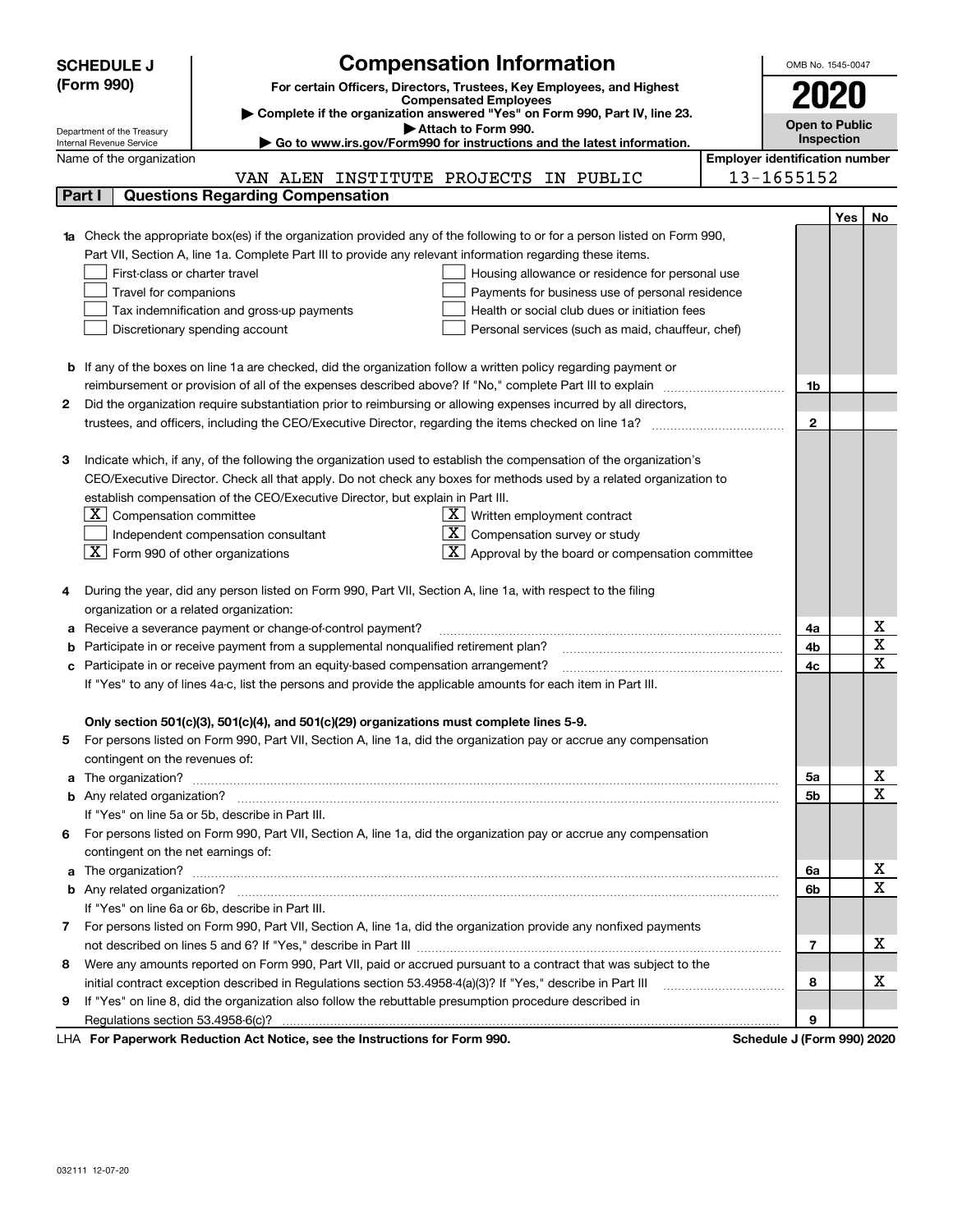# SCHEDULE J (Form 990)

## Compensation Information

**For certain Officers, Directors, Trustees, Key Employees, and Highest Compensated Employees**

▶ Complete if the organization answered "Yes" on Form 990, Part IV, line 23.

▶ Attach to Form 990.

▶ Go to www.irs.gov/Form990 for instructions and the latest information.

Department of the Treasury
Internal Revenue Service

OMB No. 1545-0047

**2020**

**Open to Public Inspection**

Name of the organization: VAN ALEN INSTITUTE PROJECTS IN PUBLIC

Employer identification number: 13-1655152

### Part I Questions Regarding Compensation

| | | Line | Yes | No |
|---|---|---|---|---|
| **1a** | Check the appropriate box(es) if the organization provided any of the following to or for a person listed on Form 990, Part VII, Section A, line 1a. Complete Part III to provide any relevant information regarding these items.<br>☐ First-class or charter travel ☐ Housing allowance or residence for personal use<br>☐ Travel for companions ☐ Payments for business use of personal residence<br>☐ Tax indemnification and gross-up payments ☐ Health or social club dues or initiation fees<br>☐ Discretionary spending account ☐ Personal services (such as maid, chauffeur, chef) | | | |
| **b** | If any of the boxes on line 1a are checked, did the organization follow a written policy regarding payment or reimbursement or provision of all of the expenses described above? If "No," complete Part III to explain | 1b | | |
| **2** | Did the organization require substantiation prior to reimbursing or allowing expenses incurred by all directors, trustees, and officers, including the CEO/Executive Director, regarding the items checked on line 1a? | 2 | | |
| **3** | Indicate which, if any, of the following the organization used to establish the compensation of the organization's CEO/Executive Director. Check all that apply. Do not check any boxes for methods used by a related organization to establish compensation of the CEO/Executive Director, but explain in Part III.<br>☒ Compensation committee ☒ Written employment contract<br>☐ Independent compensation consultant ☒ Compensation survey or study<br>☒ Form 990 of other organizations ☒ Approval by the board or compensation committee | | | |
| **4** | During the year, did any person listed on Form 990, Part VII, Section A, line 1a, with respect to the filing organization or a related organization: | | | |
| **a** | Receive a severance payment or change-of-control payment? | 4a | | X |
| **b** | Participate in or receive payment from a supplemental nonqualified retirement plan? | 4b | | X |
| **c** | Participate in or receive payment from an equity-based compensation arrangement? | 4c | | X |
| | If "Yes" to any of lines 4a-c, list the persons and provide the applicable amounts for each item in Part III. | | | |
| | **Only section 501(c)(3), 501(c)(4), and 501(c)(29) organizations must complete lines 5-9.** | | | |
| **5** | For persons listed on Form 990, Part VII, Section A, line 1a, did the organization pay or accrue any compensation contingent on the revenues of: | | | |
| **a** | The organization? | 5a | | X |
| **b** | Any related organization? | 5b | | X |
| | If "Yes" on line 5a or 5b, describe in Part III. | | | |
| **6** | For persons listed on Form 990, Part VII, Section A, line 1a, did the organization pay or accrue any compensation contingent on the net earnings of: | | | |
| **a** | The organization? | 6a | | X |
| **b** | Any related organization? | 6b | | X |
| | If "Yes" on line 6a or 6b, describe in Part III. | | | |
| **7** | For persons listed on Form 990, Part VII, Section A, line 1a, did the organization provide any nonfixed payments not described on lines 5 and 6? If "Yes," describe in Part III | 7 | | X |
| **8** | Were any amounts reported on Form 990, Part VII, paid or accrued pursuant to a contract that was subject to the initial contract exception described in Regulations section 53.4958-4(a)(3)? If "Yes," describe in Part III | 8 | | X |
| **9** | If "Yes" on line 8, did the organization also follow the rebuttable presumption procedure described in Regulations section 53.4958-6(c)? | 9 | | |

LHA **For Paperwork Reduction Act Notice, see the Instructions for Form 990.** **Schedule J (Form 990) 2020**

032111 12-07-20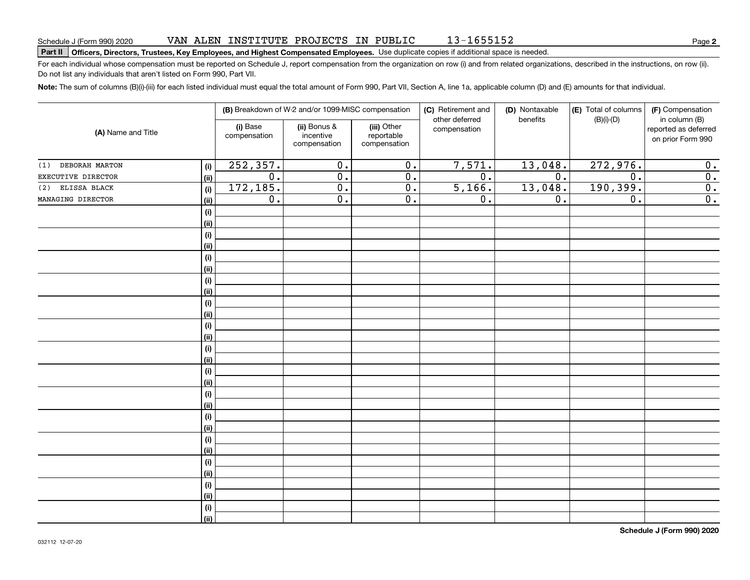Schedule J (Form 990) 2020 VAN ALEN INSTITUTE PROJECTS IN PUBLIC 13-1655152 Page **2**

**Part II** **Officers, Directors, Trustees, Key Employees, and Highest Compensated Employees.** Use duplicate copies if additional space is needed.

For each individual whose compensation must be reported on Schedule J, report compensation from the organization on row (i) and from related organizations, described in the instructions, on row (ii). Do not list any individuals that aren't listed on Form 990, Part VII.

**Note:** The sum of columns (B)(i)-(iii) for each listed individual must equal the total amount of Form 990, Part VII, Section A, line 1a, applicable column (D) and (E) amounts for that individual.

| (A) Name and Title | | (B) Breakdown of W-2 and/or 1099-MISC compensation | | | (C) Retirement and other deferred compensation | (D) Nontaxable benefits | (E) Total of columns (B)(i)-(D) | (F) Compensation in column (B) reported as deferred on prior Form 990 |
|---|---|---|---|---|---|---|---|---|
| | | (i) Base compensation | (ii) Bonus & incentive compensation | (iii) Other reportable compensation | | | | |
| (1) DEBORAH MARTON | (i) | 252,357. | 0. | 0. | 7,571. | 13,048. | 272,976. | 0. |
| EXECUTIVE DIRECTOR | (ii) | 0. | 0. | 0. | 0. | 0. | 0. | 0. |
| (2) ELISSA BLACK | (i) | 172,185. | 0. | 0. | 5,166. | 13,048. | 190,399. | 0. |
| MANAGING DIRECTOR | (ii) | 0. | 0. | 0. | 0. | 0. | 0. | 0. |
| | (i) | | | | | | | |
| | (ii) | | | | | | | |
| | (i) | | | | | | | |
| | (ii) | | | | | | | |
| | (i) | | | | | | | |
| | (ii) | | | | | | | |
| | (i) | | | | | | | |
| | (ii) | | | | | | | |
| | (i) | | | | | | | |
| | (ii) | | | | | | | |
| | (i) | | | | | | | |
| | (ii) | | | | | | | |
| | (i) | | | | | | | |
| | (ii) | | | | | | | |
| | (i) | | | | | | | |
| | (ii) | | | | | | | |
| | (i) | | | | | | | |
| | (ii) | | | | | | | |
| | (i) | | | | | | | |
| | (ii) | | | | | | | |
| | (i) | | | | | | | |
| | (ii) | | | | | | | |
| | (i) | | | | | | | |
| | (ii) | | | | | | | |
| | (i) | | | | | | | |
| | (ii) | | | | | | | |
| | (i) | | | | | | | |
| | (ii) | | | | | | | |

**Schedule J (Form 990) 2020**

032112 12-07-20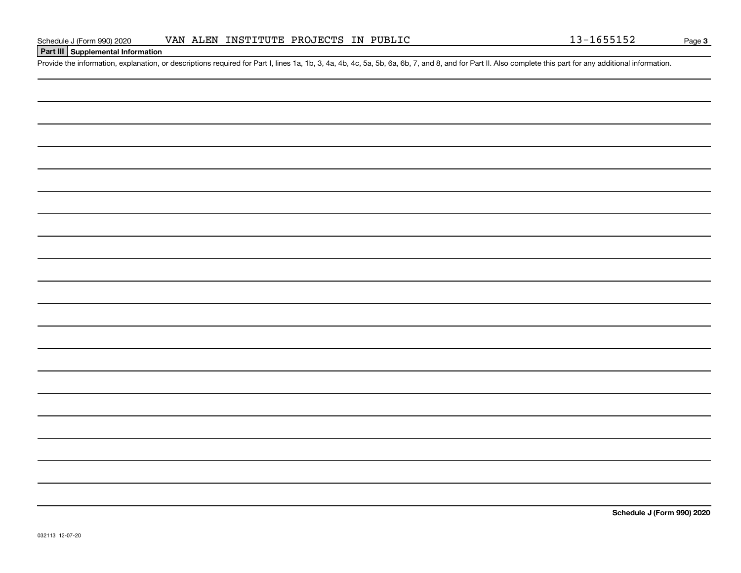## Part III Supplemental Information

Provide the information, explanation, or descriptions required for Part I, lines 1a, 1b, 3, 4a, 4b, 4c, 5a, 5b, 6a, 6b, 7, and 8, and for Part II. Also complete this part for any additional information.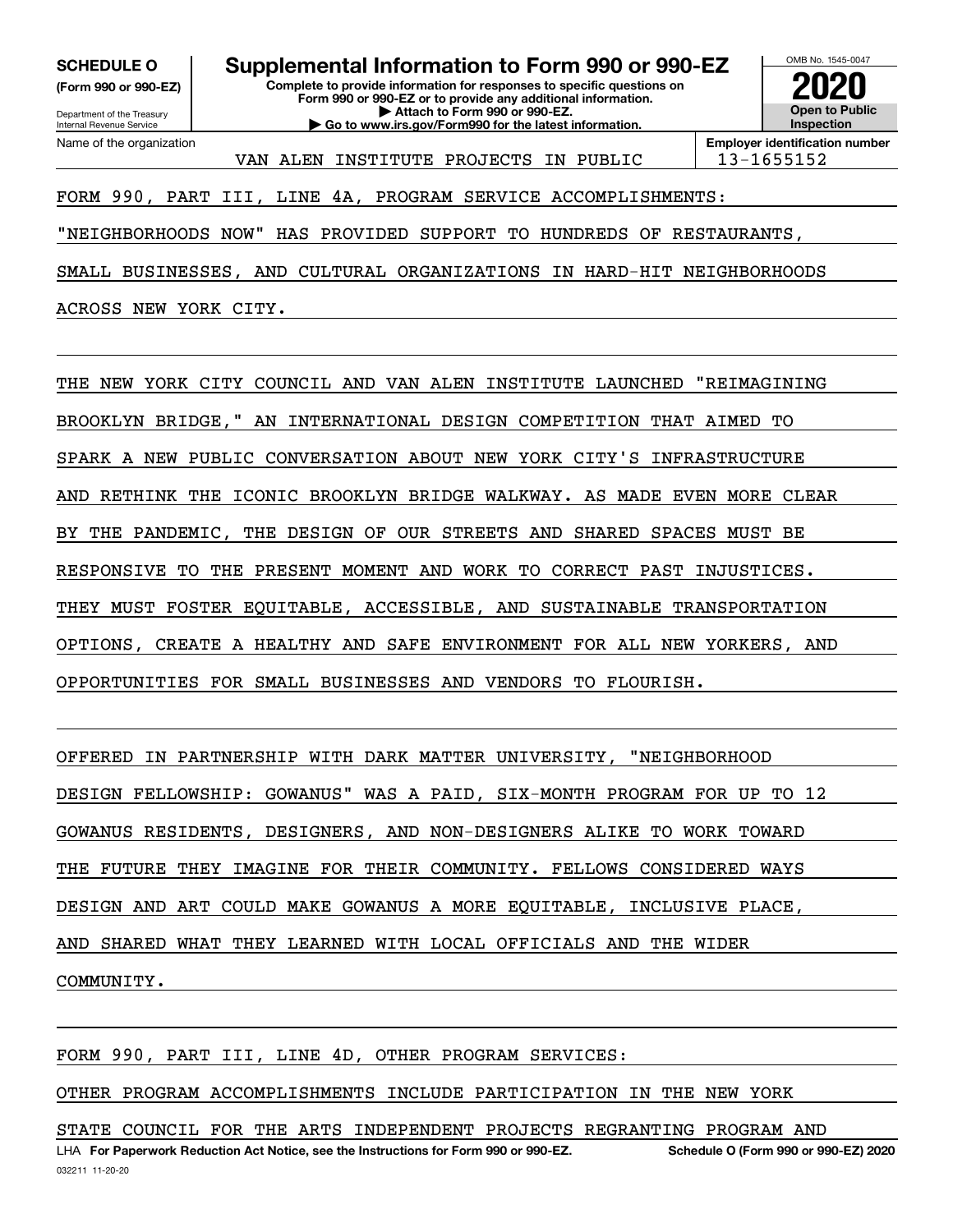**SCHEDULE O**
**(Form 990 or 990-EZ)**

Department of the Treasury
Internal Revenue Service

# Supplemental Information to Form 990 or 990-EZ

**Complete to provide information for responses to specific questions on Form 990 or 990-EZ or to provide any additional information.**
**▶ Attach to Form 990 or 990-EZ.**
**▶ Go to www.irs.gov/Form990 for the latest information.**

OMB No. 1545-0047

**2020**

**Open to Public Inspection**

| Name of the organization | Employer identification number |
|---|---|
| VAN ALEN INSTITUTE PROJECTS IN PUBLIC | 13-1655152 |

FORM 990, PART III, LINE 4A, PROGRAM SERVICE ACCOMPLISHMENTS:

"NEIGHBORHOODS NOW" HAS PROVIDED SUPPORT TO HUNDREDS OF RESTAURANTS, SMALL BUSINESSES, AND CULTURAL ORGANIZATIONS IN HARD-HIT NEIGHBORHOODS ACROSS NEW YORK CITY.

THE NEW YORK CITY COUNCIL AND VAN ALEN INSTITUTE LAUNCHED "REIMAGINING BROOKLYN BRIDGE," AN INTERNATIONAL DESIGN COMPETITION THAT AIMED TO SPARK A NEW PUBLIC CONVERSATION ABOUT NEW YORK CITY'S INFRASTRUCTURE AND RETHINK THE ICONIC BROOKLYN BRIDGE WALKWAY. AS MADE EVEN MORE CLEAR BY THE PANDEMIC, THE DESIGN OF OUR STREETS AND SHARED SPACES MUST BE RESPONSIVE TO THE PRESENT MOMENT AND WORK TO CORRECT PAST INJUSTICES. THEY MUST FOSTER EQUITABLE, ACCESSIBLE, AND SUSTAINABLE TRANSPORTATION OPTIONS, CREATE A HEALTHY AND SAFE ENVIRONMENT FOR ALL NEW YORKERS, AND OPPORTUNITIES FOR SMALL BUSINESSES AND VENDORS TO FLOURISH.

OFFERED IN PARTNERSHIP WITH DARK MATTER UNIVERSITY, "NEIGHBORHOOD DESIGN FELLOWSHIP: GOWANUS" WAS A PAID, SIX-MONTH PROGRAM FOR UP TO 12 GOWANUS RESIDENTS, DESIGNERS, AND NON-DESIGNERS ALIKE TO WORK TOWARD THE FUTURE THEY IMAGINE FOR THEIR COMMUNITY. FELLOWS CONSIDERED WAYS DESIGN AND ART COULD MAKE GOWANUS A MORE EQUITABLE, INCLUSIVE PLACE, AND SHARED WHAT THEY LEARNED WITH LOCAL OFFICIALS AND THE WIDER COMMUNITY.

FORM 990, PART III, LINE 4D, OTHER PROGRAM SERVICES:

OTHER PROGRAM ACCOMPLISHMENTS INCLUDE PARTICIPATION IN THE NEW YORK STATE COUNCIL FOR THE ARTS INDEPENDENT PROJECTS REGRANTING PROGRAM AND

LHA **For Paperwork Reduction Act Notice, see the Instructions for Form 990 or 990-EZ.** **Schedule O (Form 990 or 990-EZ) 2020**

032211 11-20-20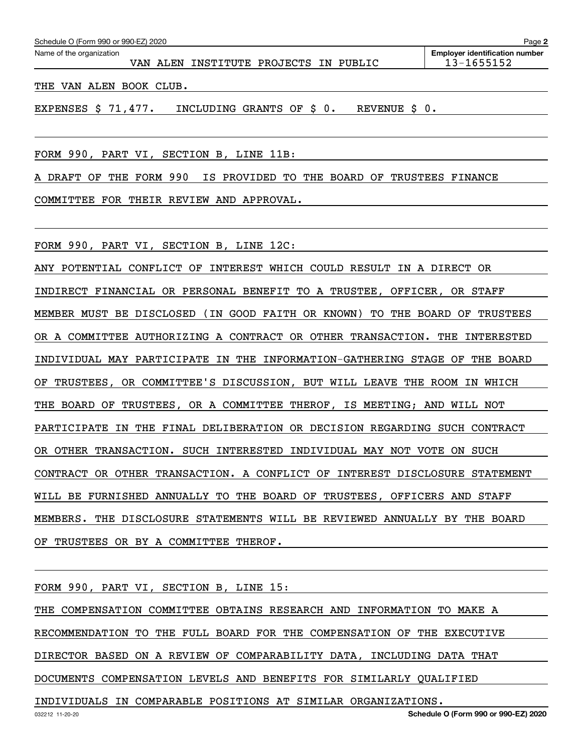Name of the organization: VAN ALEN INSTITUTE PROJECTS IN PUBLIC

Employer identification number: 13-1655152

THE VAN ALEN BOOK CLUB.

EXPENSES $ 71,477. INCLUDING GRANTS OF $ 0. REVENUE $ 0.

FORM 990, PART VI, SECTION B, LINE 11B:

A DRAFT OF THE FORM 990 IS PROVIDED TO THE BOARD OF TRUSTEES FINANCE COMMITTEE FOR THEIR REVIEW AND APPROVAL.

FORM 990, PART VI, SECTION B, LINE 12C:

ANY POTENTIAL CONFLICT OF INTEREST WHICH COULD RESULT IN A DIRECT OR INDIRECT FINANCIAL OR PERSONAL BENEFIT TO A TRUSTEE, OFFICER, OR STAFF MEMBER MUST BE DISCLOSED (IN GOOD FAITH OR KNOWN) TO THE BOARD OF TRUSTEES OR A COMMITTEE AUTHORIZING A CONTRACT OR OTHER TRANSACTION. THE INTERESTED INDIVIDUAL MAY PARTICIPATE IN THE INFORMATION-GATHERING STAGE OF THE BOARD OF TRUSTEES, OR COMMITTEE'S DISCUSSION, BUT WILL LEAVE THE ROOM IN WHICH THE BOARD OF TRUSTEES, OR A COMMITTEE THEROF, IS MEETING; AND WILL NOT PARTICIPATE IN THE FINAL DELIBERATION OR DECISION REGARDING SUCH CONTRACT OR OTHER TRANSACTION. SUCH INTERESTED INDIVIDUAL MAY NOT VOTE ON SUCH CONTRACT OR OTHER TRANSACTION. A CONFLICT OF INTEREST DISCLOSURE STATEMENT WILL BE FURNISHED ANNUALLY TO THE BOARD OF TRUSTEES, OFFICERS AND STAFF MEMBERS. THE DISCLOSURE STATEMENTS WILL BE REVIEWED ANNUALLY BY THE BOARD OF TRUSTEES OR BY A COMMITTEE THEROF.

FORM 990, PART VI, SECTION B, LINE 15:

THE COMPENSATION COMMITTEE OBTAINS RESEARCH AND INFORMATION TO MAKE A RECOMMENDATION TO THE FULL BOARD FOR THE COMPENSATION OF THE EXECUTIVE DIRECTOR BASED ON A REVIEW OF COMPARABILITY DATA, INCLUDING DATA THAT DOCUMENTS COMPENSATION LEVELS AND BENEFITS FOR SIMILARLY QUALIFIED INDIVIDUALS IN COMPARABLE POSITIONS AT SIMILAR ORGANIZATIONS.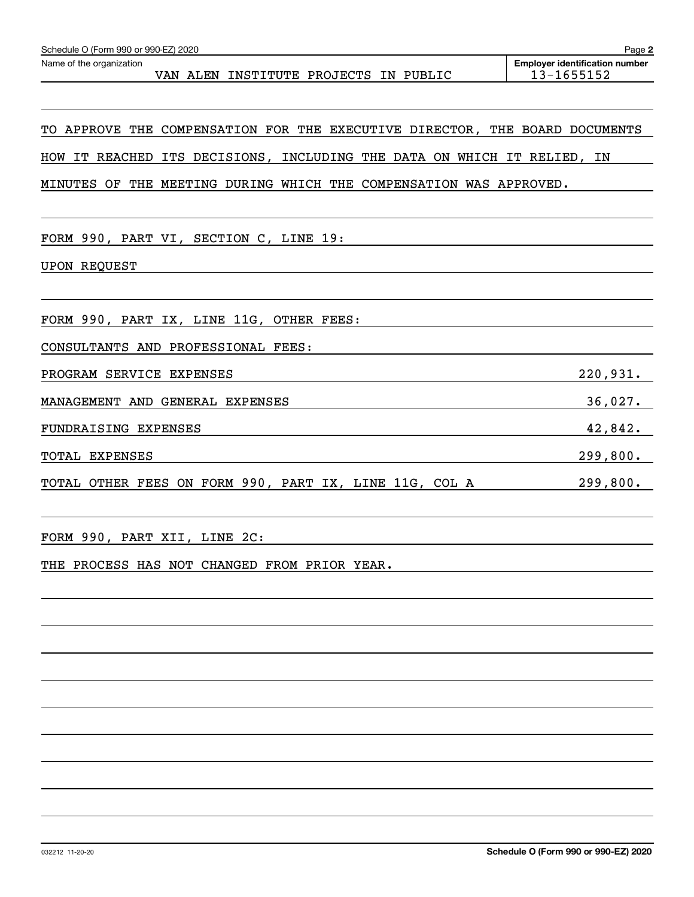Schedule O (Form 990 or 990-EZ) 2020

Name of the organization: VAN ALEN INSTITUTE PROJECTS IN PUBLIC

Employer identification number: 13-1655152

TO APPROVE THE COMPENSATION FOR THE EXECUTIVE DIRECTOR, THE BOARD DOCUMENTS HOW IT REACHED ITS DECISIONS, INCLUDING THE DATA ON WHICH IT RELIED, IN MINUTES OF THE MEETING DURING WHICH THE COMPENSATION WAS APPROVED.

FORM 990, PART VI, SECTION C, LINE 19:

UPON REQUEST

FORM 990, PART IX, LINE 11G, OTHER FEES:

CONSULTANTS AND PROFESSIONAL FEES:

| | |
|---|---|
| PROGRAM SERVICE EXPENSES | 220,931. |
| MANAGEMENT AND GENERAL EXPENSES | 36,027. |
| FUNDRAISING EXPENSES | 42,842. |
| TOTAL EXPENSES | 299,800. |
| TOTAL OTHER FEES ON FORM 990, PART IX, LINE 11G, COL A | 299,800. |

FORM 990, PART XII, LINE 2C:

THE PROCESS HAS NOT CHANGED FROM PRIOR YEAR.

032212 11-20-20

Schedule O (Form 990 or 990-EZ) 2020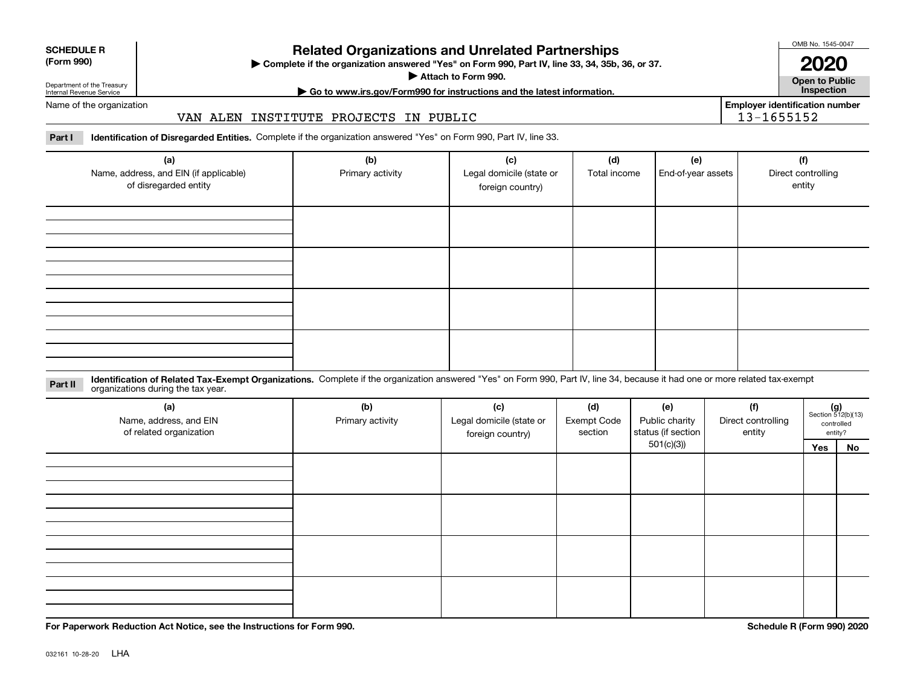**SCHEDULE R (Form 990)**

Department of the Treasury
Internal Revenue Service

# Related Organizations and Unrelated Partnerships

▶ Complete if the organization answered "Yes" on Form 990, Part IV, line 33, 34, 35b, 36, or 37.
▶ Attach to Form 990.
▶ Go to www.irs.gov/Form990 for instructions and the latest information.

OMB No. 1545-0047

**2020**

**Open to Public Inspection**

Name of the organization: VAN ALEN INSTITUTE PROJECTS IN PUBLIC

**Employer identification number** 13-1655152

**Part I** **Identification of Disregarded Entities.** Complete if the organization answered "Yes" on Form 990, Part IV, line 33.

| (a) Name, address, and EIN (if applicable) of disregarded entity | (b) Primary activity | (c) Legal domicile (state or foreign country) | (d) Total income | (e) End-of-year assets | (f) Direct controlling entity |
|---|---|---|---|---|---|
| | | | | | |
| | | | | | |
| | | | | | |
| | | | | | |

**Part II** **Identification of Related Tax-Exempt Organizations.** Complete if the organization answered "Yes" on Form 990, Part IV, line 34, because it had one or more related tax-exempt organizations during the tax year.

| (a) Name, address, and EIN of related organization | (b) Primary activity | (c) Legal domicile (state or foreign country) | (d) Exempt Code section | (e) Public charity status (if section 501(c)(3)) | (f) Direct controlling entity | (g) Section 512(b)(13) controlled entity? | |
|---|---|---|---|---|---|---|---|
| | | | | | | Yes | No |
| | | | | | | | |
| | | | | | | | |
| | | | | | | | |
| | | | | | | | |

**For Paperwork Reduction Act Notice, see the Instructions for Form 990.**

**Schedule R (Form 990) 2020**

032161 10-28-20 LHA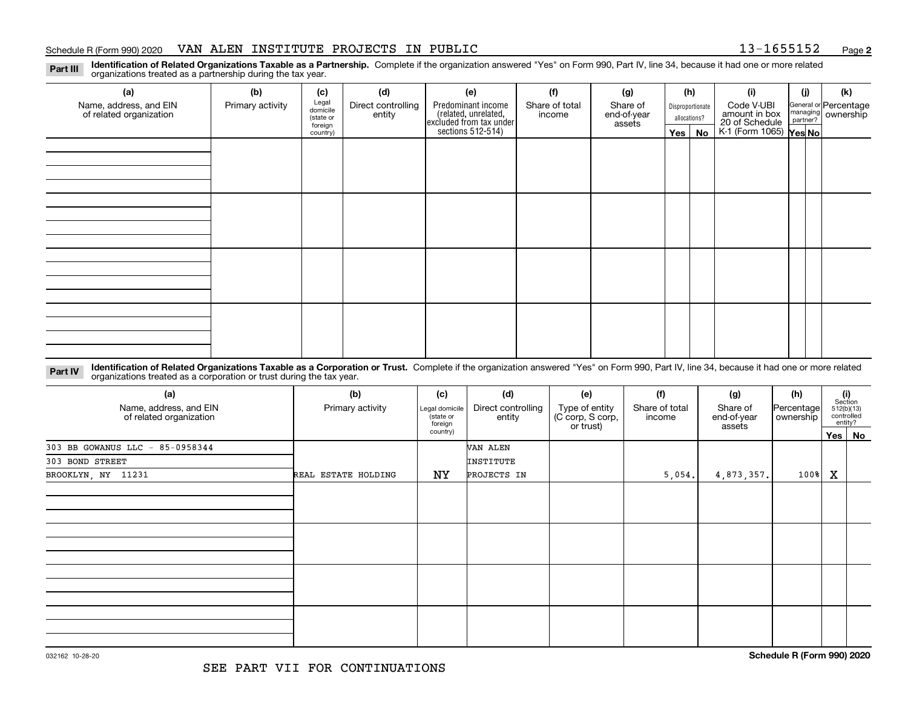Schedule R (Form 990) 2020 VAN ALEN INSTITUTE PROJECTS IN PUBLIC 13-1655152 Page **2**

**Part III** **Identification of Related Organizations Taxable as a Partnership.** Complete if the organization answered "Yes" on Form 990, Part IV, line 34, because it had one or more related organizations treated as a partnership during the tax year.

| (a) Name, address, and EIN of related organization | (b) Primary activity | (c) Legal domicile (state or foreign country) | (d) Direct controlling entity | (e) Predominant income (related, unrelated, excluded from tax under sections 512-514) | (f) Share of total income | (g) Share of end-of-year assets | (h) Disproportionate allocations? Yes | No | (i) Code V-UBI amount in box 20 of Schedule K-1 (Form 1065) | (j) General or managing partner? Yes | No | (k) Percentage ownership |
|---|---|---|---|---|---|---|---|---|---|---|---|---|
| | | | | | | | | | | | | |
| | | | | | | | | | | | | |
| | | | | | | | | | | | | |
| | | | | | | | | | | | | |

**Part IV** **Identification of Related Organizations Taxable as a Corporation or Trust.** Complete if the organization answered "Yes" on Form 990, Part IV, line 34, because it had one or more related organizations treated as a corporation or trust during the tax year.

| (a) Name, address, and EIN of related organization | (b) Primary activity | (c) Legal domicile (state or foreign country) | (d) Direct controlling entity | (e) Type of entity (C corp, S corp, or trust) | (f) Share of total income | (g) Share of end-of-year assets | (h) Percentage ownership | (i) Section 512(b)(13) controlled entity? Yes | No |
|---|---|---|---|---|---|---|---|---|---|
| 303 BB GOWANUS LLC - 85-0958344<br>303 BOND STREET<br>BROOKLYN, NY 11231 | REAL ESTATE HOLDING | NY | VAN ALEN INSTITUTE PROJECTS IN | | 5,054. | 4,873,357. | 100% | X | |
| | | | | | | | | | |
| | | | | | | | | | |
| | | | | | | | | | |
| | | | | | | | | | |

032162 10-28-20 **Schedule R (Form 990) 2020**

SEE PART VII FOR CONTINUATIONS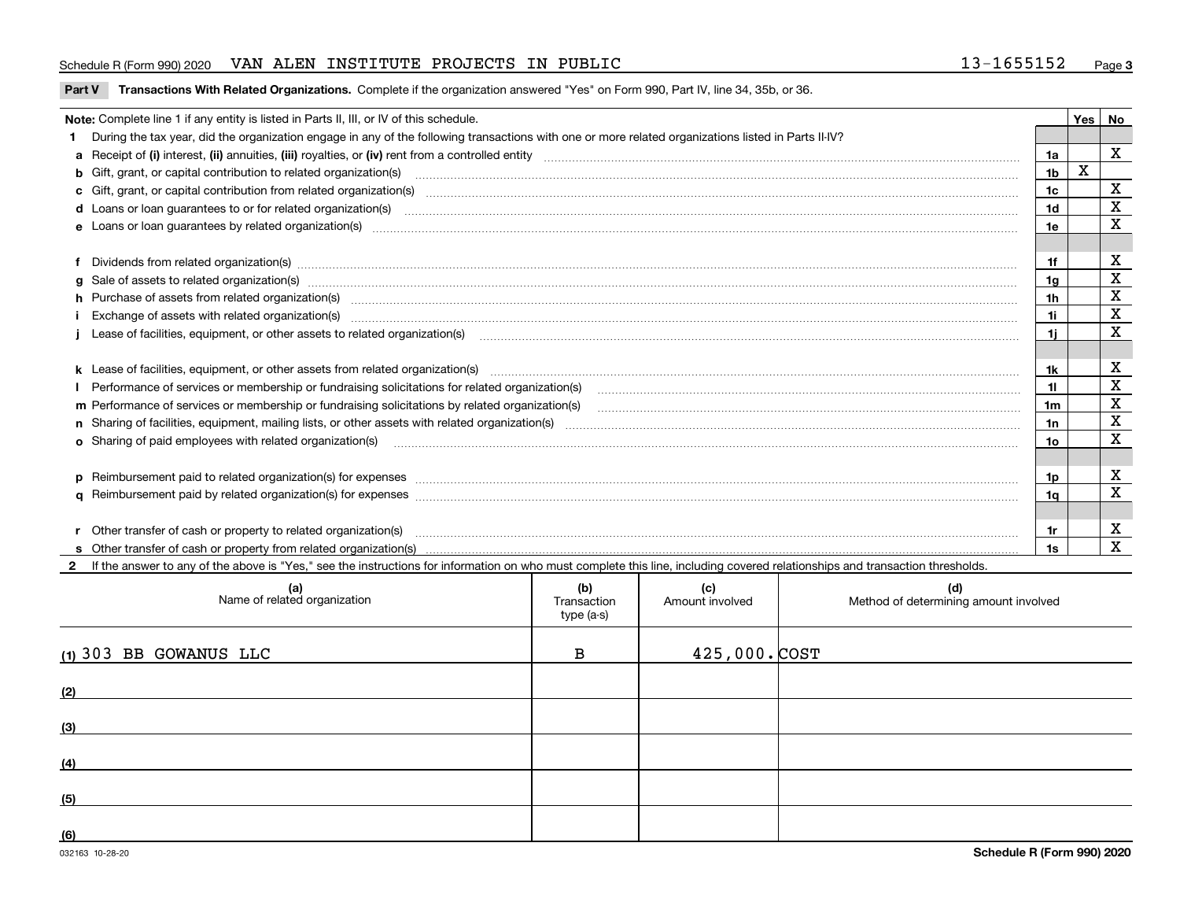Schedule R (Form 990) 2020 VAN ALEN INSTITUTE PROJECTS IN PUBLIC 13-1655152

**Part V Transactions With Related Organizations.** Complete if the organization answered "Yes" on Form 990, Part IV, line 34, 35b, or 36.

| Note: Complete line 1 if any entity is listed in Parts II, III, or IV of this schedule. | | Yes | No |
|---|---|---|---|
| **1** During the tax year, did the organization engage in any of the following transactions with one or more related organizations listed in Parts II-IV? | | | |
| **a** Receipt of (i) interest, (ii) annuities, (iii) royalties, or (iv) rent from a controlled entity | 1a | | X |
| **b** Gift, grant, or capital contribution to related organization(s) | 1b | X | |
| **c** Gift, grant, or capital contribution from related organization(s) | 1c | | X |
| **d** Loans or loan guarantees to or for related organization(s) | 1d | | X |
| **e** Loans or loan guarantees by related organization(s) | 1e | | X |
| **f** Dividends from related organization(s) | 1f | | X |
| **g** Sale of assets to related organization(s) | 1g | | X |
| **h** Purchase of assets from related organization(s) | 1h | | X |
| **i** Exchange of assets with related organization(s) | 1i | | X |
| **j** Lease of facilities, equipment, or other assets to related organization(s) | 1j | | X |
| **k** Lease of facilities, equipment, or other assets from related organization(s) | 1k | | X |
| **l** Performance of services or membership or fundraising solicitations for related organization(s) | 1l | | X |
| **m** Performance of services or membership or fundraising solicitations by related organization(s) | 1m | | X |
| **n** Sharing of facilities, equipment, mailing lists, or other assets with related organization(s) | 1n | | X |
| **o** Sharing of paid employees with related organization(s) | 1o | | X |
| **p** Reimbursement paid to related organization(s) for expenses | 1p | | X |
| **q** Reimbursement paid by related organization(s) for expenses | 1q | | X |
| **r** Other transfer of cash or property to related organization(s) | 1r | | X |
| **s** Other transfer of cash or property from related organization(s) | 1s | | X |

**2** If the answer to any of the above is "Yes," see the instructions for information on who must complete this line, including covered relationships and transaction thresholds.

| | (a) Name of related organization | (b) Transaction type (a-s) | (c) Amount involved | (d) Method of determining amount involved |
|---|---|---|---|---|
| (1) | 303 BB GOWANUS LLC | B | 425,000. | COST |
| (2) | | | | |
| (3) | | | | |
| (4) | | | | |
| (5) | | | | |
| (6) | | | | |

032163 10-28-20 **Schedule R (Form 990) 2020**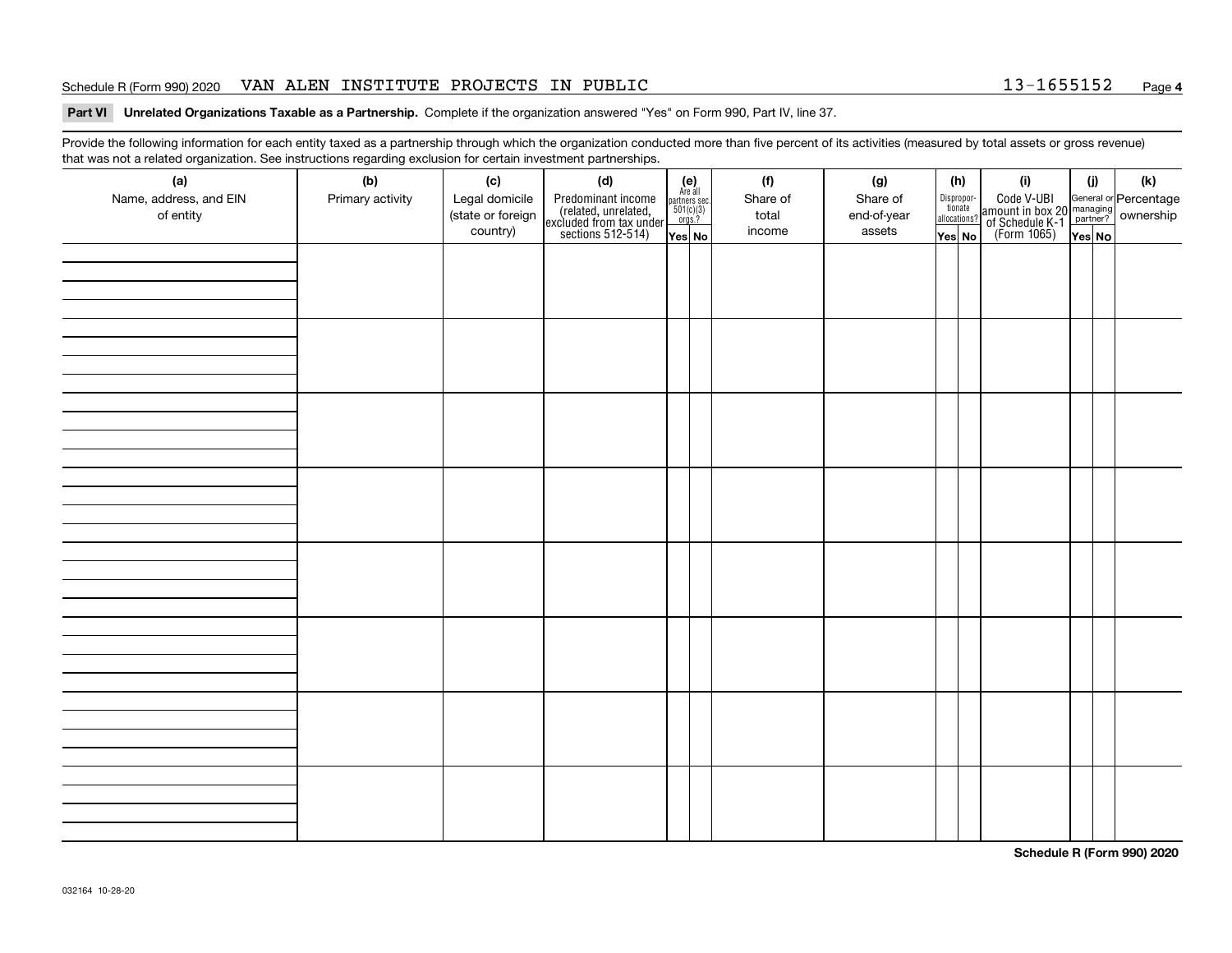Schedule R (Form 990) 2020 VAN ALEN INSTITUTE PROJECTS IN PUBLIC 13-1655152

**Part VI Unrelated Organizations Taxable as a Partnership.** Complete if the organization answered "Yes" on Form 990, Part IV, line 37.

Provide the following information for each entity taxed as a partnership through which the organization conducted more than five percent of its activities (measured by total assets or gross revenue) that was not a related organization. See instructions regarding exclusion for certain investment partnerships.

| (a) Name, address, and EIN of entity | (b) Primary activity | (c) Legal domicile (state or foreign country) | (d) Predominant income (related, unrelated, excluded from tax under sections 512-514) | (e) Are all partners sec. 501(c)(3) orgs.? Yes | (e) No | (f) Share of total income | (g) Share of end-of-year assets | (h) Disproportionate allocations? Yes | (h) No | (i) Code V-UBI amount in box 20 of Schedule K-1 (Form 1065) | (j) General or managing partner? Yes | (j) No | (k) Percentage ownership |
|---|---|---|---|---|---|---|---|---|---|---|---|---|---|
| | | | | | | | | | | | | | |
| | | | | | | | | | | | | | |
| | | | | | | | | | | | | | |
| | | | | | | | | | | | | | |
| | | | | | | | | | | | | | |
| | | | | | | | | | | | | | |
| | | | | | | | | | | | | | |
| | | | | | | | | | | | | | |

**Schedule R (Form 990) 2020**

032164 10-28-20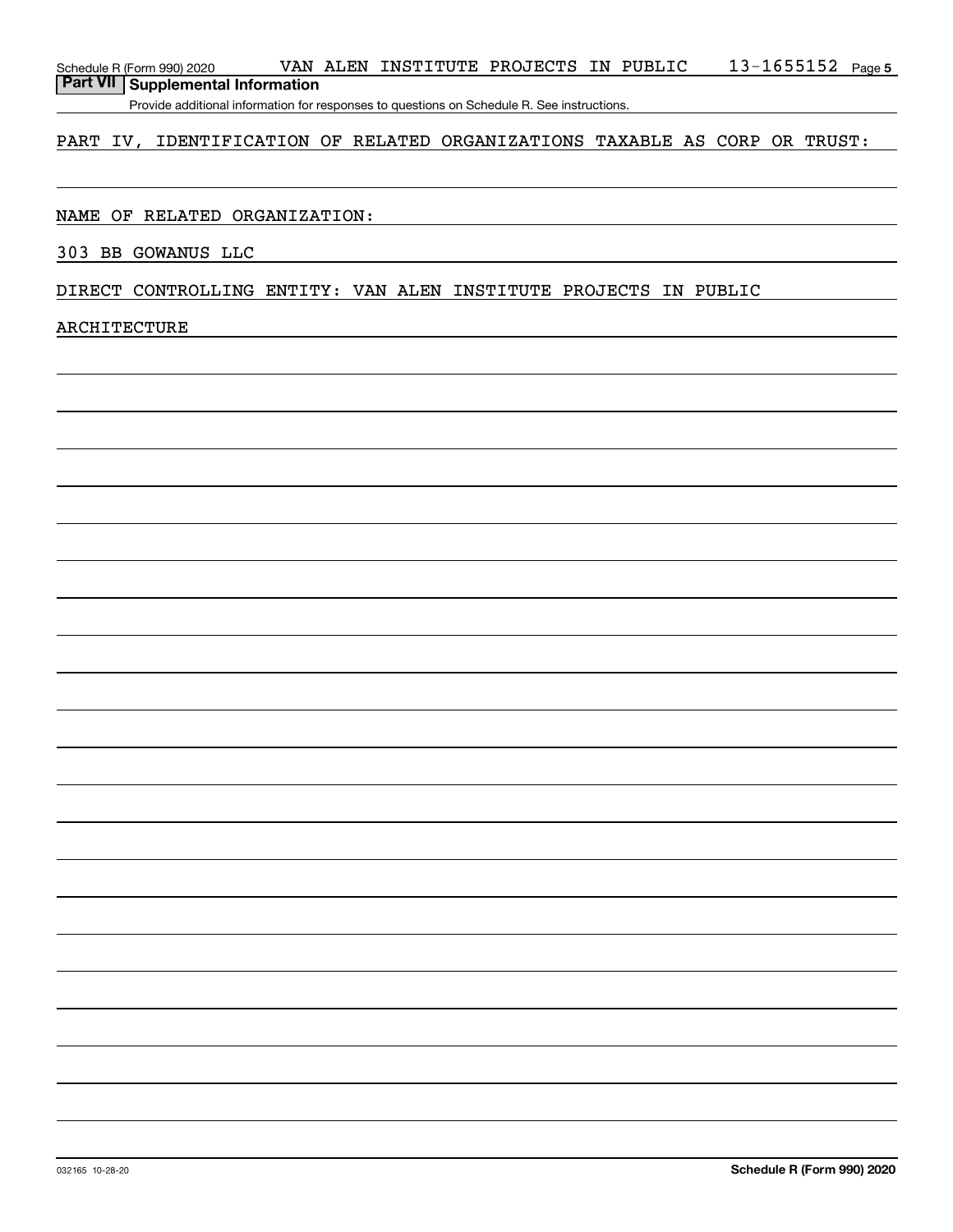## Part VII Supplemental Information

Provide additional information for responses to questions on Schedule R. See instructions.

PART IV, IDENTIFICATION OF RELATED ORGANIZATIONS TAXABLE AS CORP OR TRUST:

NAME OF RELATED ORGANIZATION:

303 BB GOWANUS LLC

DIRECT CONTROLLING ENTITY: VAN ALEN INSTITUTE PROJECTS IN PUBLIC

ARCHITECTURE